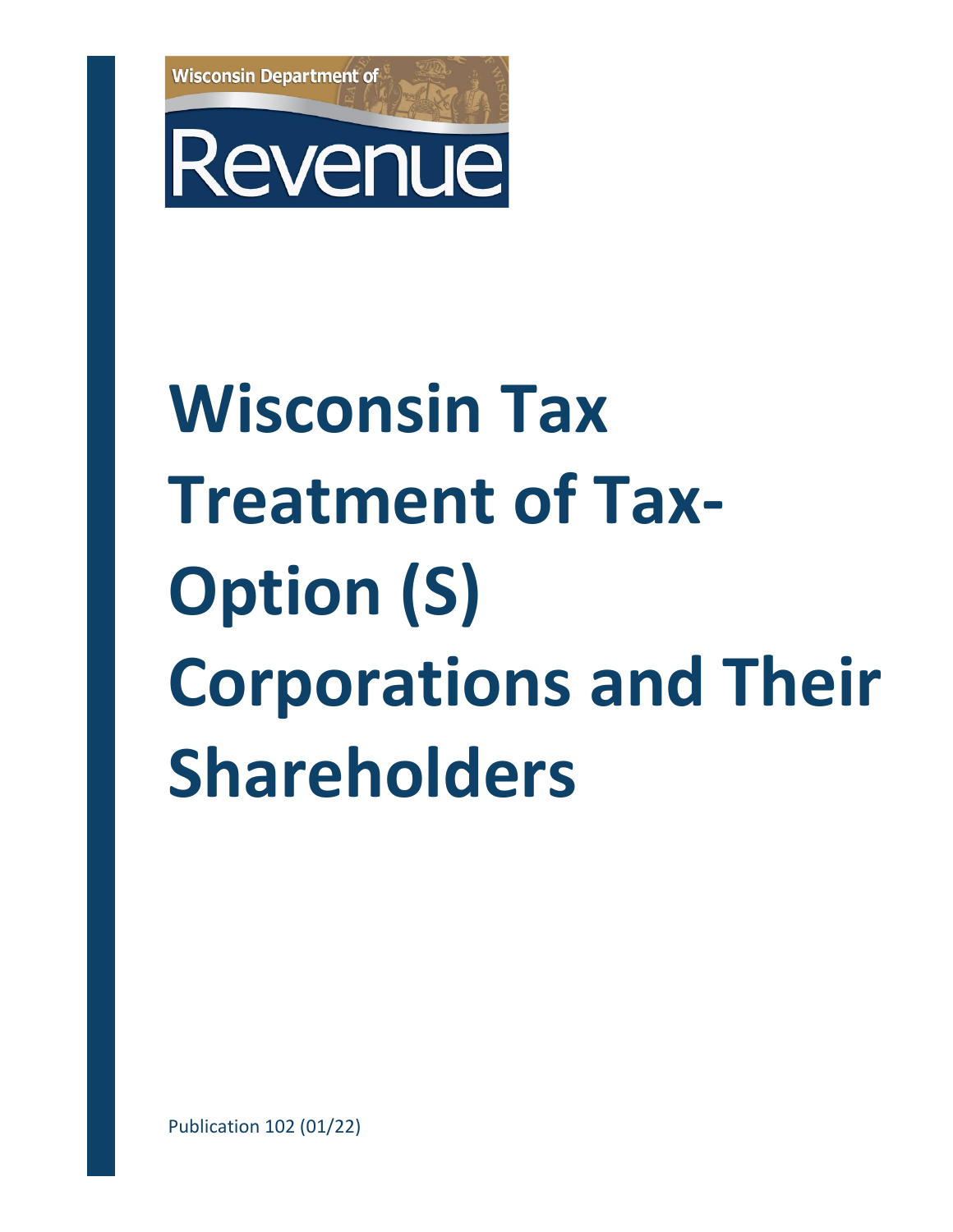Wisconsin Department of

Revenue

# Wisconsin Tax Treatment of Tax-Option (S) Corporations and Their Shareholders

Publication 102 (01/22)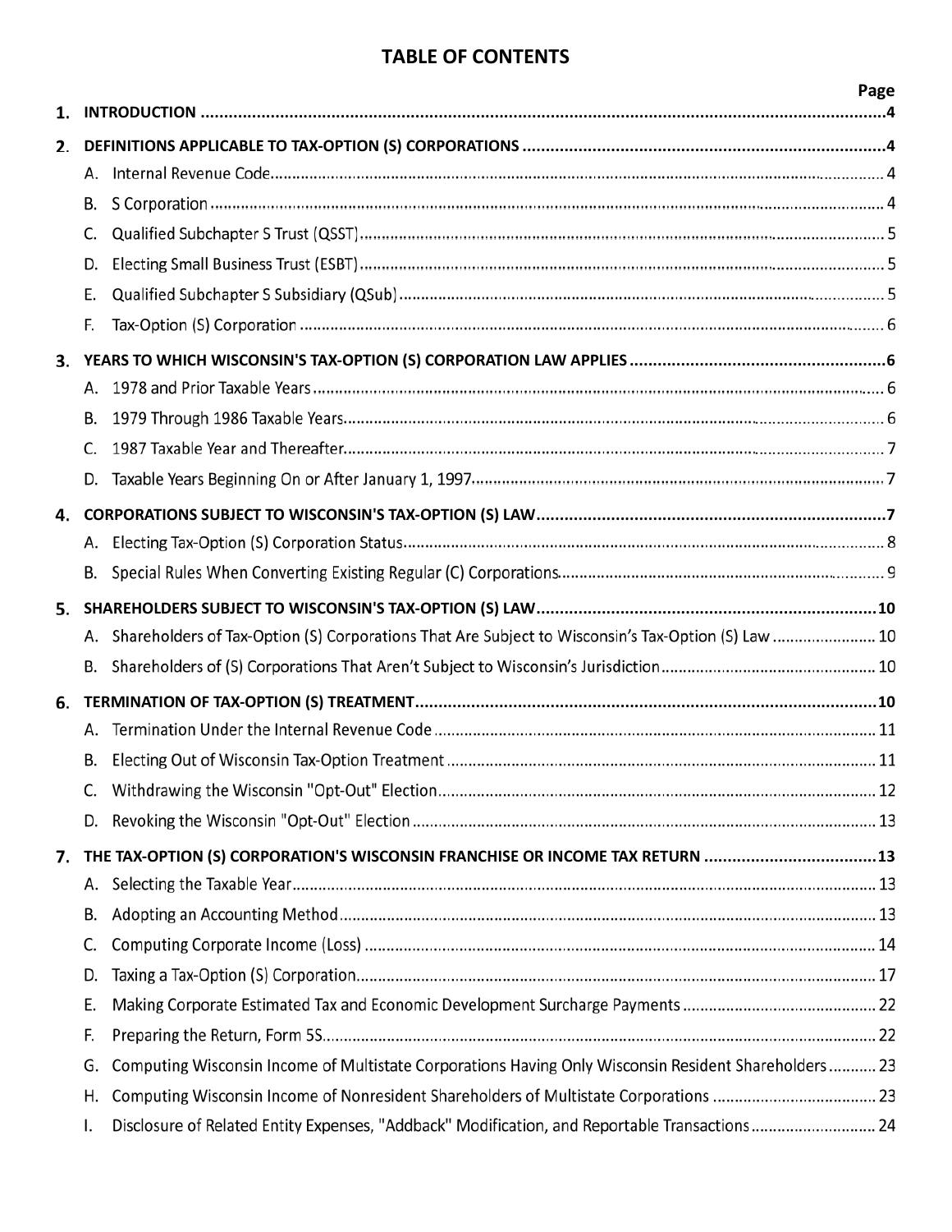# TABLE OF CONTENTS

| | | Page |
|---|---|---|
| **1.** | **INTRODUCTION** | **4** |
| **2.** | **DEFINITIONS APPLICABLE TO TAX-OPTION (S) CORPORATIONS** | **4** |
| | A. Internal Revenue Code | 4 |
| | B. S Corporation | 4 |
| | C. Qualified Subchapter S Trust (QSST) | 5 |
| | D. Electing Small Business Trust (ESBT) | 5 |
| | E. Qualified Subchapter S Subsidiary (QSub) | 5 |
| | F. Tax-Option (S) Corporation | 6 |
| **3.** | **YEARS TO WHICH WISCONSIN'S TAX-OPTION (S) CORPORATION LAW APPLIES** | **6** |
| | A. 1978 and Prior Taxable Years | 6 |
| | B. 1979 Through 1986 Taxable Years | 6 |
| | C. 1987 Taxable Year and Thereafter | 7 |
| | D. Taxable Years Beginning On or After January 1, 1997 | 7 |
| **4.** | **CORPORATIONS SUBJECT TO WISCONSIN'S TAX-OPTION (S) LAW** | **7** |
| | A. Electing Tax-Option (S) Corporation Status | 8 |
| | B. Special Rules When Converting Existing Regular (C) Corporations | 9 |
| **5.** | **SHAREHOLDERS SUBJECT TO WISCONSIN'S TAX-OPTION (S) LAW** | **10** |
| | A. Shareholders of Tax-Option (S) Corporations That Are Subject to Wisconsin's Tax-Option (S) Law | 10 |
| | B. Shareholders of (S) Corporations That Aren't Subject to Wisconsin's Jurisdiction | 10 |
| **6.** | **TERMINATION OF TAX-OPTION (S) TREATMENT** | **10** |
| | A. Termination Under the Internal Revenue Code | 11 |
| | B. Electing Out of Wisconsin Tax-Option Treatment | 11 |
| | C. Withdrawing the Wisconsin "Opt-Out" Election | 12 |
| | D. Revoking the Wisconsin "Opt-Out" Election | 13 |
| **7.** | **THE TAX-OPTION (S) CORPORATION'S WISCONSIN FRANCHISE OR INCOME TAX RETURN** | **13** |
| | A. Selecting the Taxable Year | 13 |
| | B. Adopting an Accounting Method | 13 |
| | C. Computing Corporate Income (Loss) | 14 |
| | D. Taxing a Tax-Option (S) Corporation | 17 |
| | E. Making Corporate Estimated Tax and Economic Development Surcharge Payments | 22 |
| | F. Preparing the Return, Form 5S | 22 |
| | G. Computing Wisconsin Income of Multistate Corporations Having Only Wisconsin Resident Shareholders | 23 |
| | H. Computing Wisconsin Income of Nonresident Shareholders of Multistate Corporations | 23 |
| | I. Disclosure of Related Entity Expenses, "Addback" Modification, and Reportable Transactions | 24 |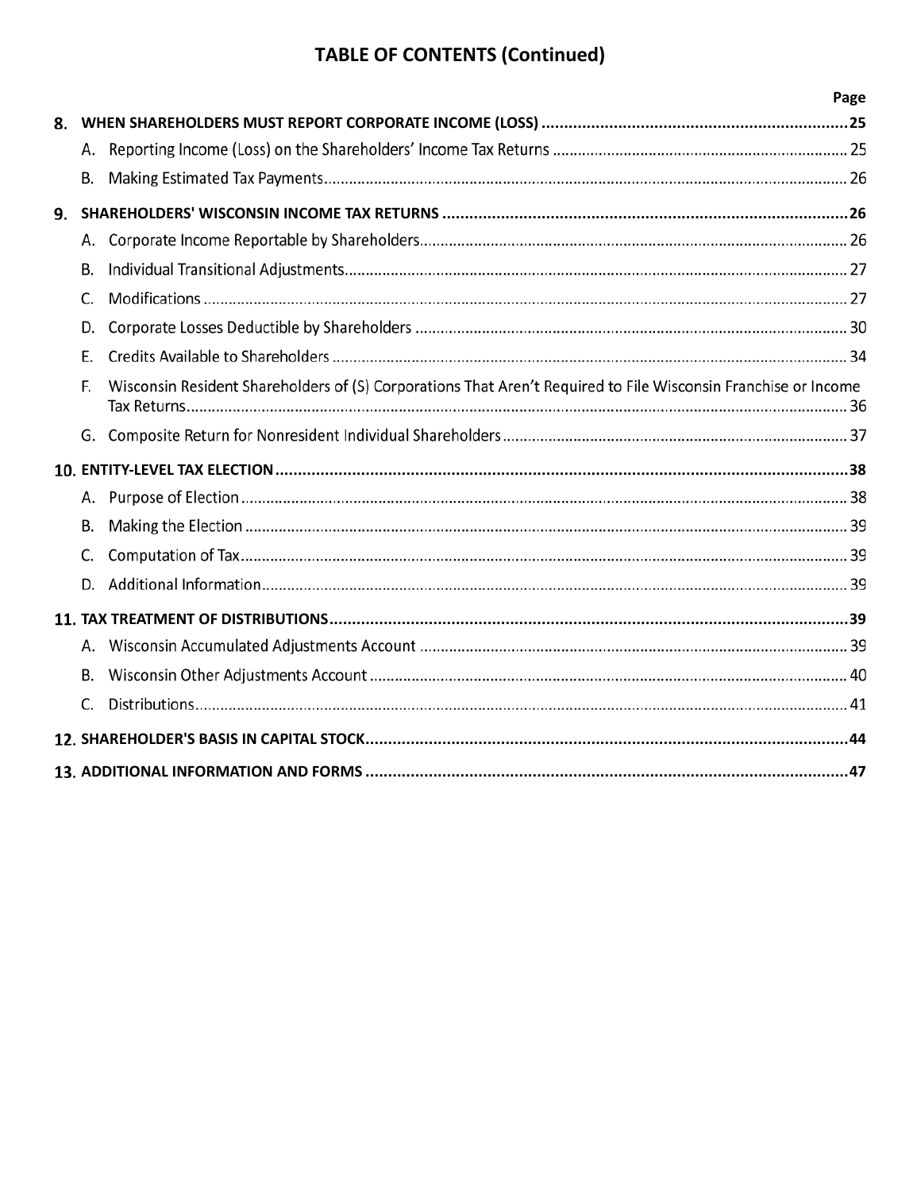# TABLE OF CONTENTS (Continued)

| | | Page |
|---|---|---|
| **8.** | **WHEN SHAREHOLDERS MUST REPORT CORPORATE INCOME (LOSS)** | **25** |
| | A. Reporting Income (Loss) on the Shareholders' Income Tax Returns | 25 |
| | B. Making Estimated Tax Payments | 26 |
| **9.** | **SHAREHOLDERS' WISCONSIN INCOME TAX RETURNS** | **26** |
| | A. Corporate Income Reportable by Shareholders | 26 |
| | B. Individual Transitional Adjustments | 27 |
| | C. Modifications | 27 |
| | D. Corporate Losses Deductible by Shareholders | 30 |
| | E. Credits Available to Shareholders | 34 |
| | F. Wisconsin Resident Shareholders of (S) Corporations That Aren't Required to File Wisconsin Franchise or Income Tax Returns | 36 |
| | G. Composite Return for Nonresident Individual Shareholders | 37 |
| **10.** | **ENTITY-LEVEL TAX ELECTION** | **38** |
| | A. Purpose of Election | 38 |
| | B. Making the Election | 39 |
| | C. Computation of Tax | 39 |
| | D. Additional Information | 39 |
| **11.** | **TAX TREATMENT OF DISTRIBUTIONS** | **39** |
| | A. Wisconsin Accumulated Adjustments Account | 39 |
| | B. Wisconsin Other Adjustments Account | 40 |
| | C. Distributions | 41 |
| **12.** | **SHAREHOLDER'S BASIS IN CAPITAL STOCK** | **44** |
| **13.** | **ADDITIONAL INFORMATION AND FORMS** | **47** |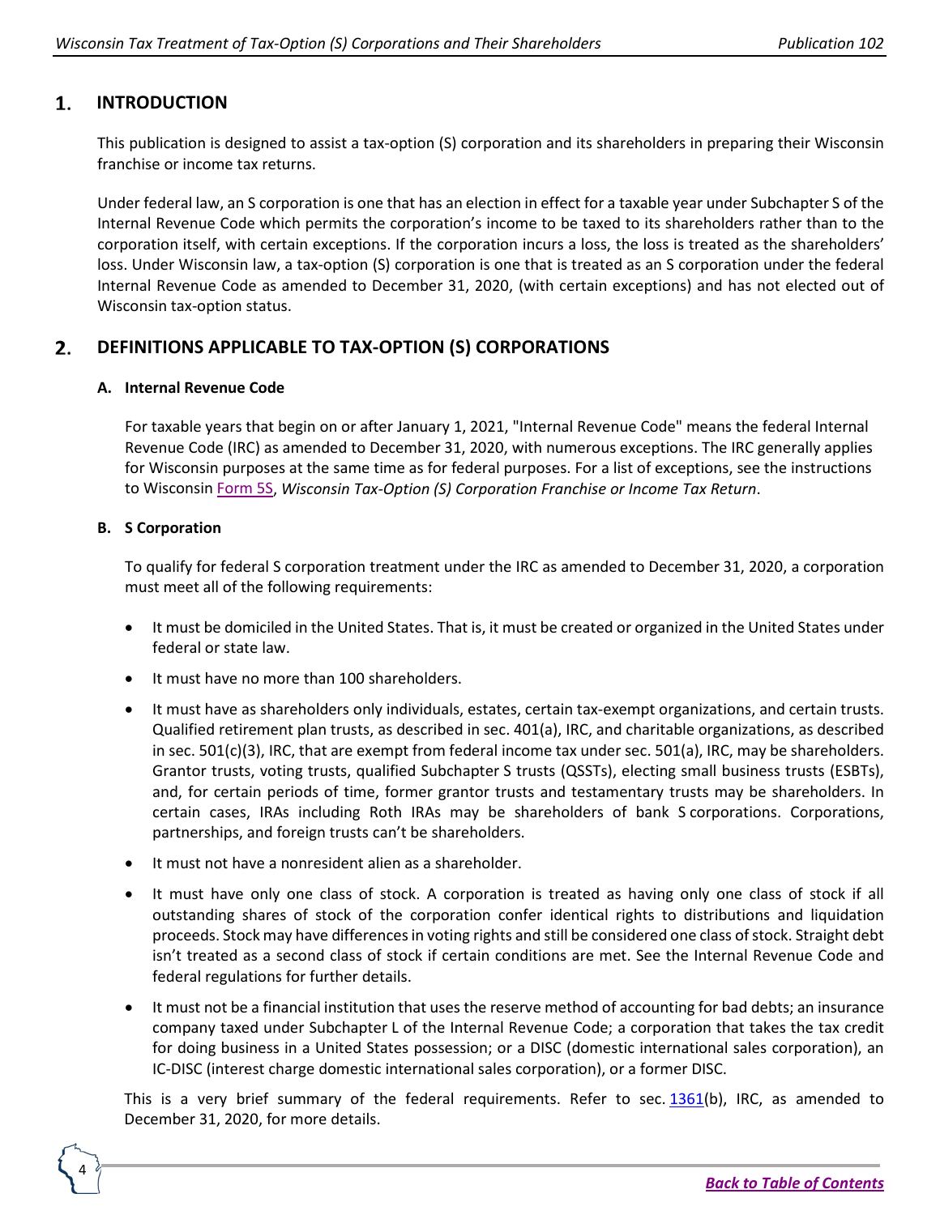## 1. INTRODUCTION

This publication is designed to assist a tax-option (S) corporation and its shareholders in preparing their Wisconsin franchise or income tax returns.

Under federal law, an S corporation is one that has an election in effect for a taxable year under Subchapter S of the Internal Revenue Code which permits the corporation's income to be taxed to its shareholders rather than to the corporation itself, with certain exceptions. If the corporation incurs a loss, the loss is treated as the shareholders' loss. Under Wisconsin law, a tax-option (S) corporation is one that is treated as an S corporation under the federal Internal Revenue Code as amended to December 31, 2020, (with certain exceptions) and has not elected out of Wisconsin tax-option status.

## 2. DEFINITIONS APPLICABLE TO TAX-OPTION (S) CORPORATIONS

### A. Internal Revenue Code

For taxable years that begin on or after January 1, 2021, "Internal Revenue Code" means the federal Internal Revenue Code (IRC) as amended to December 31, 2020, with numerous exceptions. The IRC generally applies for Wisconsin purposes at the same time as for federal purposes. For a list of exceptions, see the instructions to Wisconsin Form 5S, *Wisconsin Tax-Option (S) Corporation Franchise or Income Tax Return*.

### B. S Corporation

To qualify for federal S corporation treatment under the IRC as amended to December 31, 2020, a corporation must meet all of the following requirements:

- It must be domiciled in the United States. That is, it must be created or organized in the United States under federal or state law.
- It must have no more than 100 shareholders.
- It must have as shareholders only individuals, estates, certain tax-exempt organizations, and certain trusts. Qualified retirement plan trusts, as described in sec. 401(a), IRC, and charitable organizations, as described in sec. 501(c)(3), IRC, that are exempt from federal income tax under sec. 501(a), IRC, may be shareholders. Grantor trusts, voting trusts, qualified Subchapter S trusts (QSSTs), electing small business trusts (ESBTs), and, for certain periods of time, former grantor trusts and testamentary trusts may be shareholders. In certain cases, IRAs including Roth IRAs may be shareholders of bank S corporations. Corporations, partnerships, and foreign trusts can't be shareholders.
- It must not have a nonresident alien as a shareholder.
- It must have only one class of stock. A corporation is treated as having only one class of stock if all outstanding shares of stock of the corporation confer identical rights to distributions and liquidation proceeds. Stock may have differences in voting rights and still be considered one class of stock. Straight debt isn't treated as a second class of stock if certain conditions are met. See the Internal Revenue Code and federal regulations for further details.
- It must not be a financial institution that uses the reserve method of accounting for bad debts; an insurance company taxed under Subchapter L of the Internal Revenue Code; a corporation that takes the tax credit for doing business in a United States possession; or a DISC (domestic international sales corporation), an IC-DISC (interest charge domestic international sales corporation), or a former DISC.

This is a very brief summary of the federal requirements. Refer to sec. 1361(b), IRC, as amended to December 31, 2020, for more details.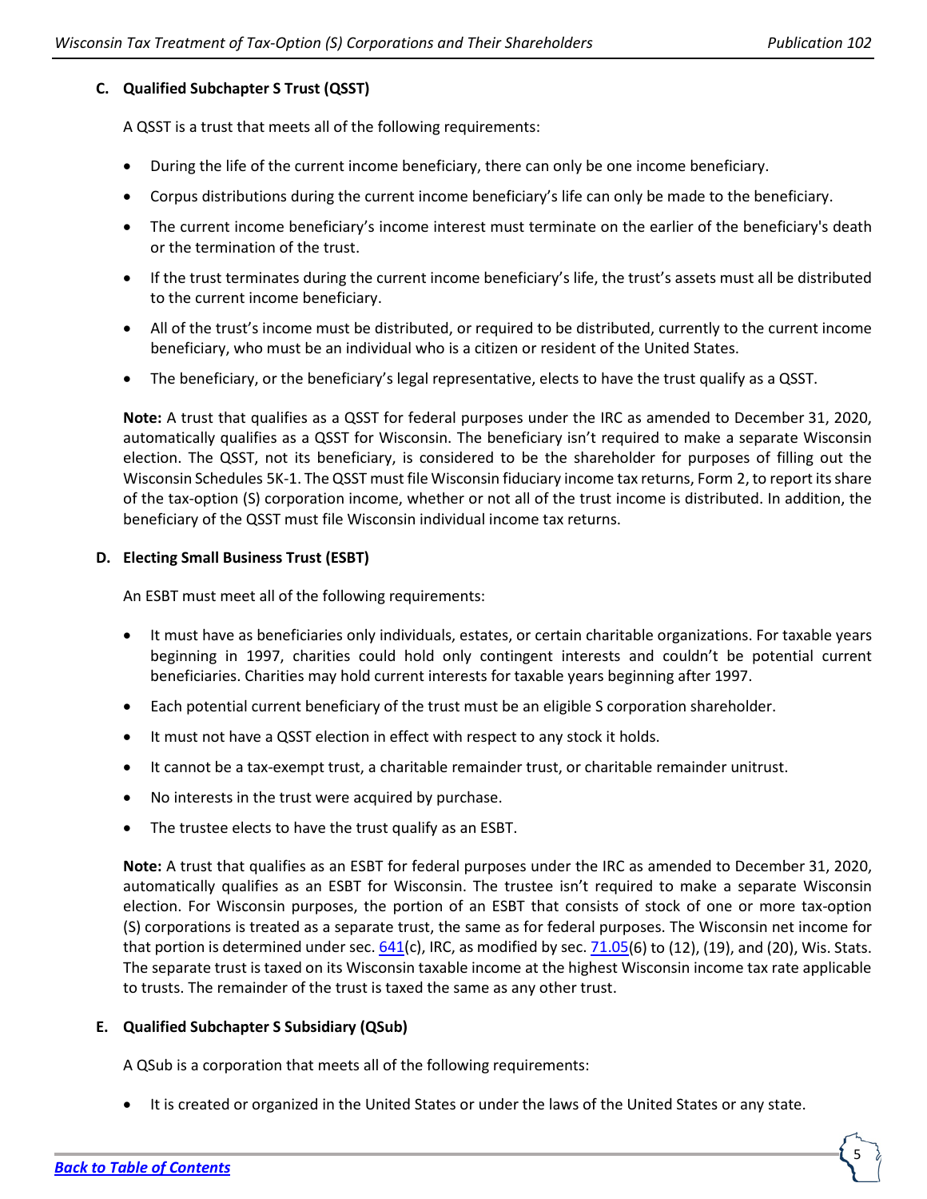### C. Qualified Subchapter S Trust (QSST)

A QSST is a trust that meets all of the following requirements:

- During the life of the current income beneficiary, there can only be one income beneficiary.
- Corpus distributions during the current income beneficiary's life can only be made to the beneficiary.
- The current income beneficiary's income interest must terminate on the earlier of the beneficiary's death or the termination of the trust.
- If the trust terminates during the current income beneficiary's life, the trust's assets must all be distributed to the current income beneficiary.
- All of the trust's income must be distributed, or required to be distributed, currently to the current income beneficiary, who must be an individual who is a citizen or resident of the United States.
- The beneficiary, or the beneficiary's legal representative, elects to have the trust qualify as a QSST.

**Note:** A trust that qualifies as a QSST for federal purposes under the IRC as amended to December 31, 2020, automatically qualifies as a QSST for Wisconsin. The beneficiary isn't required to make a separate Wisconsin election. The QSST, not its beneficiary, is considered to be the shareholder for purposes of filling out the Wisconsin Schedules 5K-1. The QSST must file Wisconsin fiduciary income tax returns, Form 2, to report its share of the tax-option (S) corporation income, whether or not all of the trust income is distributed. In addition, the beneficiary of the QSST must file Wisconsin individual income tax returns.

### D. Electing Small Business Trust (ESBT)

An ESBT must meet all of the following requirements:

- It must have as beneficiaries only individuals, estates, or certain charitable organizations. For taxable years beginning in 1997, charities could hold only contingent interests and couldn't be potential current beneficiaries. Charities may hold current interests for taxable years beginning after 1997.
- Each potential current beneficiary of the trust must be an eligible S corporation shareholder.
- It must not have a QSST election in effect with respect to any stock it holds.
- It cannot be a tax-exempt trust, a charitable remainder trust, or charitable remainder unitrust.
- No interests in the trust were acquired by purchase.
- The trustee elects to have the trust qualify as an ESBT.

**Note:** A trust that qualifies as an ESBT for federal purposes under the IRC as amended to December 31, 2020, automatically qualifies as an ESBT for Wisconsin. The trustee isn't required to make a separate Wisconsin election. For Wisconsin purposes, the portion of an ESBT that consists of stock of one or more tax-option (S) corporations is treated as a separate trust, the same as for federal purposes. The Wisconsin net income for that portion is determined under sec. 641(c), IRC, as modified by sec. 71.05(6) to (12), (19), and (20), Wis. Stats. The separate trust is taxed on its Wisconsin taxable income at the highest Wisconsin income tax rate applicable to trusts. The remainder of the trust is taxed the same as any other trust.

### E. Qualified Subchapter S Subsidiary (QSub)

A QSub is a corporation that meets all of the following requirements:

- It is created or organized in the United States or under the laws of the United States or any state.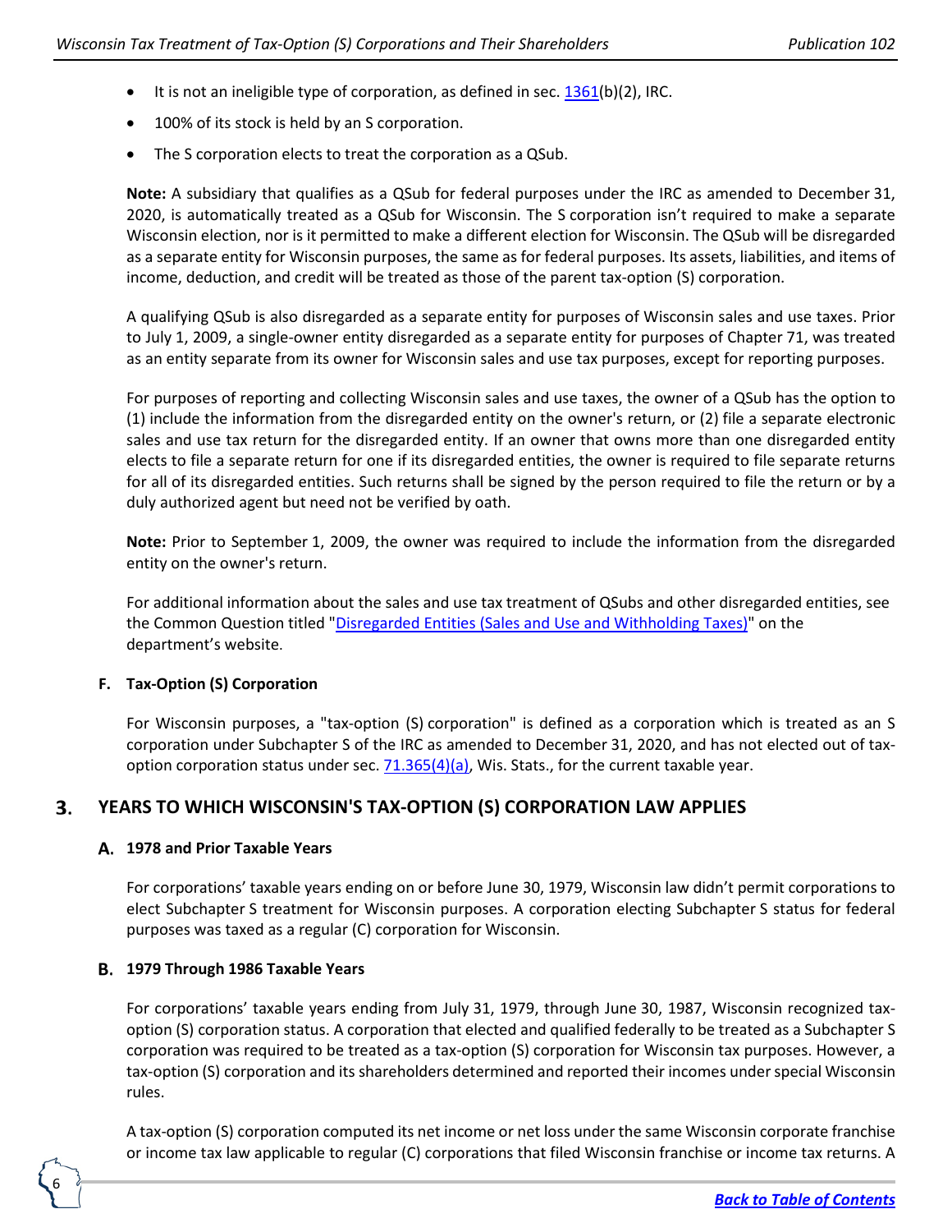- It is not an ineligible type of corporation, as defined in sec. 1361(b)(2), IRC.
- 100% of its stock is held by an S corporation.
- The S corporation elects to treat the corporation as a QSub.

**Note:** A subsidiary that qualifies as a QSub for federal purposes under the IRC as amended to December 31, 2020, is automatically treated as a QSub for Wisconsin. The S corporation isn't required to make a separate Wisconsin election, nor is it permitted to make a different election for Wisconsin. The QSub will be disregarded as a separate entity for Wisconsin purposes, the same as for federal purposes. Its assets, liabilities, and items of income, deduction, and credit will be treated as those of the parent tax-option (S) corporation.

A qualifying QSub is also disregarded as a separate entity for purposes of Wisconsin sales and use taxes. Prior to July 1, 2009, a single-owner entity disregarded as a separate entity for purposes of Chapter 71, was treated as an entity separate from its owner for Wisconsin sales and use tax purposes, except for reporting purposes.

For purposes of reporting and collecting Wisconsin sales and use taxes, the owner of a QSub has the option to (1) include the information from the disregarded entity on the owner's return, or (2) file a separate electronic sales and use tax return for the disregarded entity. If an owner that owns more than one disregarded entity elects to file a separate return for one if its disregarded entities, the owner is required to file separate returns for all of its disregarded entities. Such returns shall be signed by the person required to file the return or by a duly authorized agent but need not be verified by oath.

**Note:** Prior to September 1, 2009, the owner was required to include the information from the disregarded entity on the owner's return.

For additional information about the sales and use tax treatment of QSubs and other disregarded entities, see the Common Question titled "Disregarded Entities (Sales and Use and Withholding Taxes)" on the department's website.

### F. Tax-Option (S) Corporation

For Wisconsin purposes, a "tax-option (S) corporation" is defined as a corporation which is treated as an S corporation under Subchapter S of the IRC as amended to December 31, 2020, and has not elected out of tax-option corporation status under sec. 71.365(4)(a), Wis. Stats., for the current taxable year.

## 3. YEARS TO WHICH WISCONSIN'S TAX-OPTION (S) CORPORATION LAW APPLIES

### A. 1978 and Prior Taxable Years

For corporations' taxable years ending on or before June 30, 1979, Wisconsin law didn't permit corporations to elect Subchapter S treatment for Wisconsin purposes. A corporation electing Subchapter S status for federal purposes was taxed as a regular (C) corporation for Wisconsin.

### B. 1979 Through 1986 Taxable Years

For corporations' taxable years ending from July 31, 1979, through June 30, 1987, Wisconsin recognized tax-option (S) corporation status. A corporation that elected and qualified federally to be treated as a Subchapter S corporation was required to be treated as a tax-option (S) corporation for Wisconsin tax purposes. However, a tax-option (S) corporation and its shareholders determined and reported their incomes under special Wisconsin rules.

A tax-option (S) corporation computed its net income or net loss under the same Wisconsin corporate franchise or income tax law applicable to regular (C) corporations that filed Wisconsin franchise or income tax returns. A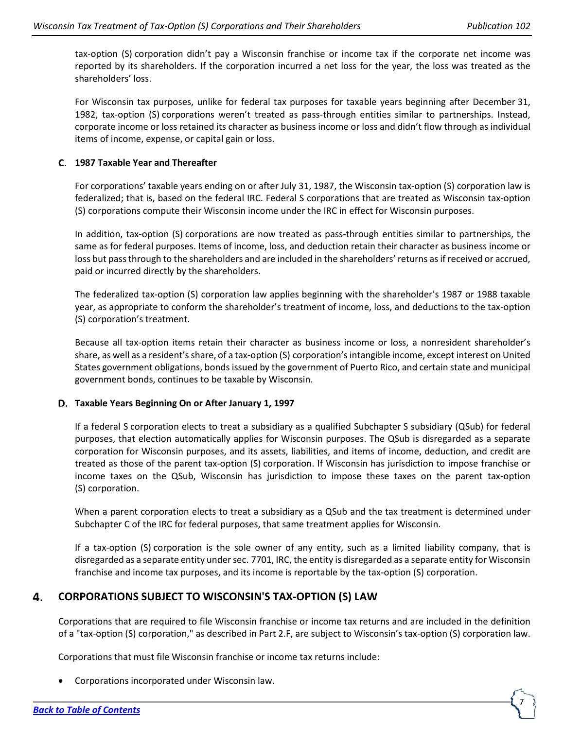tax-option (S) corporation didn't pay a Wisconsin franchise or income tax if the corporate net income was reported by its shareholders. If the corporation incurred a net loss for the year, the loss was treated as the shareholders' loss.

For Wisconsin tax purposes, unlike for federal tax purposes for taxable years beginning after December 31, 1982, tax-option (S) corporations weren't treated as pass-through entities similar to partnerships. Instead, corporate income or loss retained its character as business income or loss and didn't flow through as individual items of income, expense, or capital gain or loss.

### C. 1987 Taxable Year and Thereafter

For corporations' taxable years ending on or after July 31, 1987, the Wisconsin tax-option (S) corporation law is federalized; that is, based on the federal IRC. Federal S corporations that are treated as Wisconsin tax-option (S) corporations compute their Wisconsin income under the IRC in effect for Wisconsin purposes.

In addition, tax-option (S) corporations are now treated as pass-through entities similar to partnerships, the same as for federal purposes. Items of income, loss, and deduction retain their character as business income or loss but pass through to the shareholders and are included in the shareholders' returns as if received or accrued, paid or incurred directly by the shareholders.

The federalized tax-option (S) corporation law applies beginning with the shareholder's 1987 or 1988 taxable year, as appropriate to conform the shareholder's treatment of income, loss, and deductions to the tax-option (S) corporation's treatment.

Because all tax-option items retain their character as business income or loss, a nonresident shareholder's share, as well as a resident's share, of a tax-option (S) corporation's intangible income, except interest on United States government obligations, bonds issued by the government of Puerto Rico, and certain state and municipal government bonds, continues to be taxable by Wisconsin.

### D. Taxable Years Beginning On or After January 1, 1997

If a federal S corporation elects to treat a subsidiary as a qualified Subchapter S subsidiary (QSub) for federal purposes, that election automatically applies for Wisconsin purposes. The QSub is disregarded as a separate corporation for Wisconsin purposes, and its assets, liabilities, and items of income, deduction, and credit are treated as those of the parent tax-option (S) corporation. If Wisconsin has jurisdiction to impose franchise or income taxes on the QSub, Wisconsin has jurisdiction to impose these taxes on the parent tax-option (S) corporation.

When a parent corporation elects to treat a subsidiary as a QSub and the tax treatment is determined under Subchapter C of the IRC for federal purposes, that same treatment applies for Wisconsin.

If a tax-option (S) corporation is the sole owner of any entity, such as a limited liability company, that is disregarded as a separate entity under sec. 7701, IRC, the entity is disregarded as a separate entity for Wisconsin franchise and income tax purposes, and its income is reportable by the tax-option (S) corporation.

## 4. CORPORATIONS SUBJECT TO WISCONSIN'S TAX-OPTION (S) LAW

Corporations that are required to file Wisconsin franchise or income tax returns and are included in the definition of a "tax-option (S) corporation," as described in Part 2.F, are subject to Wisconsin's tax-option (S) corporation law.

Corporations that must file Wisconsin franchise or income tax returns include:

- Corporations incorporated under Wisconsin law.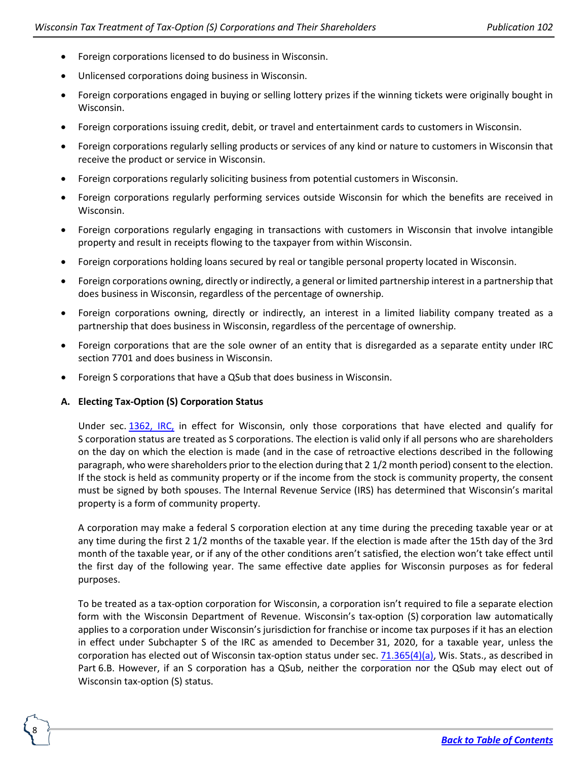- Foreign corporations licensed to do business in Wisconsin.
- Unlicensed corporations doing business in Wisconsin.
- Foreign corporations engaged in buying or selling lottery prizes if the winning tickets were originally bought in Wisconsin.
- Foreign corporations issuing credit, debit, or travel and entertainment cards to customers in Wisconsin.
- Foreign corporations regularly selling products or services of any kind or nature to customers in Wisconsin that receive the product or service in Wisconsin.
- Foreign corporations regularly soliciting business from potential customers in Wisconsin.
- Foreign corporations regularly performing services outside Wisconsin for which the benefits are received in Wisconsin.
- Foreign corporations regularly engaging in transactions with customers in Wisconsin that involve intangible property and result in receipts flowing to the taxpayer from within Wisconsin.
- Foreign corporations holding loans secured by real or tangible personal property located in Wisconsin.
- Foreign corporations owning, directly or indirectly, a general or limited partnership interest in a partnership that does business in Wisconsin, regardless of the percentage of ownership.
- Foreign corporations owning, directly or indirectly, an interest in a limited liability company treated as a partnership that does business in Wisconsin, regardless of the percentage of ownership.
- Foreign corporations that are the sole owner of an entity that is disregarded as a separate entity under IRC section 7701 and does business in Wisconsin.
- Foreign S corporations that have a QSub that does business in Wisconsin.

### A. Electing Tax-Option (S) Corporation Status

Under sec. 1362, IRC, in effect for Wisconsin, only those corporations that have elected and qualify for S corporation status are treated as S corporations. The election is valid only if all persons who are shareholders on the day on which the election is made (and in the case of retroactive elections described in the following paragraph, who were shareholders prior to the election during that 2 1/2 month period) consent to the election. If the stock is held as community property or if the income from the stock is community property, the consent must be signed by both spouses. The Internal Revenue Service (IRS) has determined that Wisconsin's marital property is a form of community property.

A corporation may make a federal S corporation election at any time during the preceding taxable year or at any time during the first 2 1/2 months of the taxable year. If the election is made after the 15th day of the 3rd month of the taxable year, or if any of the other conditions aren't satisfied, the election won't take effect until the first day of the following year. The same effective date applies for Wisconsin purposes as for federal purposes.

To be treated as a tax-option corporation for Wisconsin, a corporation isn't required to file a separate election form with the Wisconsin Department of Revenue. Wisconsin's tax-option (S) corporation law automatically applies to a corporation under Wisconsin's jurisdiction for franchise or income tax purposes if it has an election in effect under Subchapter S of the IRC as amended to December 31, 2020, for a taxable year, unless the corporation has elected out of Wisconsin tax-option status under sec. 71.365(4)(a), Wis. Stats., as described in Part 6.B. However, if an S corporation has a QSub, neither the corporation nor the QSub may elect out of Wisconsin tax-option (S) status.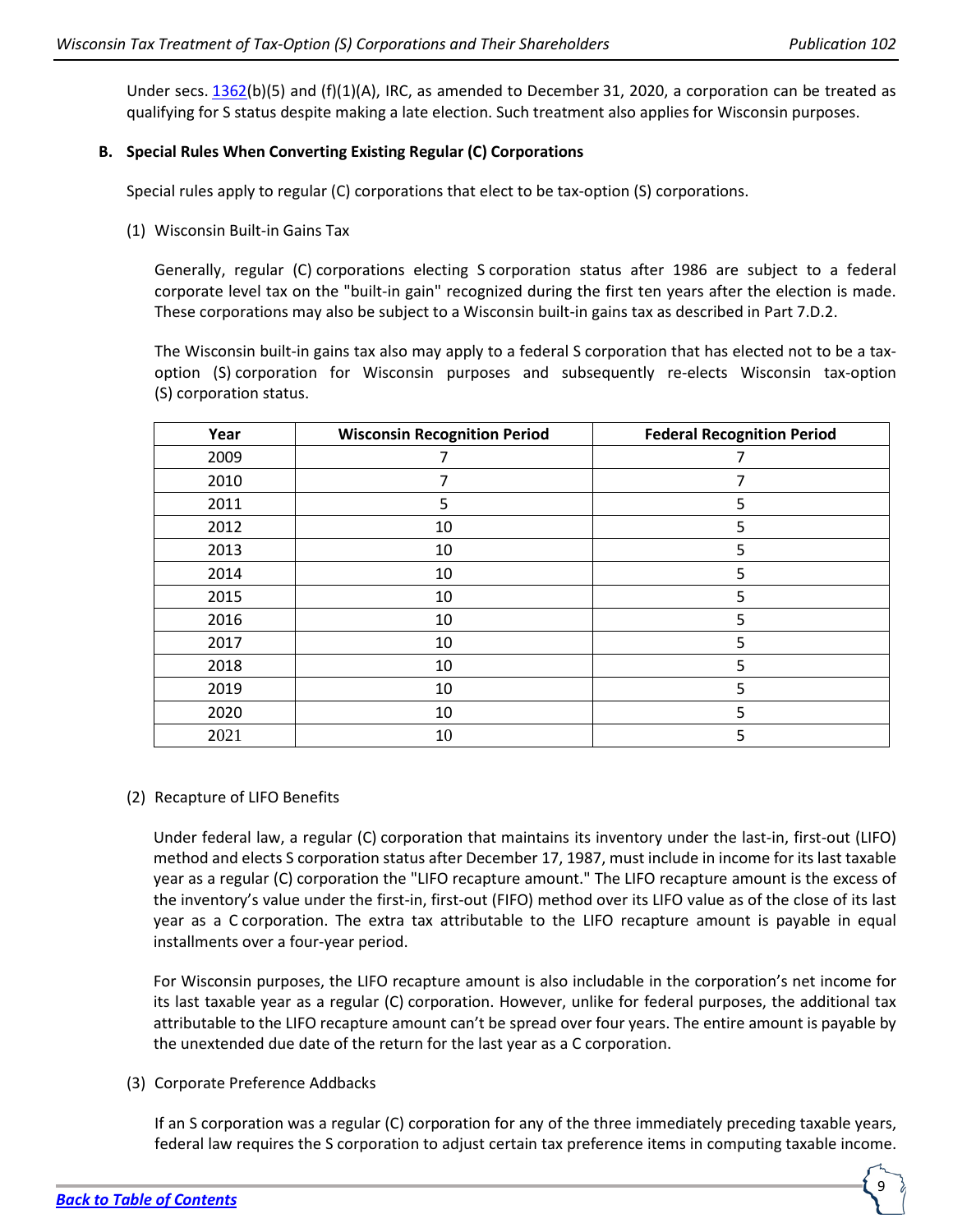Under secs. [1362](b)(5) and (f)(1)(A), IRC, as amended to December 31, 2020, a corporation can be treated as qualifying for S status despite making a late election. Such treatment also applies for Wisconsin purposes.

### B. Special Rules When Converting Existing Regular (C) Corporations

Special rules apply to regular (C) corporations that elect to be tax-option (S) corporations.

(1) Wisconsin Built-in Gains Tax

Generally, regular (C) corporations electing S corporation status after 1986 are subject to a federal corporate level tax on the "built-in gain" recognized during the first ten years after the election is made. These corporations may also be subject to a Wisconsin built-in gains tax as described in Part 7.D.2.

The Wisconsin built-in gains tax also may apply to a federal S corporation that has elected not to be a tax-option (S) corporation for Wisconsin purposes and subsequently re-elects Wisconsin tax-option (S) corporation status.

| Year | Wisconsin Recognition Period | Federal Recognition Period |
|---|---|---|
| 2009 | 7 | 7 |
| 2010 | 7 | 7 |
| 2011 | 5 | 5 |
| 2012 | 10 | 5 |
| 2013 | 10 | 5 |
| 2014 | 10 | 5 |
| 2015 | 10 | 5 |
| 2016 | 10 | 5 |
| 2017 | 10 | 5 |
| 2018 | 10 | 5 |
| 2019 | 10 | 5 |
| 2020 | 10 | 5 |
| 2021 | 10 | 5 |

(2) Recapture of LIFO Benefits

Under federal law, a regular (C) corporation that maintains its inventory under the last-in, first-out (LIFO) method and elects S corporation status after December 17, 1987, must include in income for its last taxable year as a regular (C) corporation the "LIFO recapture amount." The LIFO recapture amount is the excess of the inventory's value under the first-in, first-out (FIFO) method over its LIFO value as of the close of its last year as a C corporation. The extra tax attributable to the LIFO recapture amount is payable in equal installments over a four-year period.

For Wisconsin purposes, the LIFO recapture amount is also includable in the corporation's net income for its last taxable year as a regular (C) corporation. However, unlike for federal purposes, the additional tax attributable to the LIFO recapture amount can't be spread over four years. The entire amount is payable by the unextended due date of the return for the last year as a C corporation.

(3) Corporate Preference Addbacks

If an S corporation was a regular (C) corporation for any of the three immediately preceding taxable years, federal law requires the S corporation to adjust certain tax preference items in computing taxable income.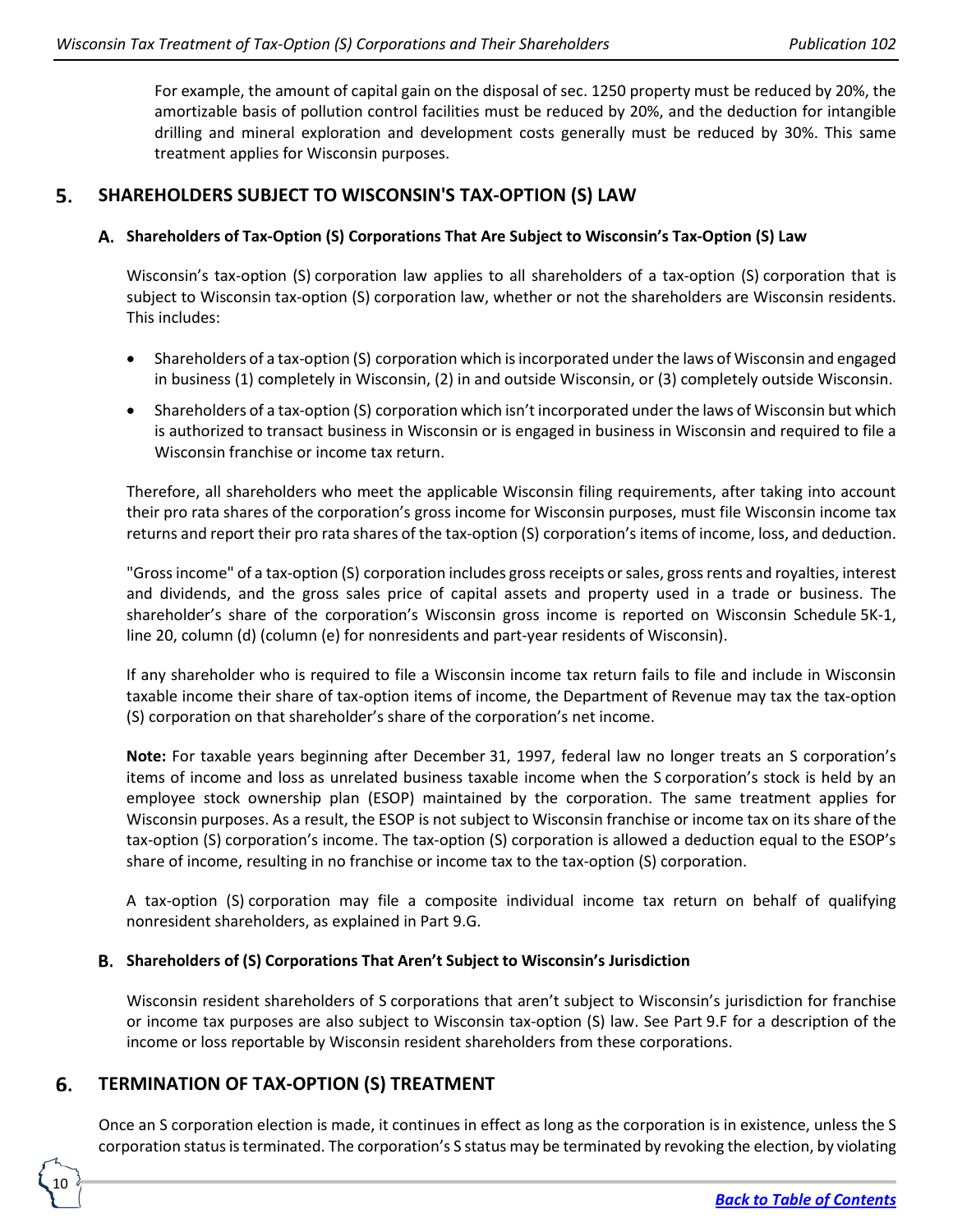For example, the amount of capital gain on the disposal of sec. 1250 property must be reduced by 20%, the amortizable basis of pollution control facilities must be reduced by 20%, and the deduction for intangible drilling and mineral exploration and development costs generally must be reduced by 30%. This same treatment applies for Wisconsin purposes.

## 5. SHAREHOLDERS SUBJECT TO WISCONSIN'S TAX-OPTION (S) LAW

### A. Shareholders of Tax-Option (S) Corporations That Are Subject to Wisconsin's Tax-Option (S) Law

Wisconsin's tax-option (S) corporation law applies to all shareholders of a tax-option (S) corporation that is subject to Wisconsin tax-option (S) corporation law, whether or not the shareholders are Wisconsin residents. This includes:

- Shareholders of a tax-option (S) corporation which is incorporated under the laws of Wisconsin and engaged in business (1) completely in Wisconsin, (2) in and outside Wisconsin, or (3) completely outside Wisconsin.
- Shareholders of a tax-option (S) corporation which isn't incorporated under the laws of Wisconsin but which is authorized to transact business in Wisconsin or is engaged in business in Wisconsin and required to file a Wisconsin franchise or income tax return.

Therefore, all shareholders who meet the applicable Wisconsin filing requirements, after taking into account their pro rata shares of the corporation's gross income for Wisconsin purposes, must file Wisconsin income tax returns and report their pro rata shares of the tax-option (S) corporation's items of income, loss, and deduction.

"Gross income" of a tax-option (S) corporation includes gross receipts or sales, gross rents and royalties, interest and dividends, and the gross sales price of capital assets and property used in a trade or business. The shareholder's share of the corporation's Wisconsin gross income is reported on Wisconsin Schedule 5K-1, line 20, column (d) (column (e) for nonresidents and part-year residents of Wisconsin).

If any shareholder who is required to file a Wisconsin income tax return fails to file and include in Wisconsin taxable income their share of tax-option items of income, the Department of Revenue may tax the tax-option (S) corporation on that shareholder's share of the corporation's net income.

**Note:** For taxable years beginning after December 31, 1997, federal law no longer treats an S corporation's items of income and loss as unrelated business taxable income when the S corporation's stock is held by an employee stock ownership plan (ESOP) maintained by the corporation. The same treatment applies for Wisconsin purposes. As a result, the ESOP is not subject to Wisconsin franchise or income tax on its share of the tax-option (S) corporation's income. The tax-option (S) corporation is allowed a deduction equal to the ESOP's share of income, resulting in no franchise or income tax to the tax-option (S) corporation.

A tax-option (S) corporation may file a composite individual income tax return on behalf of qualifying nonresident shareholders, as explained in Part 9.G.

### B. Shareholders of (S) Corporations That Aren't Subject to Wisconsin's Jurisdiction

Wisconsin resident shareholders of S corporations that aren't subject to Wisconsin's jurisdiction for franchise or income tax purposes are also subject to Wisconsin tax-option (S) law. See Part 9.F for a description of the income or loss reportable by Wisconsin resident shareholders from these corporations.

## 6. TERMINATION OF TAX-OPTION (S) TREATMENT

Once an S corporation election is made, it continues in effect as long as the corporation is in existence, unless the S corporation status is terminated. The corporation's S status may be terminated by revoking the election, by violating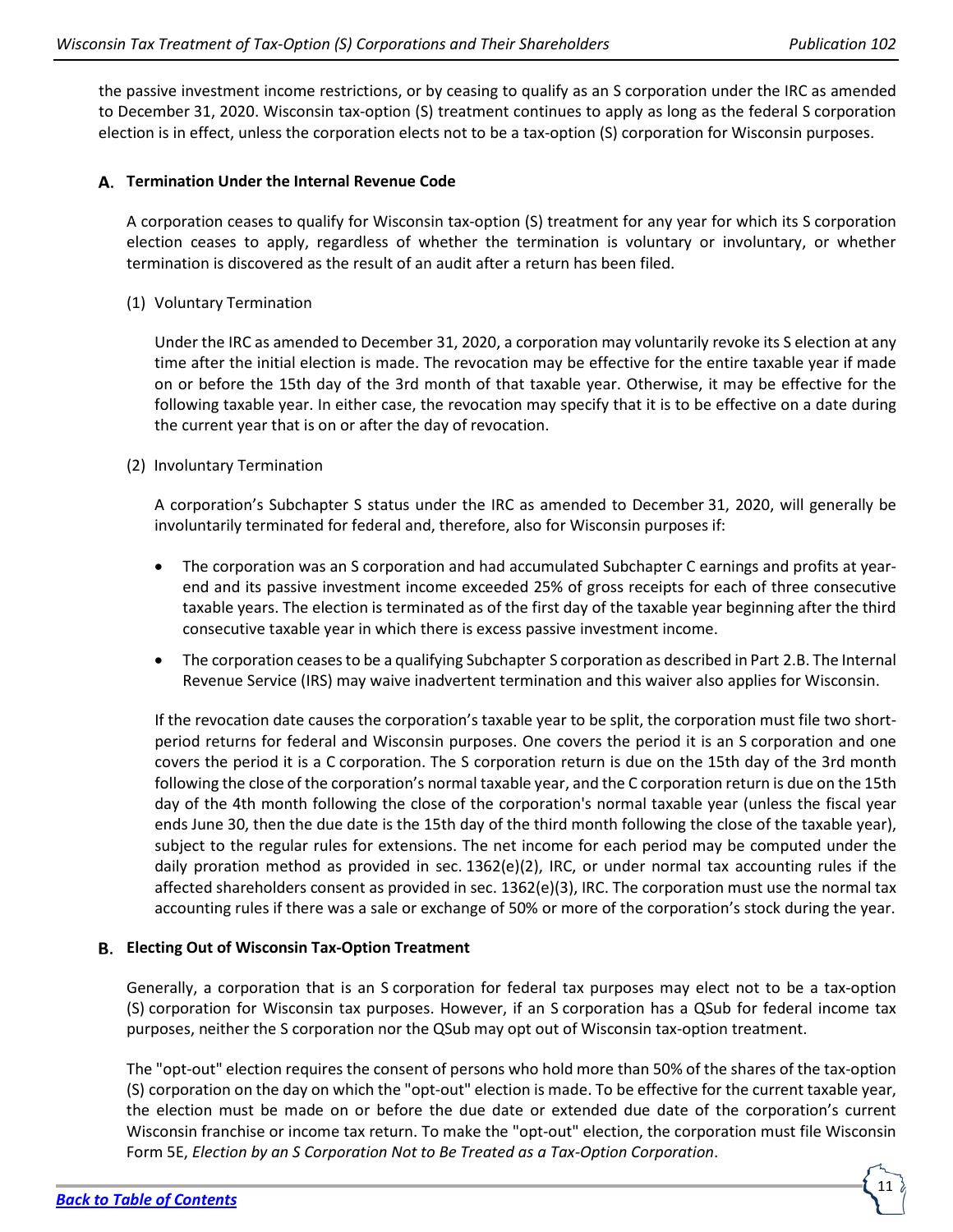the passive investment income restrictions, or by ceasing to qualify as an S corporation under the IRC as amended to December 31, 2020. Wisconsin tax-option (S) treatment continues to apply as long as the federal S corporation election is in effect, unless the corporation elects not to be a tax-option (S) corporation for Wisconsin purposes.

## A. Termination Under the Internal Revenue Code

A corporation ceases to qualify for Wisconsin tax-option (S) treatment for any year for which its S corporation election ceases to apply, regardless of whether the termination is voluntary or involuntary, or whether termination is discovered as the result of an audit after a return has been filed.

(1) Voluntary Termination

Under the IRC as amended to December 31, 2020, a corporation may voluntarily revoke its S election at any time after the initial election is made. The revocation may be effective for the entire taxable year if made on or before the 15th day of the 3rd month of that taxable year. Otherwise, it may be effective for the following taxable year. In either case, the revocation may specify that it is to be effective on a date during the current year that is on or after the day of revocation.

(2) Involuntary Termination

A corporation's Subchapter S status under the IRC as amended to December 31, 2020, will generally be involuntarily terminated for federal and, therefore, also for Wisconsin purposes if:

- The corporation was an S corporation and had accumulated Subchapter C earnings and profits at year-end and its passive investment income exceeded 25% of gross receipts for each of three consecutive taxable years. The election is terminated as of the first day of the taxable year beginning after the third consecutive taxable year in which there is excess passive investment income.
- The corporation ceases to be a qualifying Subchapter S corporation as described in Part 2.B. The Internal Revenue Service (IRS) may waive inadvertent termination and this waiver also applies for Wisconsin.

If the revocation date causes the corporation's taxable year to be split, the corporation must file two short-period returns for federal and Wisconsin purposes. One covers the period it is an S corporation and one covers the period it is a C corporation. The S corporation return is due on the 15th day of the 3rd month following the close of the corporation's normal taxable year, and the C corporation return is due on the 15th day of the 4th month following the close of the corporation's normal taxable year (unless the fiscal year ends June 30, then the due date is the 15th day of the third month following the close of the taxable year), subject to the regular rules for extensions. The net income for each period may be computed under the daily proration method as provided in sec. 1362(e)(2), IRC, or under normal tax accounting rules if the affected shareholders consent as provided in sec. 1362(e)(3), IRC. The corporation must use the normal tax accounting rules if there was a sale or exchange of 50% or more of the corporation's stock during the year.

## B. Electing Out of Wisconsin Tax-Option Treatment

Generally, a corporation that is an S corporation for federal tax purposes may elect not to be a tax-option (S) corporation for Wisconsin tax purposes. However, if an S corporation has a QSub for federal income tax purposes, neither the S corporation nor the QSub may opt out of Wisconsin tax-option treatment.

The "opt-out" election requires the consent of persons who hold more than 50% of the shares of the tax-option (S) corporation on the day on which the "opt-out" election is made. To be effective for the current taxable year, the election must be made on or before the due date or extended due date of the corporation's current Wisconsin franchise or income tax return. To make the "opt-out" election, the corporation must file Wisconsin Form 5E, *Election by an S Corporation Not to Be Treated as a Tax-Option Corporation*.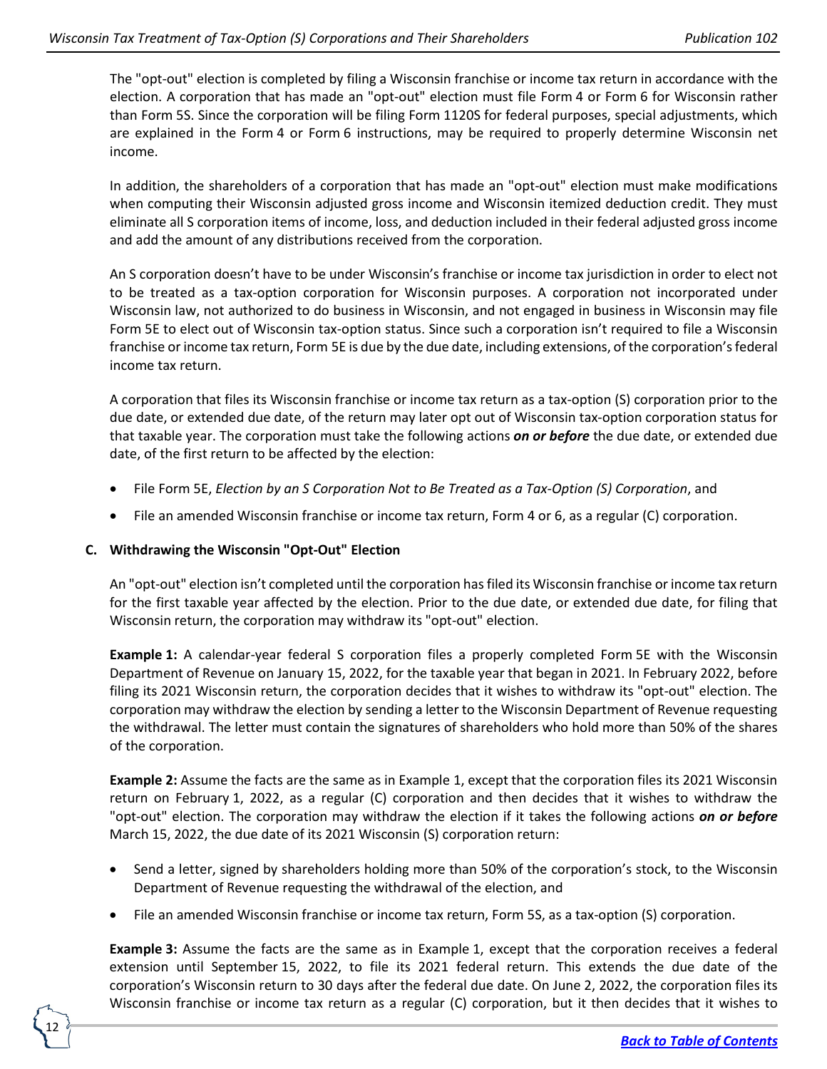The "opt-out" election is completed by filing a Wisconsin franchise or income tax return in accordance with the election. A corporation that has made an "opt-out" election must file Form 4 or Form 6 for Wisconsin rather than Form 5S. Since the corporation will be filing Form 1120S for federal purposes, special adjustments, which are explained in the Form 4 or Form 6 instructions, may be required to properly determine Wisconsin net income.

In addition, the shareholders of a corporation that has made an "opt-out" election must make modifications when computing their Wisconsin adjusted gross income and Wisconsin itemized deduction credit. They must eliminate all S corporation items of income, loss, and deduction included in their federal adjusted gross income and add the amount of any distributions received from the corporation.

An S corporation doesn't have to be under Wisconsin's franchise or income tax jurisdiction in order to elect not to be treated as a tax-option corporation for Wisconsin purposes. A corporation not incorporated under Wisconsin law, not authorized to do business in Wisconsin, and not engaged in business in Wisconsin may file Form 5E to elect out of Wisconsin tax-option status. Since such a corporation isn't required to file a Wisconsin franchise or income tax return, Form 5E is due by the due date, including extensions, of the corporation's federal income tax return.

A corporation that files its Wisconsin franchise or income tax return as a tax-option (S) corporation prior to the due date, or extended due date, of the return may later opt out of Wisconsin tax-option corporation status for that taxable year. The corporation must take the following actions ***on or before*** the due date, or extended due date, of the first return to be affected by the election:

- File Form 5E, *Election by an S Corporation Not to Be Treated as a Tax-Option (S) Corporation*, and
- File an amended Wisconsin franchise or income tax return, Form 4 or 6, as a regular (C) corporation.

### C. Withdrawing the Wisconsin "Opt-Out" Election

An "opt-out" election isn't completed until the corporation has filed its Wisconsin franchise or income tax return for the first taxable year affected by the election. Prior to the due date, or extended due date, for filing that Wisconsin return, the corporation may withdraw its "opt-out" election.

**Example 1:** A calendar-year federal S corporation files a properly completed Form 5E with the Wisconsin Department of Revenue on January 15, 2022, for the taxable year that began in 2021. In February 2022, before filing its 2021 Wisconsin return, the corporation decides that it wishes to withdraw its "opt-out" election. The corporation may withdraw the election by sending a letter to the Wisconsin Department of Revenue requesting the withdrawal. The letter must contain the signatures of shareholders who hold more than 50% of the shares of the corporation.

**Example 2:** Assume the facts are the same as in Example 1, except that the corporation files its 2021 Wisconsin return on February 1, 2022, as a regular (C) corporation and then decides that it wishes to withdraw the "opt-out" election. The corporation may withdraw the election if it takes the following actions ***on or before*** March 15, 2022, the due date of its 2021 Wisconsin (S) corporation return:

- Send a letter, signed by shareholders holding more than 50% of the corporation's stock, to the Wisconsin Department of Revenue requesting the withdrawal of the election, and
- File an amended Wisconsin franchise or income tax return, Form 5S, as a tax-option (S) corporation.

**Example 3:** Assume the facts are the same as in Example 1, except that the corporation receives a federal extension until September 15, 2022, to file its 2021 federal return. This extends the due date of the corporation's Wisconsin return to 30 days after the federal due date. On June 2, 2022, the corporation files its Wisconsin franchise or income tax return as a regular (C) corporation, but it then decides that it wishes to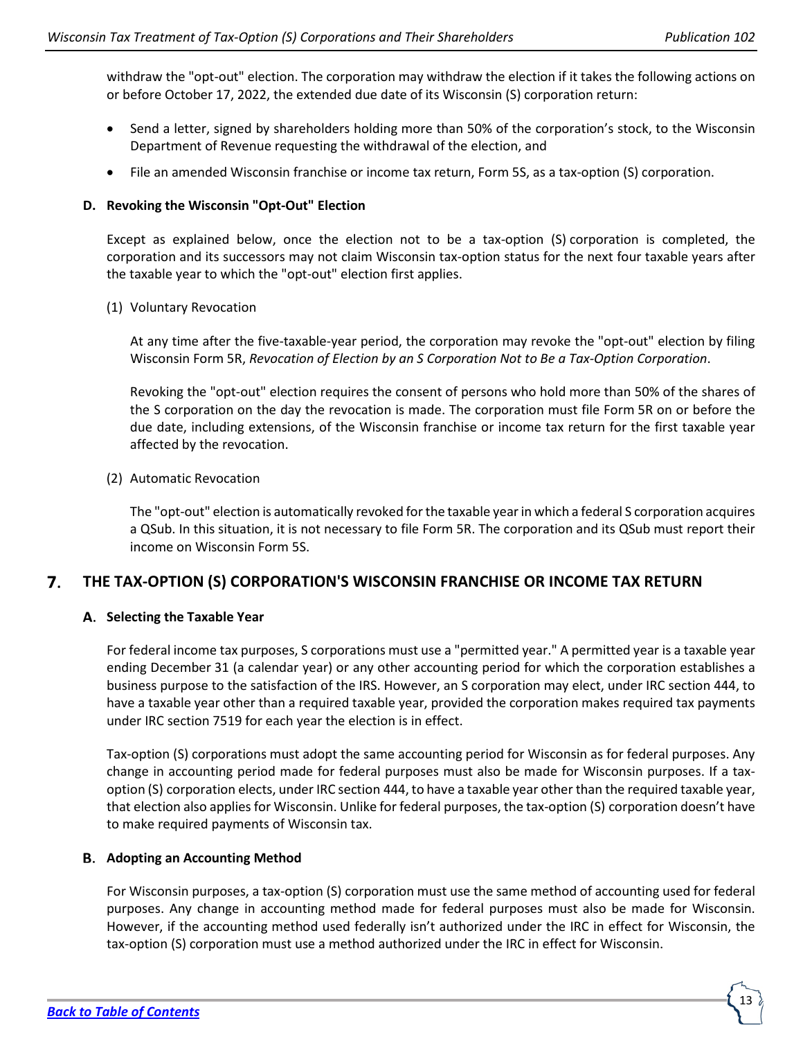withdraw the "opt-out" election. The corporation may withdraw the election if it takes the following actions on or before October 17, 2022, the extended due date of its Wisconsin (S) corporation return:

- Send a letter, signed by shareholders holding more than 50% of the corporation's stock, to the Wisconsin Department of Revenue requesting the withdrawal of the election, and
- File an amended Wisconsin franchise or income tax return, Form 5S, as a tax-option (S) corporation.

### D. Revoking the Wisconsin "Opt-Out" Election

Except as explained below, once the election not to be a tax-option (S) corporation is completed, the corporation and its successors may not claim Wisconsin tax-option status for the next four taxable years after the taxable year to which the "opt-out" election first applies.

(1) Voluntary Revocation

At any time after the five-taxable-year period, the corporation may revoke the "opt-out" election by filing Wisconsin Form 5R, *Revocation of Election by an S Corporation Not to Be a Tax-Option Corporation*.

Revoking the "opt-out" election requires the consent of persons who hold more than 50% of the shares of the S corporation on the day the revocation is made. The corporation must file Form 5R on or before the due date, including extensions, of the Wisconsin franchise or income tax return for the first taxable year affected by the revocation.

(2) Automatic Revocation

The "opt-out" election is automatically revoked for the taxable year in which a federal S corporation acquires a QSub. In this situation, it is not necessary to file Form 5R. The corporation and its QSub must report their income on Wisconsin Form 5S.

## 7. THE TAX-OPTION (S) CORPORATION'S WISCONSIN FRANCHISE OR INCOME TAX RETURN

### A. Selecting the Taxable Year

For federal income tax purposes, S corporations must use a "permitted year." A permitted year is a taxable year ending December 31 (a calendar year) or any other accounting period for which the corporation establishes a business purpose to the satisfaction of the IRS. However, an S corporation may elect, under IRC section 444, to have a taxable year other than a required taxable year, provided the corporation makes required tax payments under IRC section 7519 for each year the election is in effect.

Tax-option (S) corporations must adopt the same accounting period for Wisconsin as for federal purposes. Any change in accounting period made for federal purposes must also be made for Wisconsin purposes. If a tax-option (S) corporation elects, under IRC section 444, to have a taxable year other than the required taxable year, that election also applies for Wisconsin. Unlike for federal purposes, the tax-option (S) corporation doesn't have to make required payments of Wisconsin tax.

### B. Adopting an Accounting Method

For Wisconsin purposes, a tax-option (S) corporation must use the same method of accounting used for federal purposes. Any change in accounting method made for federal purposes must also be made for Wisconsin. However, if the accounting method used federally isn't authorized under the IRC in effect for Wisconsin, the tax-option (S) corporation must use a method authorized under the IRC in effect for Wisconsin.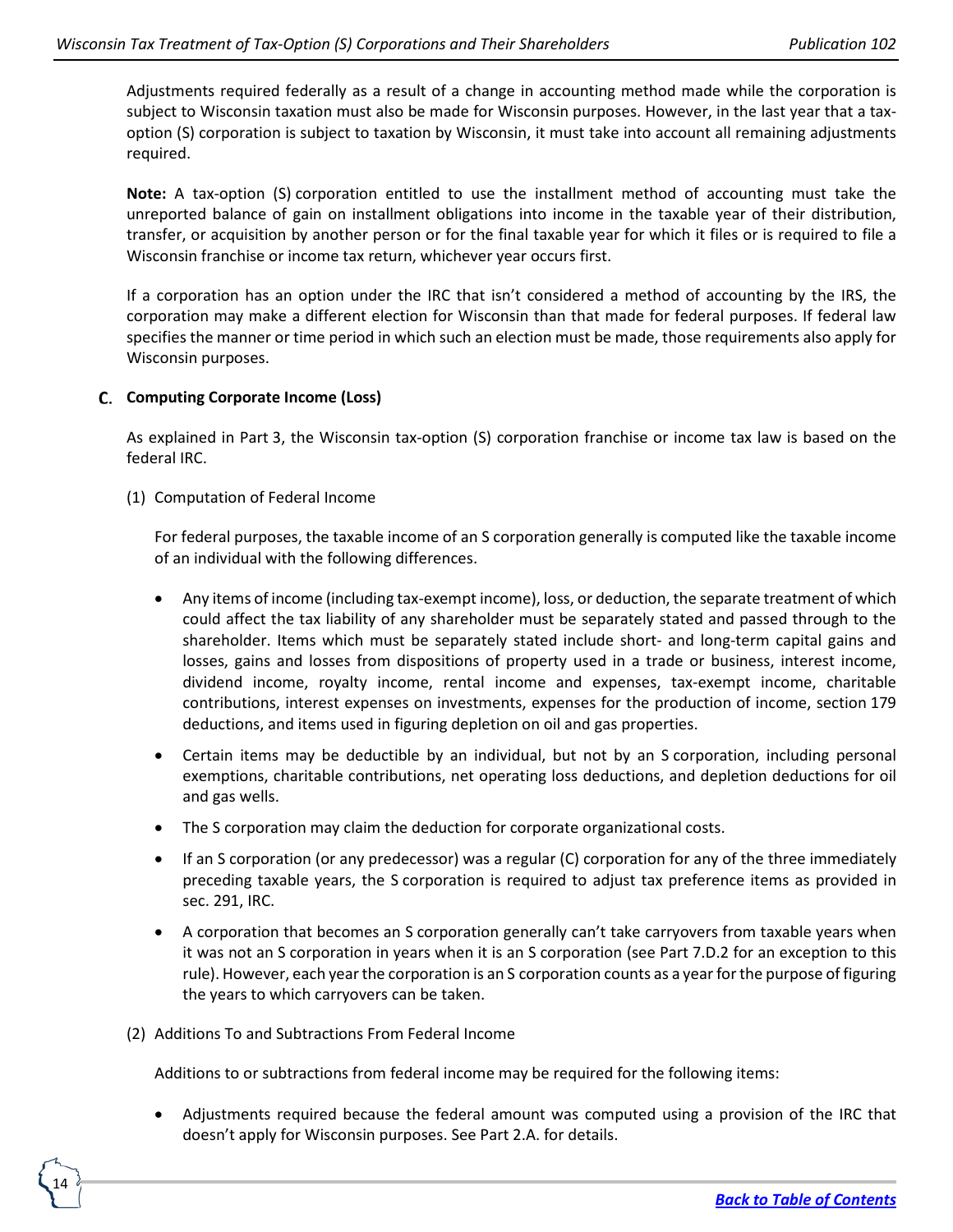Adjustments required federally as a result of a change in accounting method made while the corporation is subject to Wisconsin taxation must also be made for Wisconsin purposes. However, in the last year that a tax-option (S) corporation is subject to taxation by Wisconsin, it must take into account all remaining adjustments required.

**Note:** A tax-option (S) corporation entitled to use the installment method of accounting must take the unreported balance of gain on installment obligations into income in the taxable year of their distribution, transfer, or acquisition by another person or for the final taxable year for which it files or is required to file a Wisconsin franchise or income tax return, whichever year occurs first.

If a corporation has an option under the IRC that isn't considered a method of accounting by the IRS, the corporation may make a different election for Wisconsin than that made for federal purposes. If federal law specifies the manner or time period in which such an election must be made, those requirements also apply for Wisconsin purposes.

## C. Computing Corporate Income (Loss)

As explained in Part 3, the Wisconsin tax-option (S) corporation franchise or income tax law is based on the federal IRC.

(1) Computation of Federal Income

For federal purposes, the taxable income of an S corporation generally is computed like the taxable income of an individual with the following differences.

- Any items of income (including tax-exempt income), loss, or deduction, the separate treatment of which could affect the tax liability of any shareholder must be separately stated and passed through to the shareholder. Items which must be separately stated include short- and long-term capital gains and losses, gains and losses from dispositions of property used in a trade or business, interest income, dividend income, royalty income, rental income and expenses, tax-exempt income, charitable contributions, interest expenses on investments, expenses for the production of income, section 179 deductions, and items used in figuring depletion on oil and gas properties.
- Certain items may be deductible by an individual, but not by an S corporation, including personal exemptions, charitable contributions, net operating loss deductions, and depletion deductions for oil and gas wells.
- The S corporation may claim the deduction for corporate organizational costs.
- If an S corporation (or any predecessor) was a regular (C) corporation for any of the three immediately preceding taxable years, the S corporation is required to adjust tax preference items as provided in sec. 291, IRC.
- A corporation that becomes an S corporation generally can't take carryovers from taxable years when it was not an S corporation in years when it is an S corporation (see Part 7.D.2 for an exception to this rule). However, each year the corporation is an S corporation counts as a year for the purpose of figuring the years to which carryovers can be taken.

(2) Additions To and Subtractions From Federal Income

Additions to or subtractions from federal income may be required for the following items:

- Adjustments required because the federal amount was computed using a provision of the IRC that doesn't apply for Wisconsin purposes. See Part 2.A. for details.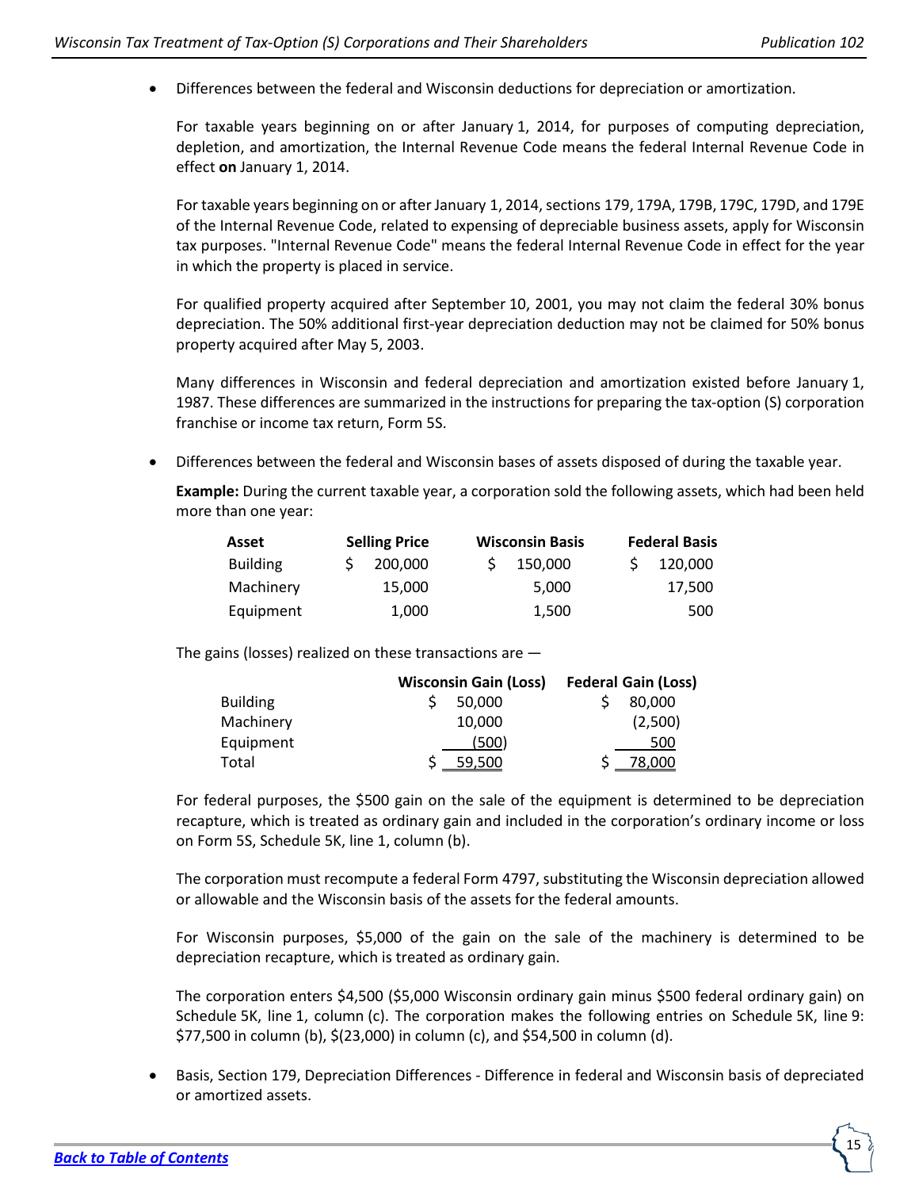- Differences between the federal and Wisconsin deductions for depreciation or amortization.

  For taxable years beginning on or after January 1, 2014, for purposes of computing depreciation, depletion, and amortization, the Internal Revenue Code means the federal Internal Revenue Code in effect **on** January 1, 2014.

  For taxable years beginning on or after January 1, 2014, sections 179, 179A, 179B, 179C, 179D, and 179E of the Internal Revenue Code, related to expensing of depreciable business assets, apply for Wisconsin tax purposes. "Internal Revenue Code" means the federal Internal Revenue Code in effect for the year in which the property is placed in service.

  For qualified property acquired after September 10, 2001, you may not claim the federal 30% bonus depreciation. The 50% additional first-year depreciation deduction may not be claimed for 50% bonus property acquired after May 5, 2003.

  Many differences in Wisconsin and federal depreciation and amortization existed before January 1, 1987. These differences are summarized in the instructions for preparing the tax-option (S) corporation franchise or income tax return, Form 5S.

- Differences between the federal and Wisconsin bases of assets disposed of during the taxable year.

  **Example:** During the current taxable year, a corporation sold the following assets, which had been held more than one year:

  | Asset | Selling Price | Wisconsin Basis | Federal Basis |
  |---|---|---|---|
  | Building | $ 200,000 | $ 150,000 | $ 120,000 |
  | Machinery | 15,000 | 5,000 | 17,500 |
  | Equipment | 1,000 | 1,500 | 500 |

  The gains (losses) realized on these transactions are —

  | | Wisconsin Gain (Loss) | Federal Gain (Loss) |
  |---|---|---|
  | Building | $ 50,000 | $ 80,000 |
  | Machinery | 10,000 | (2,500) |
  | Equipment | (500) | 500 |
  | Total | $ 59,500 | $ 78,000 |

  For federal purposes, the $500 gain on the sale of the equipment is determined to be depreciation recapture, which is treated as ordinary gain and included in the corporation's ordinary income or loss on Form 5S, Schedule 5K, line 1, column (b).

  The corporation must recompute a federal Form 4797, substituting the Wisconsin depreciation allowed or allowable and the Wisconsin basis of the assets for the federal amounts.

  For Wisconsin purposes, $5,000 of the gain on the sale of the machinery is determined to be depreciation recapture, which is treated as ordinary gain.

  The corporation enters $4,500 ($5,000 Wisconsin ordinary gain minus $500 federal ordinary gain) on Schedule 5K, line 1, column (c). The corporation makes the following entries on Schedule 5K, line 9: $77,500 in column (b), $(23,000) in column (c), and $54,500 in column (d).

- Basis, Section 179, Depreciation Differences - Difference in federal and Wisconsin basis of depreciated or amortized assets.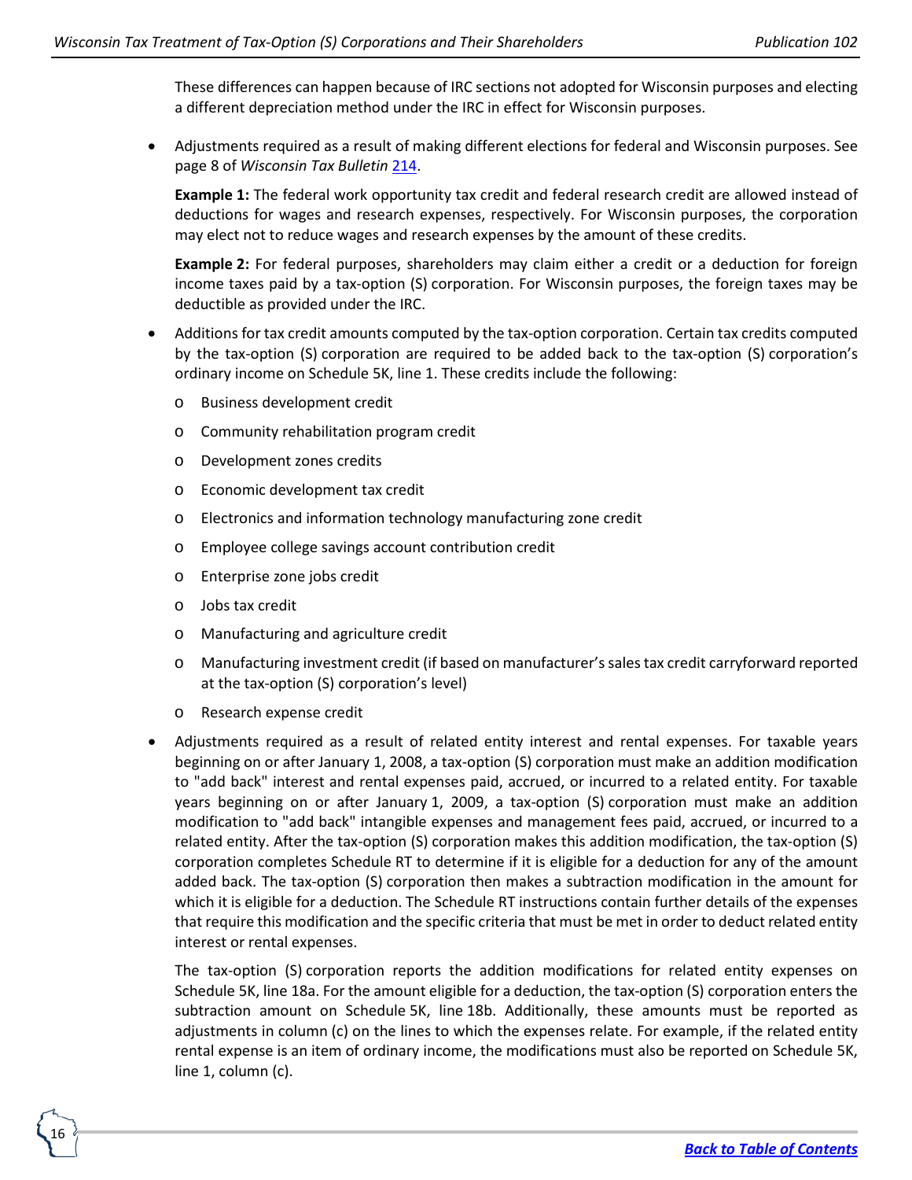These differences can happen because of IRC sections not adopted for Wisconsin purposes and electing a different depreciation method under the IRC in effect for Wisconsin purposes.

- Adjustments required as a result of making different elections for federal and Wisconsin purposes. See page 8 of *Wisconsin Tax Bulletin* 214.

  **Example 1:** The federal work opportunity tax credit and federal research credit are allowed instead of deductions for wages and research expenses, respectively. For Wisconsin purposes, the corporation may elect not to reduce wages and research expenses by the amount of these credits.

  **Example 2:** For federal purposes, shareholders may claim either a credit or a deduction for foreign income taxes paid by a tax-option (S) corporation. For Wisconsin purposes, the foreign taxes may be deductible as provided under the IRC.

- Additions for tax credit amounts computed by the tax-option corporation. Certain tax credits computed by the tax-option (S) corporation are required to be added back to the tax-option (S) corporation's ordinary income on Schedule 5K, line 1. These credits include the following:
  - Business development credit
  - Community rehabilitation program credit
  - Development zones credits
  - Economic development tax credit
  - Electronics and information technology manufacturing zone credit
  - Employee college savings account contribution credit
  - Enterprise zone jobs credit
  - Jobs tax credit
  - Manufacturing and agriculture credit
  - Manufacturing investment credit (if based on manufacturer's sales tax credit carryforward reported at the tax-option (S) corporation's level)
  - Research expense credit

- Adjustments required as a result of related entity interest and rental expenses. For taxable years beginning on or after January 1, 2008, a tax-option (S) corporation must make an addition modification to "add back" interest and rental expenses paid, accrued, or incurred to a related entity. For taxable years beginning on or after January 1, 2009, a tax-option (S) corporation must make an addition modification to "add back" intangible expenses and management fees paid, accrued, or incurred to a related entity. After the tax-option (S) corporation makes this addition modification, the tax-option (S) corporation completes Schedule RT to determine if it is eligible for a deduction for any of the amount added back. The tax-option (S) corporation then makes a subtraction modification in the amount for which it is eligible for a deduction. The Schedule RT instructions contain further details of the expenses that require this modification and the specific criteria that must be met in order to deduct related entity interest or rental expenses.

  The tax-option (S) corporation reports the addition modifications for related entity expenses on Schedule 5K, line 18a. For the amount eligible for a deduction, the tax-option (S) corporation enters the subtraction amount on Schedule 5K, line 18b. Additionally, these amounts must be reported as adjustments in column (c) on the lines to which the expenses relate. For example, if the related entity rental expense is an item of ordinary income, the modifications must also be reported on Schedule 5K, line 1, column (c).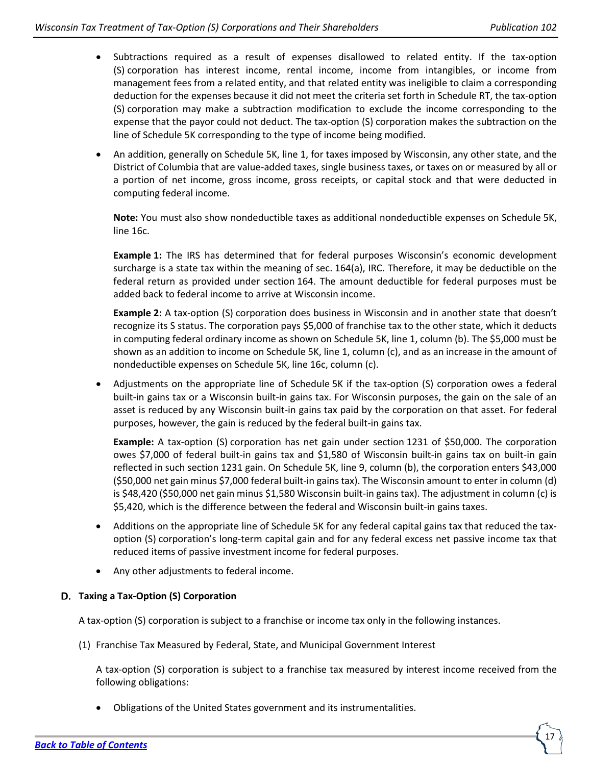- Subtractions required as a result of expenses disallowed to related entity. If the tax-option (S) corporation has interest income, rental income, income from intangibles, or income from management fees from a related entity, and that related entity was ineligible to claim a corresponding deduction for the expenses because it did not meet the criteria set forth in Schedule RT, the tax-option (S) corporation may make a subtraction modification to exclude the income corresponding to the expense that the payor could not deduct. The tax-option (S) corporation makes the subtraction on the line of Schedule 5K corresponding to the type of income being modified.

- An addition, generally on Schedule 5K, line 1, for taxes imposed by Wisconsin, any other state, and the District of Columbia that are value-added taxes, single business taxes, or taxes on or measured by all or a portion of net income, gross income, gross receipts, or capital stock and that were deducted in computing federal income.

  **Note:** You must also show nondeductible taxes as additional nondeductible expenses on Schedule 5K, line 16c.

  **Example 1:** The IRS has determined that for federal purposes Wisconsin's economic development surcharge is a state tax within the meaning of sec. 164(a), IRC. Therefore, it may be deductible on the federal return as provided under section 164. The amount deductible for federal purposes must be added back to federal income to arrive at Wisconsin income.

  **Example 2:** A tax-option (S) corporation does business in Wisconsin and in another state that doesn't recognize its S status. The corporation pays $5,000 of franchise tax to the other state, which it deducts in computing federal ordinary income as shown on Schedule 5K, line 1, column (b). The $5,000 must be shown as an addition to income on Schedule 5K, line 1, column (c), and as an increase in the amount of nondeductible expenses on Schedule 5K, line 16c, column (c).

- Adjustments on the appropriate line of Schedule 5K if the tax-option (S) corporation owes a federal built-in gains tax or a Wisconsin built-in gains tax. For Wisconsin purposes, the gain on the sale of an asset is reduced by any Wisconsin built-in gains tax paid by the corporation on that asset. For federal purposes, however, the gain is reduced by the federal built-in gains tax.

  **Example:** A tax-option (S) corporation has net gain under section 1231 of $50,000. The corporation owes $7,000 of federal built-in gains tax and $1,580 of Wisconsin built-in gains tax on built-in gain reflected in such section 1231 gain. On Schedule 5K, line 9, column (b), the corporation enters $43,000 ($50,000 net gain minus $7,000 federal built-in gains tax). The Wisconsin amount to enter in column (d) is $48,420 ($50,000 net gain minus $1,580 Wisconsin built-in gains tax). The adjustment in column (c) is $5,420, which is the difference between the federal and Wisconsin built-in gains taxes.

- Additions on the appropriate line of Schedule 5K for any federal capital gains tax that reduced the tax-option (S) corporation's long-term capital gain and for any federal excess net passive income tax that reduced items of passive investment income for federal purposes.

- Any other adjustments to federal income.

### D. Taxing a Tax-Option (S) Corporation

A tax-option (S) corporation is subject to a franchise or income tax only in the following instances.

(1) Franchise Tax Measured by Federal, State, and Municipal Government Interest

A tax-option (S) corporation is subject to a franchise tax measured by interest income received from the following obligations:

- Obligations of the United States government and its instrumentalities.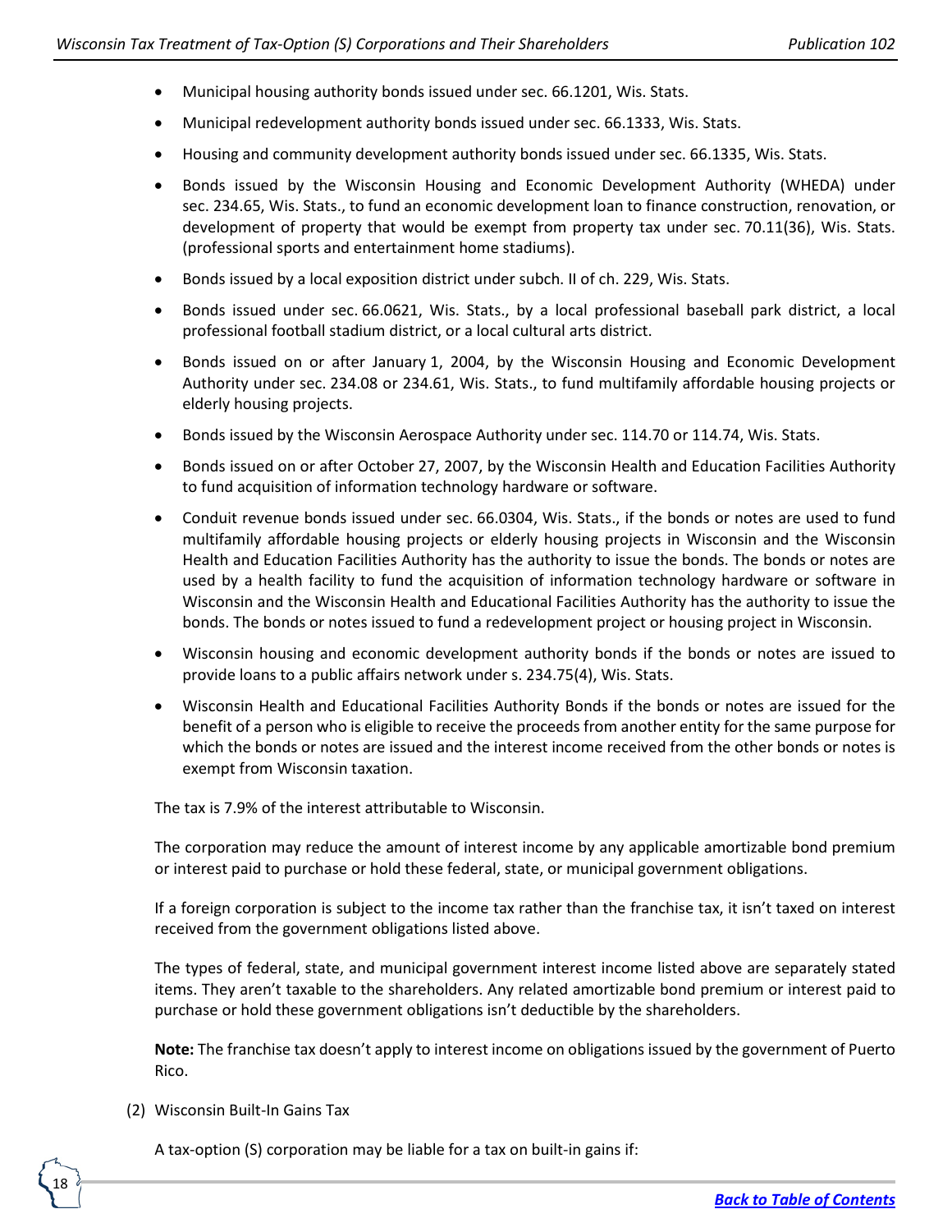- Municipal housing authority bonds issued under sec. 66.1201, Wis. Stats.
- Municipal redevelopment authority bonds issued under sec. 66.1333, Wis. Stats.
- Housing and community development authority bonds issued under sec. 66.1335, Wis. Stats.
- Bonds issued by the Wisconsin Housing and Economic Development Authority (WHEDA) under sec. 234.65, Wis. Stats., to fund an economic development loan to finance construction, renovation, or development of property that would be exempt from property tax under sec. 70.11(36), Wis. Stats. (professional sports and entertainment home stadiums).
- Bonds issued by a local exposition district under subch. II of ch. 229, Wis. Stats.
- Bonds issued under sec. 66.0621, Wis. Stats., by a local professional baseball park district, a local professional football stadium district, or a local cultural arts district.
- Bonds issued on or after January 1, 2004, by the Wisconsin Housing and Economic Development Authority under sec. 234.08 or 234.61, Wis. Stats., to fund multifamily affordable housing projects or elderly housing projects.
- Bonds issued by the Wisconsin Aerospace Authority under sec. 114.70 or 114.74, Wis. Stats.
- Bonds issued on or after October 27, 2007, by the Wisconsin Health and Education Facilities Authority to fund acquisition of information technology hardware or software.
- Conduit revenue bonds issued under sec. 66.0304, Wis. Stats., if the bonds or notes are used to fund multifamily affordable housing projects or elderly housing projects in Wisconsin and the Wisconsin Health and Education Facilities Authority has the authority to issue the bonds. The bonds or notes are used by a health facility to fund the acquisition of information technology hardware or software in Wisconsin and the Wisconsin Health and Educational Facilities Authority has the authority to issue the bonds. The bonds or notes issued to fund a redevelopment project or housing project in Wisconsin.
- Wisconsin housing and economic development authority bonds if the bonds or notes are issued to provide loans to a public affairs network under s. 234.75(4), Wis. Stats.
- Wisconsin Health and Educational Facilities Authority Bonds if the bonds or notes are issued for the benefit of a person who is eligible to receive the proceeds from another entity for the same purpose for which the bonds or notes are issued and the interest income received from the other bonds or notes is exempt from Wisconsin taxation.

The tax is 7.9% of the interest attributable to Wisconsin.

The corporation may reduce the amount of interest income by any applicable amortizable bond premium or interest paid to purchase or hold these federal, state, or municipal government obligations.

If a foreign corporation is subject to the income tax rather than the franchise tax, it isn't taxed on interest received from the government obligations listed above.

The types of federal, state, and municipal government interest income listed above are separately stated items. They aren't taxable to the shareholders. Any related amortizable bond premium or interest paid to purchase or hold these government obligations isn't deductible by the shareholders.

**Note:** The franchise tax doesn't apply to interest income on obligations issued by the government of Puerto Rico.

(2) Wisconsin Built-In Gains Tax

A tax-option (S) corporation may be liable for a tax on built-in gains if: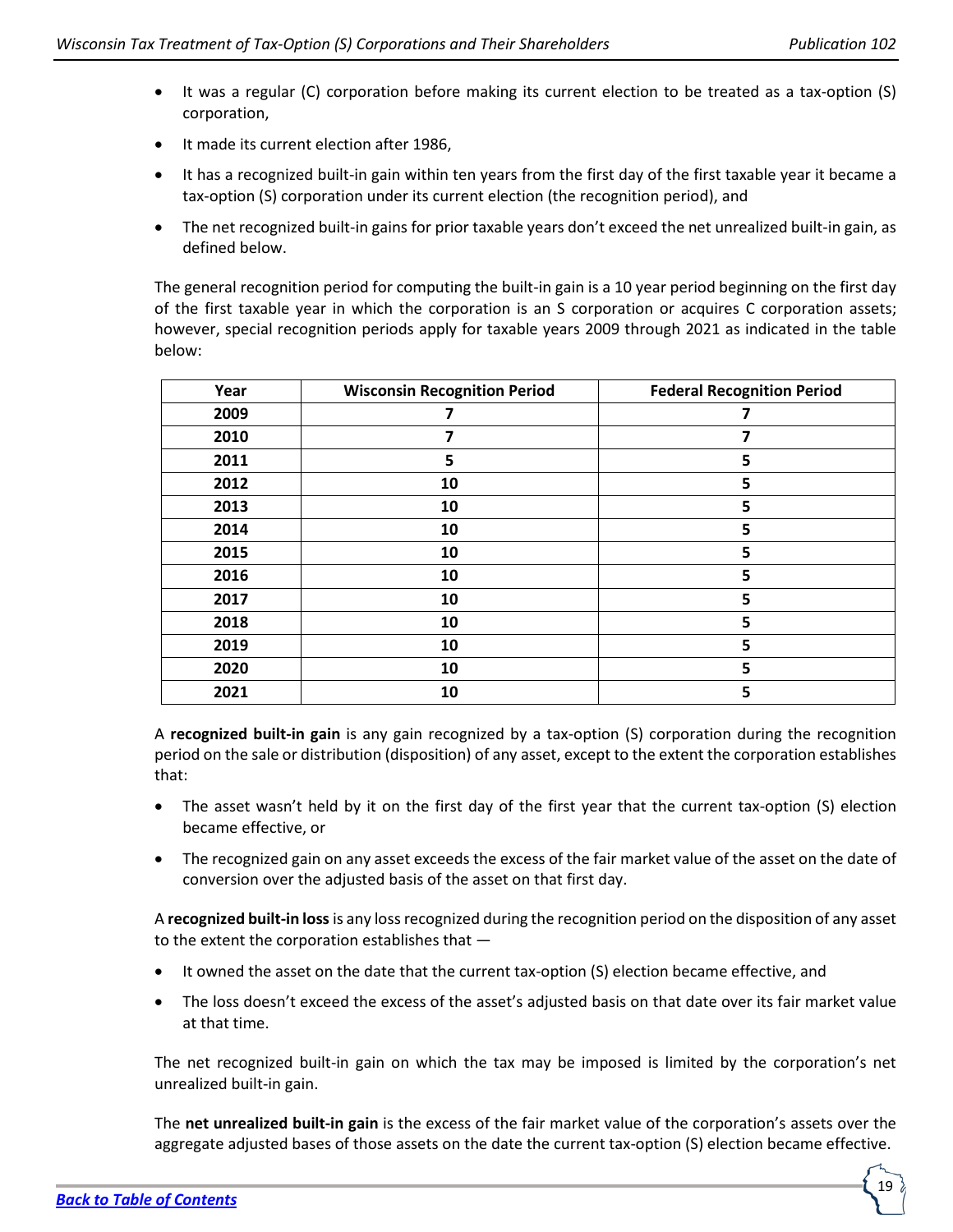- It was a regular (C) corporation before making its current election to be treated as a tax-option (S) corporation,
- It made its current election after 1986,
- It has a recognized built-in gain within ten years from the first day of the first taxable year it became a tax-option (S) corporation under its current election (the recognition period), and
- The net recognized built-in gains for prior taxable years don't exceed the net unrealized built-in gain, as defined below.

The general recognition period for computing the built-in gain is a 10 year period beginning on the first day of the first taxable year in which the corporation is an S corporation or acquires C corporation assets; however, special recognition periods apply for taxable years 2009 through 2021 as indicated in the table below:

| Year | Wisconsin Recognition Period | Federal Recognition Period |
|---|---|---|
| 2009 | 7 | 7 |
| 2010 | 7 | 7 |
| 2011 | 5 | 5 |
| 2012 | 10 | 5 |
| 2013 | 10 | 5 |
| 2014 | 10 | 5 |
| 2015 | 10 | 5 |
| 2016 | 10 | 5 |
| 2017 | 10 | 5 |
| 2018 | 10 | 5 |
| 2019 | 10 | 5 |
| 2020 | 10 | 5 |
| 2021 | 10 | 5 |

A **recognized built-in gain** is any gain recognized by a tax-option (S) corporation during the recognition period on the sale or distribution (disposition) of any asset, except to the extent the corporation establishes that:

- The asset wasn't held by it on the first day of the first year that the current tax-option (S) election became effective, or
- The recognized gain on any asset exceeds the excess of the fair market value of the asset on the date of conversion over the adjusted basis of the asset on that first day.

A **recognized built-in loss** is any loss recognized during the recognition period on the disposition of any asset to the extent the corporation establishes that —

- It owned the asset on the date that the current tax-option (S) election became effective, and
- The loss doesn't exceed the excess of the asset's adjusted basis on that date over its fair market value at that time.

The net recognized built-in gain on which the tax may be imposed is limited by the corporation's net unrealized built-in gain.

The **net unrealized built-in gain** is the excess of the fair market value of the corporation's assets over the aggregate adjusted bases of those assets on the date the current tax-option (S) election became effective.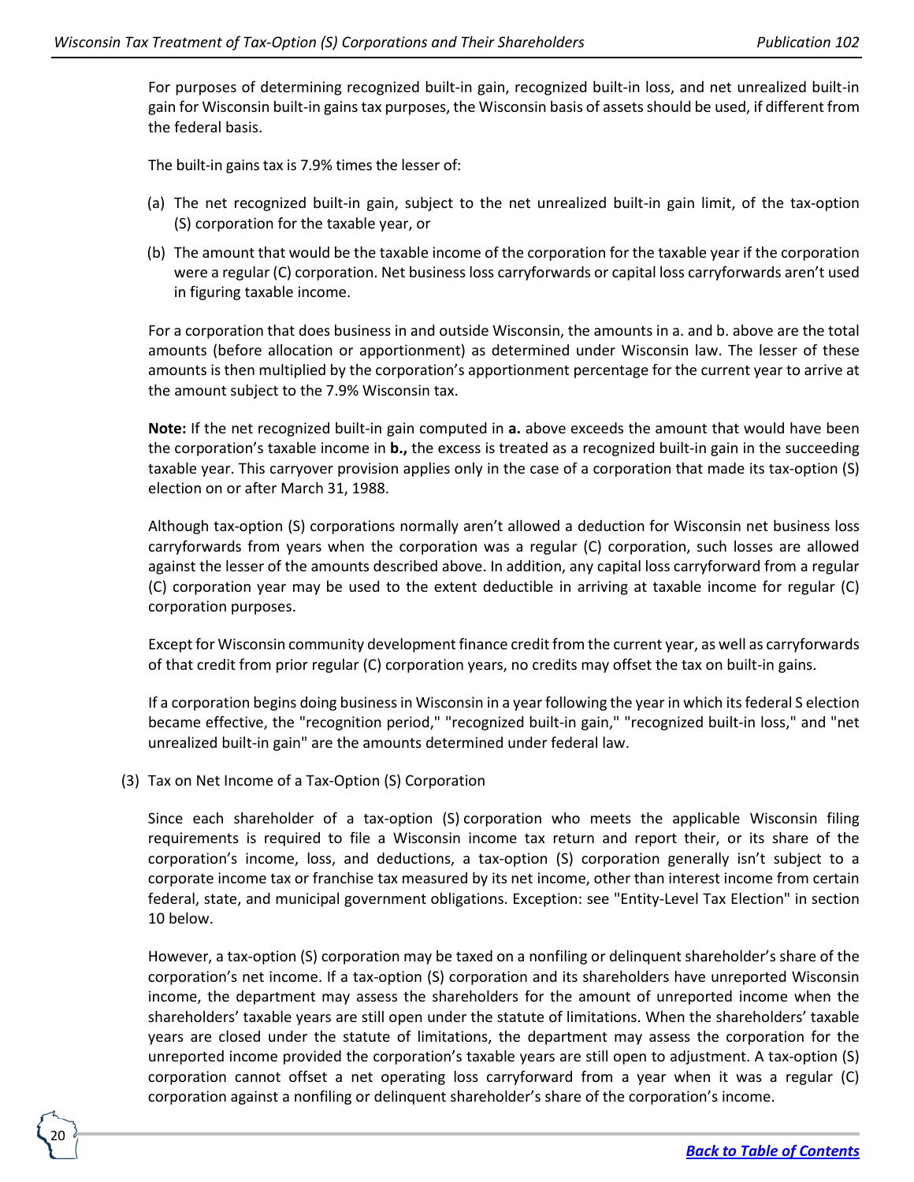For purposes of determining recognized built-in gain, recognized built-in loss, and net unrealized built-in gain for Wisconsin built-in gains tax purposes, the Wisconsin basis of assets should be used, if different from the federal basis.

The built-in gains tax is 7.9% times the lesser of:

(a) The net recognized built-in gain, subject to the net unrealized built-in gain limit, of the tax-option (S) corporation for the taxable year, or

(b) The amount that would be the taxable income of the corporation for the taxable year if the corporation were a regular (C) corporation. Net business loss carryforwards or capital loss carryforwards aren't used in figuring taxable income.

For a corporation that does business in and outside Wisconsin, the amounts in a. and b. above are the total amounts (before allocation or apportionment) as determined under Wisconsin law. The lesser of these amounts is then multiplied by the corporation's apportionment percentage for the current year to arrive at the amount subject to the 7.9% Wisconsin tax.

**Note:** If the net recognized built-in gain computed in **a.** above exceeds the amount that would have been the corporation's taxable income in **b.,** the excess is treated as a recognized built-in gain in the succeeding taxable year. This carryover provision applies only in the case of a corporation that made its tax-option (S) election on or after March 31, 1988.

Although tax-option (S) corporations normally aren't allowed a deduction for Wisconsin net business loss carryforwards from years when the corporation was a regular (C) corporation, such losses are allowed against the lesser of the amounts described above. In addition, any capital loss carryforward from a regular (C) corporation year may be used to the extent deductible in arriving at taxable income for regular (C) corporation purposes.

Except for Wisconsin community development finance credit from the current year, as well as carryforwards of that credit from prior regular (C) corporation years, no credits may offset the tax on built-in gains.

If a corporation begins doing business in Wisconsin in a year following the year in which its federal S election became effective, the "recognition period," "recognized built-in gain," "recognized built-in loss," and "net unrealized built-in gain" are the amounts determined under federal law.

(3) Tax on Net Income of a Tax-Option (S) Corporation

Since each shareholder of a tax-option (S) corporation who meets the applicable Wisconsin filing requirements is required to file a Wisconsin income tax return and report their, or its share of the corporation's income, loss, and deductions, a tax-option (S) corporation generally isn't subject to a corporate income tax or franchise tax measured by its net income, other than interest income from certain federal, state, and municipal government obligations. Exception: see "Entity-Level Tax Election" in section 10 below.

However, a tax-option (S) corporation may be taxed on a nonfiling or delinquent shareholder's share of the corporation's net income. If a tax-option (S) corporation and its shareholders have unreported Wisconsin income, the department may assess the shareholders for the amount of unreported income when the shareholders' taxable years are still open under the statute of limitations. When the shareholders' taxable years are closed under the statute of limitations, the department may assess the corporation for the unreported income provided the corporation's taxable years are still open to adjustment. A tax-option (S) corporation cannot offset a net operating loss carryforward from a year when it was a regular (C) corporation against a nonfiling or delinquent shareholder's share of the corporation's income.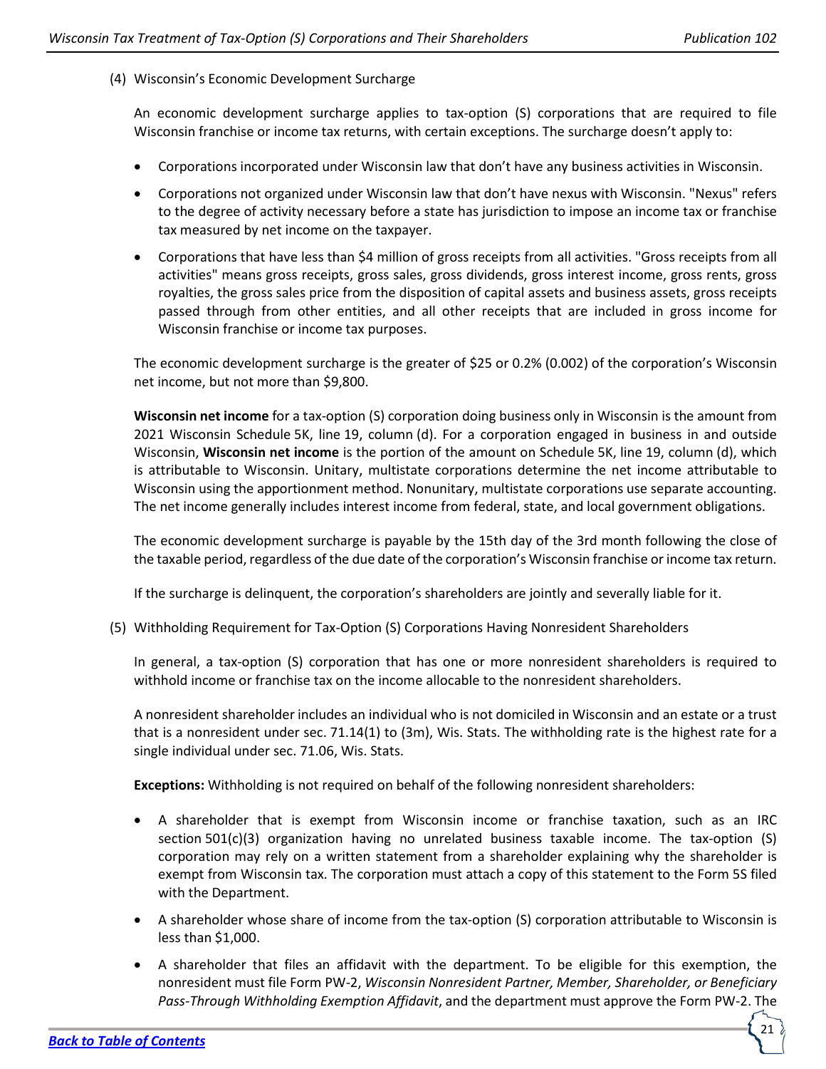(4) Wisconsin's Economic Development Surcharge

An economic development surcharge applies to tax-option (S) corporations that are required to file Wisconsin franchise or income tax returns, with certain exceptions. The surcharge doesn't apply to:

- Corporations incorporated under Wisconsin law that don't have any business activities in Wisconsin.
- Corporations not organized under Wisconsin law that don't have nexus with Wisconsin. "Nexus" refers to the degree of activity necessary before a state has jurisdiction to impose an income tax or franchise tax measured by net income on the taxpayer.
- Corporations that have less than $4 million of gross receipts from all activities. "Gross receipts from all activities" means gross receipts, gross sales, gross dividends, gross interest income, gross rents, gross royalties, the gross sales price from the disposition of capital assets and business assets, gross receipts passed through from other entities, and all other receipts that are included in gross income for Wisconsin franchise or income tax purposes.

The economic development surcharge is the greater of $25 or 0.2% (0.002) of the corporation's Wisconsin net income, but not more than $9,800.

**Wisconsin net income** for a tax-option (S) corporation doing business only in Wisconsin is the amount from 2021 Wisconsin Schedule 5K, line 19, column (d). For a corporation engaged in business in and outside Wisconsin, **Wisconsin net income** is the portion of the amount on Schedule 5K, line 19, column (d), which is attributable to Wisconsin. Unitary, multistate corporations determine the net income attributable to Wisconsin using the apportionment method. Nonunitary, multistate corporations use separate accounting. The net income generally includes interest income from federal, state, and local government obligations.

The economic development surcharge is payable by the 15th day of the 3rd month following the close of the taxable period, regardless of the due date of the corporation's Wisconsin franchise or income tax return.

If the surcharge is delinquent, the corporation's shareholders are jointly and severally liable for it.

(5) Withholding Requirement for Tax-Option (S) Corporations Having Nonresident Shareholders

In general, a tax-option (S) corporation that has one or more nonresident shareholders is required to withhold income or franchise tax on the income allocable to the nonresident shareholders.

A nonresident shareholder includes an individual who is not domiciled in Wisconsin and an estate or a trust that is a nonresident under sec. 71.14(1) to (3m), Wis. Stats. The withholding rate is the highest rate for a single individual under sec. 71.06, Wis. Stats.

**Exceptions:** Withholding is not required on behalf of the following nonresident shareholders:

- A shareholder that is exempt from Wisconsin income or franchise taxation, such as an IRC section 501(c)(3) organization having no unrelated business taxable income. The tax-option (S) corporation may rely on a written statement from a shareholder explaining why the shareholder is exempt from Wisconsin tax. The corporation must attach a copy of this statement to the Form 5S filed with the Department.
- A shareholder whose share of income from the tax-option (S) corporation attributable to Wisconsin is less than $1,000.
- A shareholder that files an affidavit with the department. To be eligible for this exemption, the nonresident must file Form PW-2, *Wisconsin Nonresident Partner, Member, Shareholder, or Beneficiary Pass-Through Withholding Exemption Affidavit*, and the department must approve the Form PW-2. The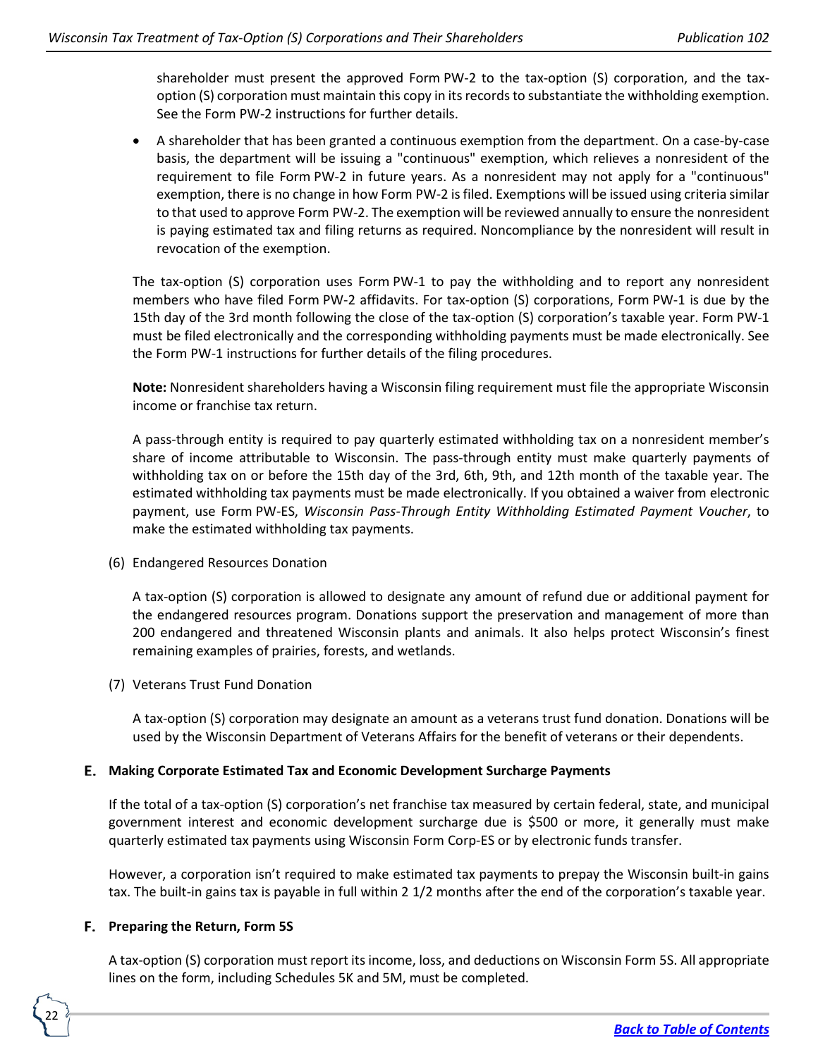shareholder must present the approved Form PW-2 to the tax-option (S) corporation, and the tax-option (S) corporation must maintain this copy in its records to substantiate the withholding exemption. See the Form PW-2 instructions for further details.

- A shareholder that has been granted a continuous exemption from the department. On a case-by-case basis, the department will be issuing a "continuous" exemption, which relieves a nonresident of the requirement to file Form PW-2 in future years. As a nonresident may not apply for a "continuous" exemption, there is no change in how Form PW-2 is filed. Exemptions will be issued using criteria similar to that used to approve Form PW-2. The exemption will be reviewed annually to ensure the nonresident is paying estimated tax and filing returns as required. Noncompliance by the nonresident will result in revocation of the exemption.

The tax-option (S) corporation uses Form PW-1 to pay the withholding and to report any nonresident members who have filed Form PW-2 affidavits. For tax-option (S) corporations, Form PW-1 is due by the 15th day of the 3rd month following the close of the tax-option (S) corporation's taxable year. Form PW-1 must be filed electronically and the corresponding withholding payments must be made electronically. See the Form PW-1 instructions for further details of the filing procedures.

**Note:** Nonresident shareholders having a Wisconsin filing requirement must file the appropriate Wisconsin income or franchise tax return.

A pass-through entity is required to pay quarterly estimated withholding tax on a nonresident member's share of income attributable to Wisconsin. The pass-through entity must make quarterly payments of withholding tax on or before the 15th day of the 3rd, 6th, 9th, and 12th month of the taxable year. The estimated withholding tax payments must be made electronically. If you obtained a waiver from electronic payment, use Form PW-ES, *Wisconsin Pass-Through Entity Withholding Estimated Payment Voucher*, to make the estimated withholding tax payments.

(6) Endangered Resources Donation

A tax-option (S) corporation is allowed to designate any amount of refund due or additional payment for the endangered resources program. Donations support the preservation and management of more than 200 endangered and threatened Wisconsin plants and animals. It also helps protect Wisconsin's finest remaining examples of prairies, forests, and wetlands.

(7) Veterans Trust Fund Donation

A tax-option (S) corporation may designate an amount as a veterans trust fund donation. Donations will be used by the Wisconsin Department of Veterans Affairs for the benefit of veterans or their dependents.

### E. Making Corporate Estimated Tax and Economic Development Surcharge Payments

If the total of a tax-option (S) corporation's net franchise tax measured by certain federal, state, and municipal government interest and economic development surcharge due is $500 or more, it generally must make quarterly estimated tax payments using Wisconsin Form Corp-ES or by electronic funds transfer.

However, a corporation isn't required to make estimated tax payments to prepay the Wisconsin built-in gains tax. The built-in gains tax is payable in full within 2 1/2 months after the end of the corporation's taxable year.

### F. Preparing the Return, Form 5S

A tax-option (S) corporation must report its income, loss, and deductions on Wisconsin Form 5S. All appropriate lines on the form, including Schedules 5K and 5M, must be completed.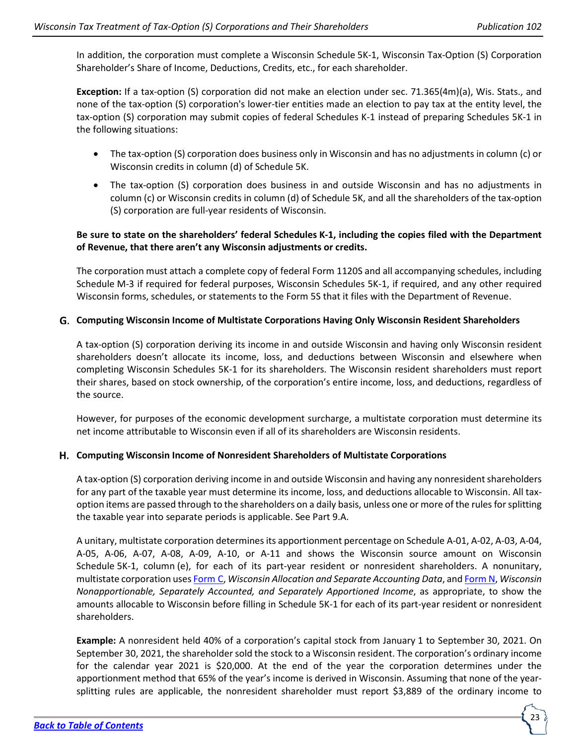In addition, the corporation must complete a Wisconsin Schedule 5K-1, Wisconsin Tax-Option (S) Corporation Shareholder's Share of Income, Deductions, Credits, etc., for each shareholder.

**Exception:** If a tax-option (S) corporation did not make an election under sec. 71.365(4m)(a), Wis. Stats., and none of the tax-option (S) corporation's lower-tier entities made an election to pay tax at the entity level, the tax-option (S) corporation may submit copies of federal Schedules K-1 instead of preparing Schedules 5K-1 in the following situations:

- The tax-option (S) corporation does business only in Wisconsin and has no adjustments in column (c) or Wisconsin credits in column (d) of Schedule 5K.
- The tax-option (S) corporation does business in and outside Wisconsin and has no adjustments in column (c) or Wisconsin credits in column (d) of Schedule 5K, and all the shareholders of the tax-option (S) corporation are full-year residents of Wisconsin.

**Be sure to state on the shareholders' federal Schedules K-1, including the copies filed with the Department of Revenue, that there aren't any Wisconsin adjustments or credits.**

The corporation must attach a complete copy of federal Form 1120S and all accompanying schedules, including Schedule M-3 if required for federal purposes, Wisconsin Schedules 5K-1, if required, and any other required Wisconsin forms, schedules, or statements to the Form 5S that it files with the Department of Revenue.

## G. Computing Wisconsin Income of Multistate Corporations Having Only Wisconsin Resident Shareholders

A tax-option (S) corporation deriving its income in and outside Wisconsin and having only Wisconsin resident shareholders doesn't allocate its income, loss, and deductions between Wisconsin and elsewhere when completing Wisconsin Schedules 5K-1 for its shareholders. The Wisconsin resident shareholders must report their shares, based on stock ownership, of the corporation's entire income, loss, and deductions, regardless of the source.

However, for purposes of the economic development surcharge, a multistate corporation must determine its net income attributable to Wisconsin even if all of its shareholders are Wisconsin residents.

## H. Computing Wisconsin Income of Nonresident Shareholders of Multistate Corporations

A tax-option (S) corporation deriving income in and outside Wisconsin and having any nonresident shareholders for any part of the taxable year must determine its income, loss, and deductions allocable to Wisconsin. All tax-option items are passed through to the shareholders on a daily basis, unless one or more of the rules for splitting the taxable year into separate periods is applicable. See Part 9.A.

A unitary, multistate corporation determines its apportionment percentage on Schedule A-01, A-02, A-03, A-04, A-05, A-06, A-07, A-08, A-09, A-10, or A-11 and shows the Wisconsin source amount on Wisconsin Schedule 5K-1, column (e), for each of its part-year resident or nonresident shareholders. A nonunitary, multistate corporation uses Form C, *Wisconsin Allocation and Separate Accounting Data*, and Form N, *Wisconsin Nonapportionable, Separately Accounted, and Separately Apportioned Income*, as appropriate, to show the amounts allocable to Wisconsin before filling in Schedule 5K-1 for each of its part-year resident or nonresident shareholders.

**Example:** A nonresident held 40% of a corporation's capital stock from January 1 to September 30, 2021. On September 30, 2021, the shareholder sold the stock to a Wisconsin resident. The corporation's ordinary income for the calendar year 2021 is $20,000. At the end of the year the corporation determines under the apportionment method that 65% of the year's income is derived in Wisconsin. Assuming that none of the year-splitting rules are applicable, the nonresident shareholder must report $3,889 of the ordinary income to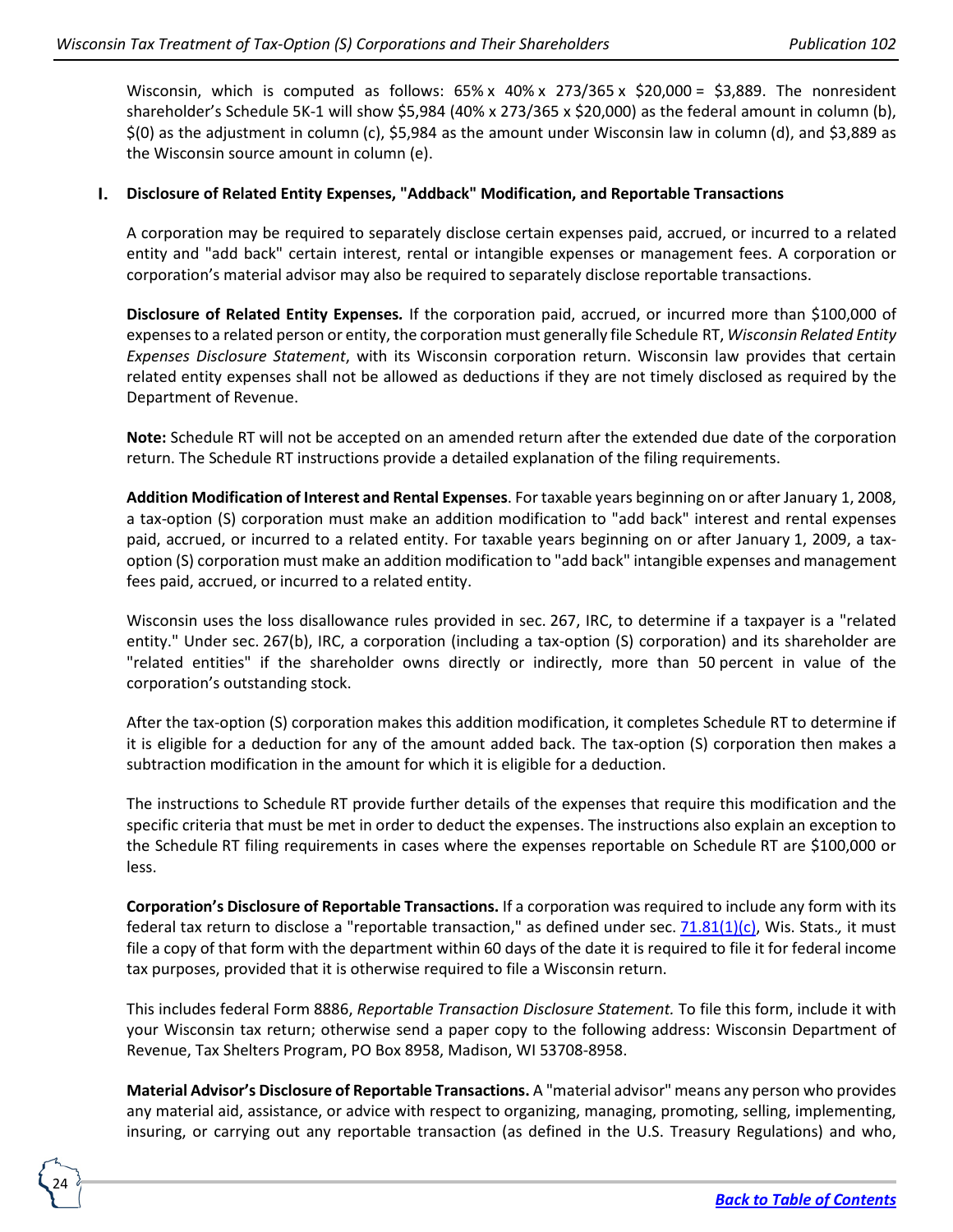Wisconsin, which is computed as follows: 65% x 40% x 273/365 x $20,000 = $3,889. The nonresident shareholder's Schedule 5K-1 will show $5,984 (40% x 273/365 x $20,000) as the federal amount in column (b), $(0) as the adjustment in column (c), $5,984 as the amount under Wisconsin law in column (d), and $3,889 as the Wisconsin source amount in column (e).

## I. Disclosure of Related Entity Expenses, "Addback" Modification, and Reportable Transactions

A corporation may be required to separately disclose certain expenses paid, accrued, or incurred to a related entity and "add back" certain interest, rental or intangible expenses or management fees. A corporation or corporation's material advisor may also be required to separately disclose reportable transactions.

**Disclosure of Related Entity Expenses.** If the corporation paid, accrued, or incurred more than $100,000 of expenses to a related person or entity, the corporation must generally file Schedule RT, *Wisconsin Related Entity Expenses Disclosure Statement*, with its Wisconsin corporation return. Wisconsin law provides that certain related entity expenses shall not be allowed as deductions if they are not timely disclosed as required by the Department of Revenue.

**Note:** Schedule RT will not be accepted on an amended return after the extended due date of the corporation return. The Schedule RT instructions provide a detailed explanation of the filing requirements.

**Addition Modification of Interest and Rental Expenses**. For taxable years beginning on or after January 1, 2008, a tax-option (S) corporation must make an addition modification to "add back" interest and rental expenses paid, accrued, or incurred to a related entity. For taxable years beginning on or after January 1, 2009, a tax-option (S) corporation must make an addition modification to "add back" intangible expenses and management fees paid, accrued, or incurred to a related entity.

Wisconsin uses the loss disallowance rules provided in sec. 267, IRC, to determine if a taxpayer is a "related entity." Under sec. 267(b), IRC, a corporation (including a tax-option (S) corporation) and its shareholder are "related entities" if the shareholder owns directly or indirectly, more than 50 percent in value of the corporation's outstanding stock.

After the tax-option (S) corporation makes this addition modification, it completes Schedule RT to determine if it is eligible for a deduction for any of the amount added back. The tax-option (S) corporation then makes a subtraction modification in the amount for which it is eligible for a deduction.

The instructions to Schedule RT provide further details of the expenses that require this modification and the specific criteria that must be met in order to deduct the expenses. The instructions also explain an exception to the Schedule RT filing requirements in cases where the expenses reportable on Schedule RT are $100,000 or less.

**Corporation's Disclosure of Reportable Transactions.** If a corporation was required to include any form with its federal tax return to disclose a "reportable transaction," as defined under sec. 71.81(1)(c), Wis. Stats., it must file a copy of that form with the department within 60 days of the date it is required to file it for federal income tax purposes, provided that it is otherwise required to file a Wisconsin return.

This includes federal Form 8886, *Reportable Transaction Disclosure Statement.* To file this form, include it with your Wisconsin tax return; otherwise send a paper copy to the following address: Wisconsin Department of Revenue, Tax Shelters Program, PO Box 8958, Madison, WI 53708-8958.

**Material Advisor's Disclosure of Reportable Transactions.** A "material advisor" means any person who provides any material aid, assistance, or advice with respect to organizing, managing, promoting, selling, implementing, insuring, or carrying out any reportable transaction (as defined in the U.S. Treasury Regulations) and who,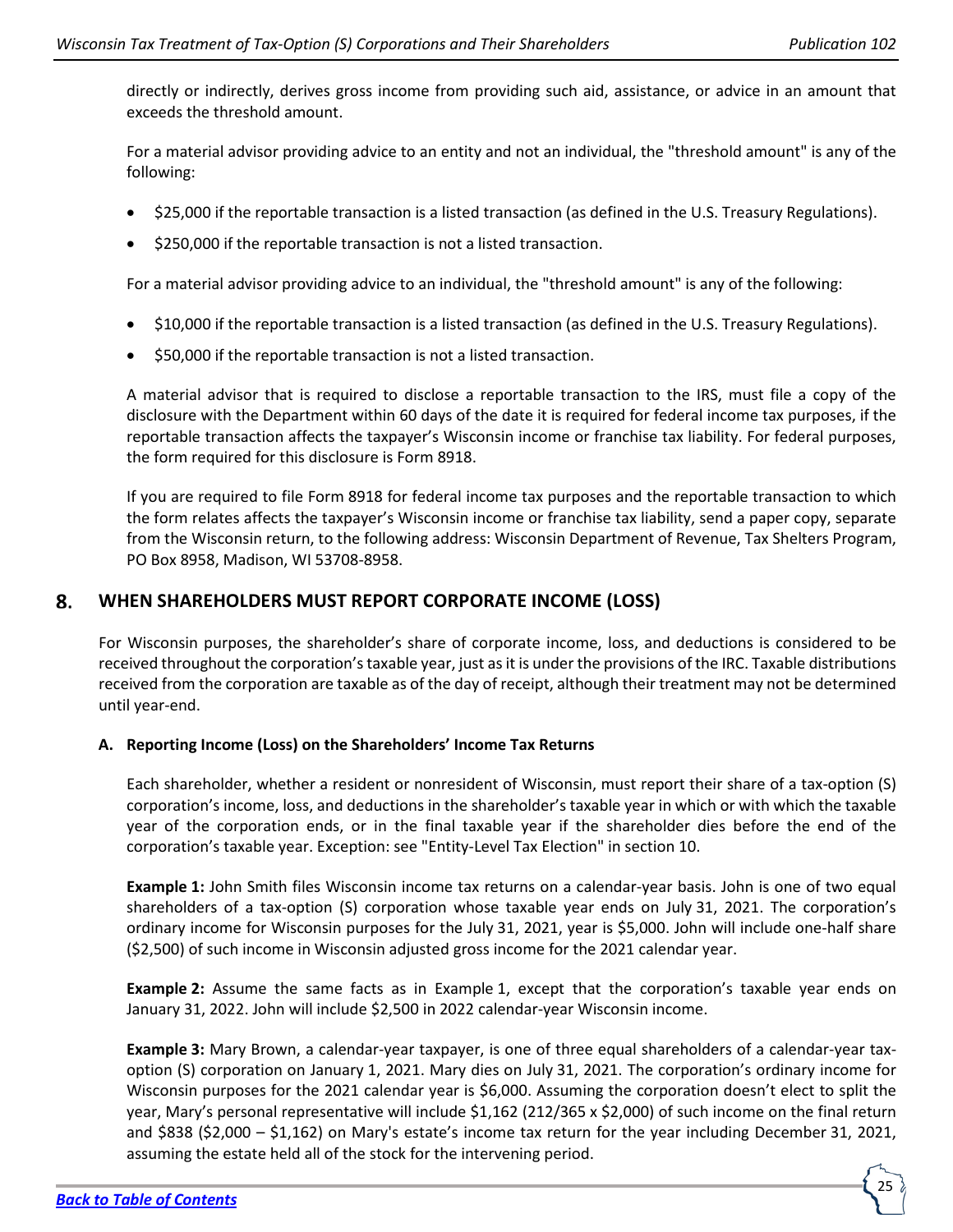directly or indirectly, derives gross income from providing such aid, assistance, or advice in an amount that exceeds the threshold amount.

For a material advisor providing advice to an entity and not an individual, the "threshold amount" is any of the following:

- $25,000 if the reportable transaction is a listed transaction (as defined in the U.S. Treasury Regulations).
- $250,000 if the reportable transaction is not a listed transaction.

For a material advisor providing advice to an individual, the "threshold amount" is any of the following:

- $10,000 if the reportable transaction is a listed transaction (as defined in the U.S. Treasury Regulations).
- $50,000 if the reportable transaction is not a listed transaction.

A material advisor that is required to disclose a reportable transaction to the IRS, must file a copy of the disclosure with the Department within 60 days of the date it is required for federal income tax purposes, if the reportable transaction affects the taxpayer's Wisconsin income or franchise tax liability. For federal purposes, the form required for this disclosure is Form 8918.

If you are required to file Form 8918 for federal income tax purposes and the reportable transaction to which the form relates affects the taxpayer's Wisconsin income or franchise tax liability, send a paper copy, separate from the Wisconsin return, to the following address: Wisconsin Department of Revenue, Tax Shelters Program, PO Box 8958, Madison, WI 53708-8958.

## 8. WHEN SHAREHOLDERS MUST REPORT CORPORATE INCOME (LOSS)

For Wisconsin purposes, the shareholder's share of corporate income, loss, and deductions is considered to be received throughout the corporation's taxable year, just as it is under the provisions of the IRC. Taxable distributions received from the corporation are taxable as of the day of receipt, although their treatment may not be determined until year-end.

### A. Reporting Income (Loss) on the Shareholders' Income Tax Returns

Each shareholder, whether a resident or nonresident of Wisconsin, must report their share of a tax-option (S) corporation's income, loss, and deductions in the shareholder's taxable year in which or with which the taxable year of the corporation ends, or in the final taxable year if the shareholder dies before the end of the corporation's taxable year. Exception: see "Entity-Level Tax Election" in section 10.

**Example 1:** John Smith files Wisconsin income tax returns on a calendar-year basis. John is one of two equal shareholders of a tax-option (S) corporation whose taxable year ends on July 31, 2021. The corporation's ordinary income for Wisconsin purposes for the July 31, 2021, year is $5,000. John will include one-half share ($2,500) of such income in Wisconsin adjusted gross income for the 2021 calendar year.

**Example 2:** Assume the same facts as in Example 1, except that the corporation's taxable year ends on January 31, 2022. John will include $2,500 in 2022 calendar-year Wisconsin income.

**Example 3:** Mary Brown, a calendar-year taxpayer, is one of three equal shareholders of a calendar-year tax-option (S) corporation on January 1, 2021. Mary dies on July 31, 2021. The corporation's ordinary income for Wisconsin purposes for the 2021 calendar year is $6,000. Assuming the corporation doesn't elect to split the year, Mary's personal representative will include $1,162 (212/365 x $2,000) of such income on the final return and $838 ($2,000 – $1,162) on Mary's estate's income tax return for the year including December 31, 2021, assuming the estate held all of the stock for the intervening period.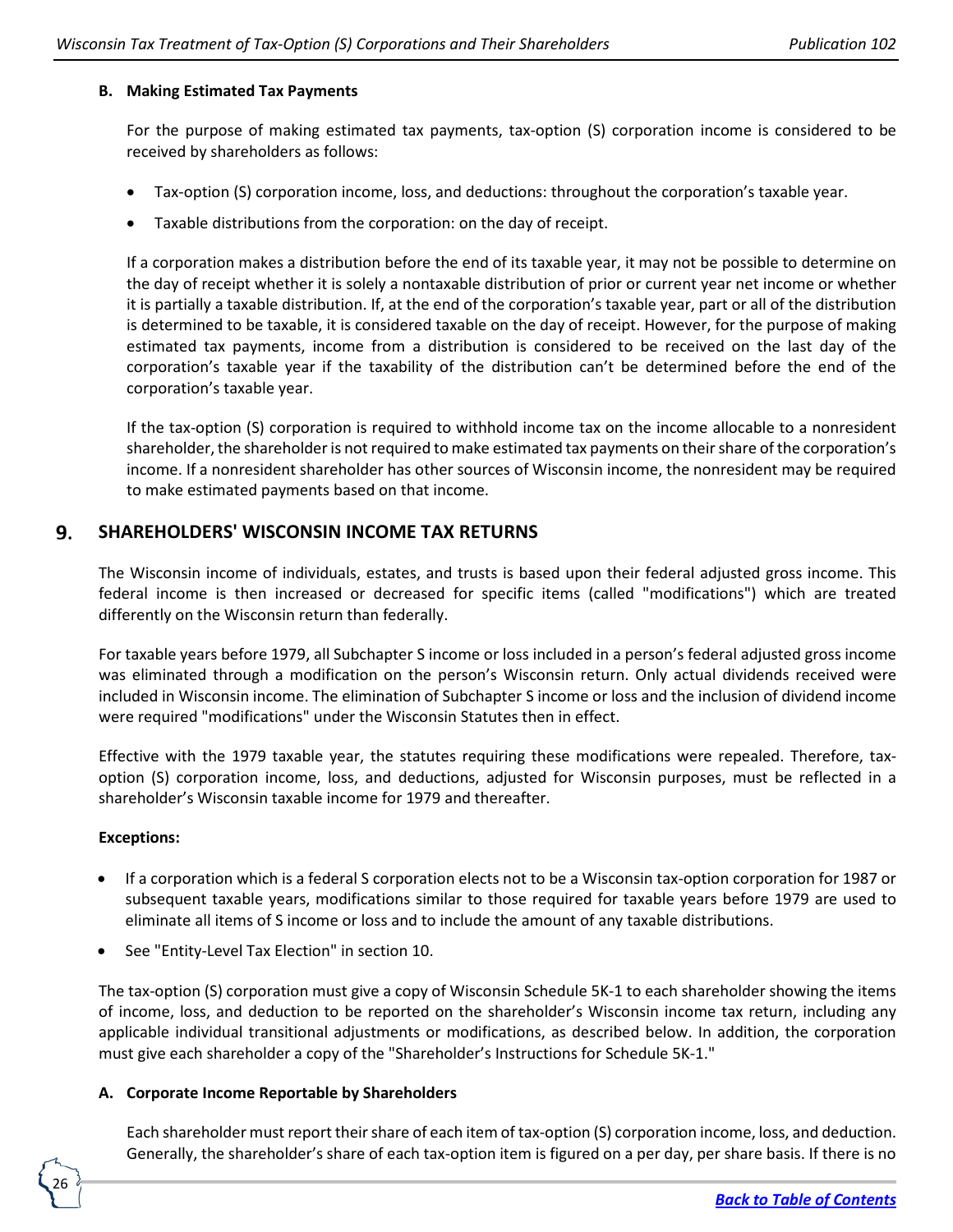### B. Making Estimated Tax Payments

For the purpose of making estimated tax payments, tax-option (S) corporation income is considered to be received by shareholders as follows:

- Tax-option (S) corporation income, loss, and deductions: throughout the corporation's taxable year.
- Taxable distributions from the corporation: on the day of receipt.

If a corporation makes a distribution before the end of its taxable year, it may not be possible to determine on the day of receipt whether it is solely a nontaxable distribution of prior or current year net income or whether it is partially a taxable distribution. If, at the end of the corporation's taxable year, part or all of the distribution is determined to be taxable, it is considered taxable on the day of receipt. However, for the purpose of making estimated tax payments, income from a distribution is considered to be received on the last day of the corporation's taxable year if the taxability of the distribution can't be determined before the end of the corporation's taxable year.

If the tax-option (S) corporation is required to withhold income tax on the income allocable to a nonresident shareholder, the shareholder is not required to make estimated tax payments on their share of the corporation's income. If a nonresident shareholder has other sources of Wisconsin income, the nonresident may be required to make estimated payments based on that income.

## 9. SHAREHOLDERS' WISCONSIN INCOME TAX RETURNS

The Wisconsin income of individuals, estates, and trusts is based upon their federal adjusted gross income. This federal income is then increased or decreased for specific items (called "modifications") which are treated differently on the Wisconsin return than federally.

For taxable years before 1979, all Subchapter S income or loss included in a person's federal adjusted gross income was eliminated through a modification on the person's Wisconsin return. Only actual dividends received were included in Wisconsin income. The elimination of Subchapter S income or loss and the inclusion of dividend income were required "modifications" under the Wisconsin Statutes then in effect.

Effective with the 1979 taxable year, the statutes requiring these modifications were repealed. Therefore, tax-option (S) corporation income, loss, and deductions, adjusted for Wisconsin purposes, must be reflected in a shareholder's Wisconsin taxable income for 1979 and thereafter.

**Exceptions:**

- If a corporation which is a federal S corporation elects not to be a Wisconsin tax-option corporation for 1987 or subsequent taxable years, modifications similar to those required for taxable years before 1979 are used to eliminate all items of S income or loss and to include the amount of any taxable distributions.
- See "Entity-Level Tax Election" in section 10.

The tax-option (S) corporation must give a copy of Wisconsin Schedule 5K-1 to each shareholder showing the items of income, loss, and deduction to be reported on the shareholder's Wisconsin income tax return, including any applicable individual transitional adjustments or modifications, as described below. In addition, the corporation must give each shareholder a copy of the "Shareholder's Instructions for Schedule 5K-1."

### A. Corporate Income Reportable by Shareholders

Each shareholder must report their share of each item of tax-option (S) corporation income, loss, and deduction. Generally, the shareholder's share of each tax-option item is figured on a per day, per share basis. If there is no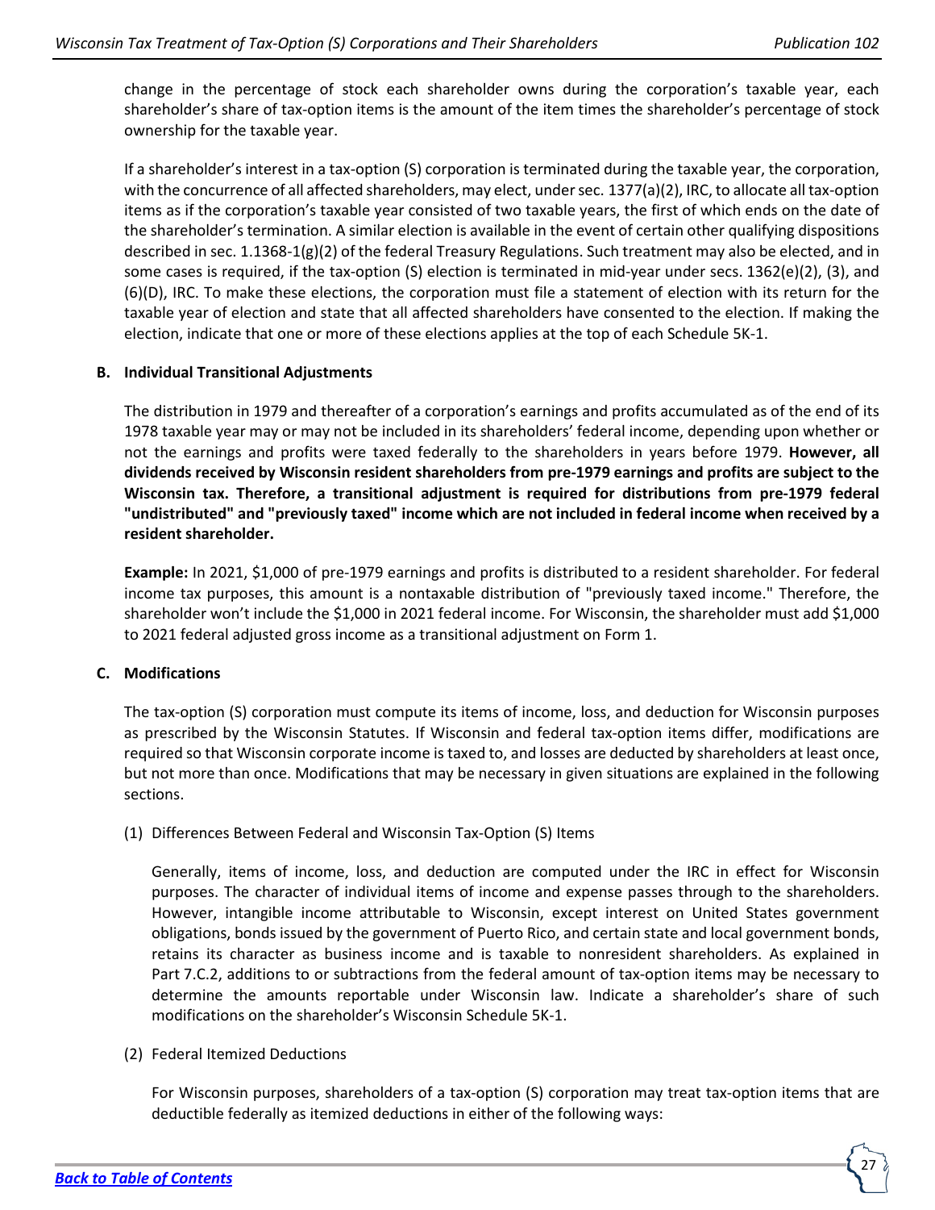change in the percentage of stock each shareholder owns during the corporation's taxable year, each shareholder's share of tax-option items is the amount of the item times the shareholder's percentage of stock ownership for the taxable year.

If a shareholder's interest in a tax-option (S) corporation is terminated during the taxable year, the corporation, with the concurrence of all affected shareholders, may elect, under sec. 1377(a)(2), IRC, to allocate all tax-option items as if the corporation's taxable year consisted of two taxable years, the first of which ends on the date of the shareholder's termination. A similar election is available in the event of certain other qualifying dispositions described in sec. 1.1368-1(g)(2) of the federal Treasury Regulations. Such treatment may also be elected, and in some cases is required, if the tax-option (S) election is terminated in mid-year under secs. 1362(e)(2), (3), and (6)(D), IRC. To make these elections, the corporation must file a statement of election with its return for the taxable year of election and state that all affected shareholders have consented to the election. If making the election, indicate that one or more of these elections applies at the top of each Schedule 5K-1.

### B. Individual Transitional Adjustments

The distribution in 1979 and thereafter of a corporation's earnings and profits accumulated as of the end of its 1978 taxable year may or may not be included in its shareholders' federal income, depending upon whether or not the earnings and profits were taxed federally to the shareholders in years before 1979. **However, all dividends received by Wisconsin resident shareholders from pre-1979 earnings and profits are subject to the Wisconsin tax. Therefore, a transitional adjustment is required for distributions from pre-1979 federal "undistributed" and "previously taxed" income which are not included in federal income when received by a resident shareholder.**

**Example:** In 2021, $1,000 of pre-1979 earnings and profits is distributed to a resident shareholder. For federal income tax purposes, this amount is a nontaxable distribution of "previously taxed income." Therefore, the shareholder won't include the $1,000 in 2021 federal income. For Wisconsin, the shareholder must add $1,000 to 2021 federal adjusted gross income as a transitional adjustment on Form 1.

### C. Modifications

The tax-option (S) corporation must compute its items of income, loss, and deduction for Wisconsin purposes as prescribed by the Wisconsin Statutes. If Wisconsin and federal tax-option items differ, modifications are required so that Wisconsin corporate income is taxed to, and losses are deducted by shareholders at least once, but not more than once. Modifications that may be necessary in given situations are explained in the following sections.

(1) Differences Between Federal and Wisconsin Tax-Option (S) Items

Generally, items of income, loss, and deduction are computed under the IRC in effect for Wisconsin purposes. The character of individual items of income and expense passes through to the shareholders. However, intangible income attributable to Wisconsin, except interest on United States government obligations, bonds issued by the government of Puerto Rico, and certain state and local government bonds, retains its character as business income and is taxable to nonresident shareholders. As explained in Part 7.C.2, additions to or subtractions from the federal amount of tax-option items may be necessary to determine the amounts reportable under Wisconsin law. Indicate a shareholder's share of such modifications on the shareholder's Wisconsin Schedule 5K-1.

(2) Federal Itemized Deductions

For Wisconsin purposes, shareholders of a tax-option (S) corporation may treat tax-option items that are deductible federally as itemized deductions in either of the following ways: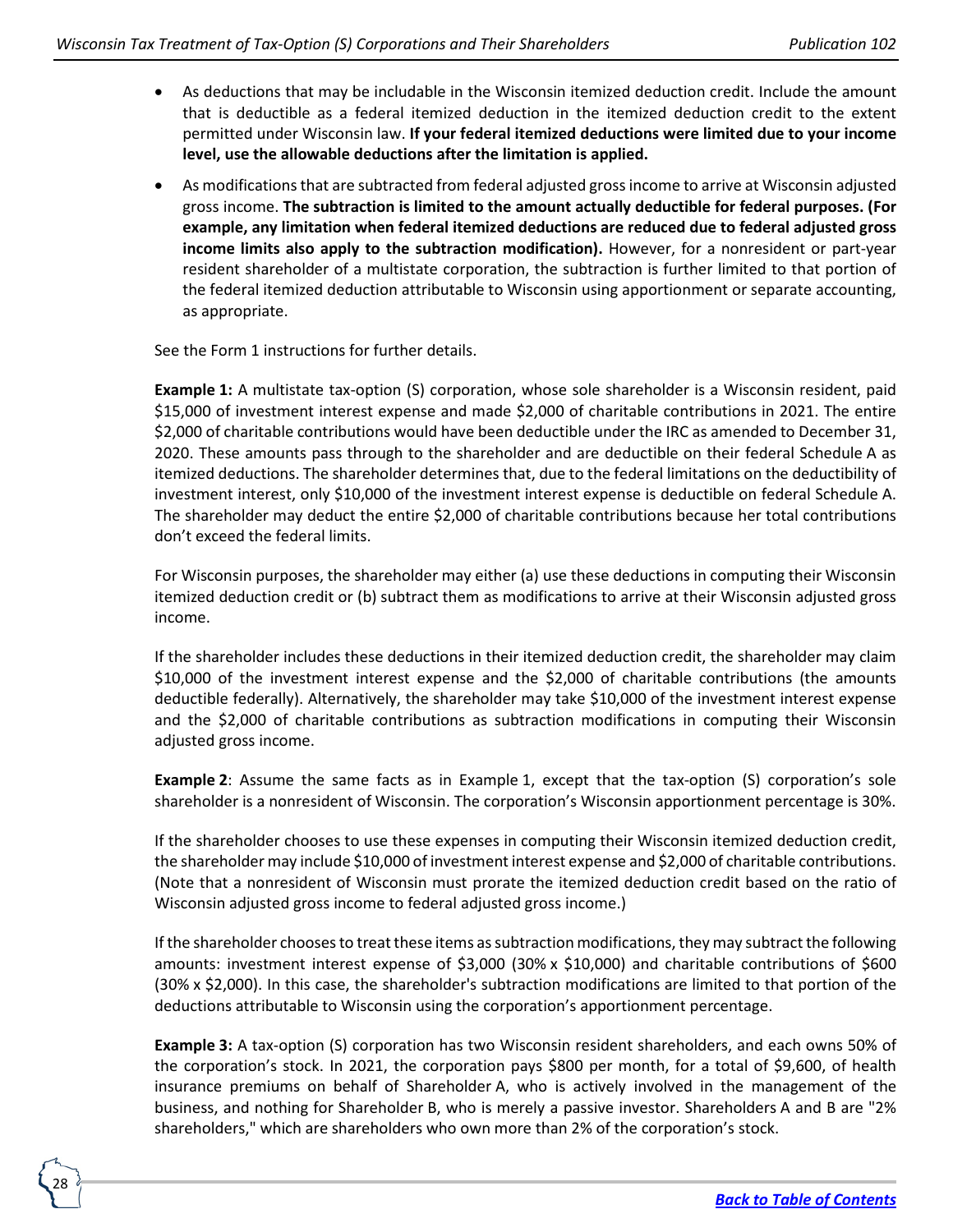- As deductions that may be includable in the Wisconsin itemized deduction credit. Include the amount that is deductible as a federal itemized deduction in the itemized deduction credit to the extent permitted under Wisconsin law. **If your federal itemized deductions were limited due to your income level, use the allowable deductions after the limitation is applied.**
- As modifications that are subtracted from federal adjusted gross income to arrive at Wisconsin adjusted gross income. **The subtraction is limited to the amount actually deductible for federal purposes. (For example, any limitation when federal itemized deductions are reduced due to federal adjusted gross income limits also apply to the subtraction modification).** However, for a nonresident or part-year resident shareholder of a multistate corporation, the subtraction is further limited to that portion of the federal itemized deduction attributable to Wisconsin using apportionment or separate accounting, as appropriate.

See the Form 1 instructions for further details.

**Example 1:** A multistate tax-option (S) corporation, whose sole shareholder is a Wisconsin resident, paid $15,000 of investment interest expense and made $2,000 of charitable contributions in 2021. The entire $2,000 of charitable contributions would have been deductible under the IRC as amended to December 31, 2020. These amounts pass through to the shareholder and are deductible on their federal Schedule A as itemized deductions. The shareholder determines that, due to the federal limitations on the deductibility of investment interest, only $10,000 of the investment interest expense is deductible on federal Schedule A. The shareholder may deduct the entire $2,000 of charitable contributions because her total contributions don't exceed the federal limits.

For Wisconsin purposes, the shareholder may either (a) use these deductions in computing their Wisconsin itemized deduction credit or (b) subtract them as modifications to arrive at their Wisconsin adjusted gross income.

If the shareholder includes these deductions in their itemized deduction credit, the shareholder may claim $10,000 of the investment interest expense and the $2,000 of charitable contributions (the amounts deductible federally). Alternatively, the shareholder may take $10,000 of the investment interest expense and the $2,000 of charitable contributions as subtraction modifications in computing their Wisconsin adjusted gross income.

**Example 2**: Assume the same facts as in Example 1, except that the tax-option (S) corporation's sole shareholder is a nonresident of Wisconsin. The corporation's Wisconsin apportionment percentage is 30%.

If the shareholder chooses to use these expenses in computing their Wisconsin itemized deduction credit, the shareholder may include $10,000 of investment interest expense and $2,000 of charitable contributions. (Note that a nonresident of Wisconsin must prorate the itemized deduction credit based on the ratio of Wisconsin adjusted gross income to federal adjusted gross income.)

If the shareholder chooses to treat these items as subtraction modifications, they may subtract the following amounts: investment interest expense of $3,000 (30% x $10,000) and charitable contributions of $600 (30% x $2,000). In this case, the shareholder's subtraction modifications are limited to that portion of the deductions attributable to Wisconsin using the corporation's apportionment percentage.

**Example 3:** A tax-option (S) corporation has two Wisconsin resident shareholders, and each owns 50% of the corporation's stock. In 2021, the corporation pays $800 per month, for a total of $9,600, of health insurance premiums on behalf of Shareholder A, who is actively involved in the management of the business, and nothing for Shareholder B, who is merely a passive investor. Shareholders A and B are "2% shareholders," which are shareholders who own more than 2% of the corporation's stock.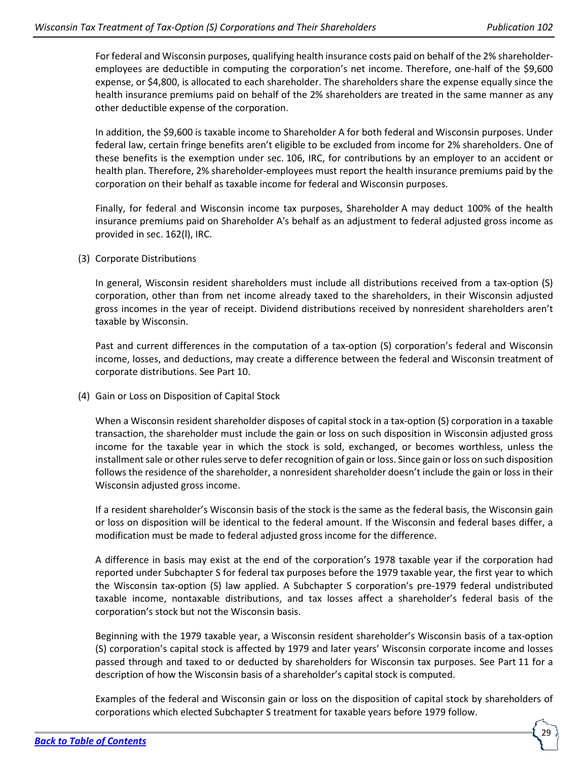For federal and Wisconsin purposes, qualifying health insurance costs paid on behalf of the 2% shareholder-employees are deductible in computing the corporation's net income. Therefore, one-half of the $9,600 expense, or $4,800, is allocated to each shareholder. The shareholders share the expense equally since the health insurance premiums paid on behalf of the 2% shareholders are treated in the same manner as any other deductible expense of the corporation.

In addition, the $9,600 is taxable income to Shareholder A for both federal and Wisconsin purposes. Under federal law, certain fringe benefits aren't eligible to be excluded from income for 2% shareholders. One of these benefits is the exemption under sec. 106, IRC, for contributions by an employer to an accident or health plan. Therefore, 2% shareholder-employees must report the health insurance premiums paid by the corporation on their behalf as taxable income for federal and Wisconsin purposes.

Finally, for federal and Wisconsin income tax purposes, Shareholder A may deduct 100% of the health insurance premiums paid on Shareholder A's behalf as an adjustment to federal adjusted gross income as provided in sec. 162(l), IRC.

(3) Corporate Distributions

In general, Wisconsin resident shareholders must include all distributions received from a tax-option (S) corporation, other than from net income already taxed to the shareholders, in their Wisconsin adjusted gross incomes in the year of receipt. Dividend distributions received by nonresident shareholders aren't taxable by Wisconsin.

Past and current differences in the computation of a tax-option (S) corporation's federal and Wisconsin income, losses, and deductions, may create a difference between the federal and Wisconsin treatment of corporate distributions. See Part 10.

(4) Gain or Loss on Disposition of Capital Stock

When a Wisconsin resident shareholder disposes of capital stock in a tax-option (S) corporation in a taxable transaction, the shareholder must include the gain or loss on such disposition in Wisconsin adjusted gross income for the taxable year in which the stock is sold, exchanged, or becomes worthless, unless the installment sale or other rules serve to defer recognition of gain or loss. Since gain or loss on such disposition follows the residence of the shareholder, a nonresident shareholder doesn't include the gain or loss in their Wisconsin adjusted gross income.

If a resident shareholder's Wisconsin basis of the stock is the same as the federal basis, the Wisconsin gain or loss on disposition will be identical to the federal amount. If the Wisconsin and federal bases differ, a modification must be made to federal adjusted gross income for the difference.

A difference in basis may exist at the end of the corporation's 1978 taxable year if the corporation had reported under Subchapter S for federal tax purposes before the 1979 taxable year, the first year to which the Wisconsin tax-option (S) law applied. A Subchapter S corporation's pre-1979 federal undistributed taxable income, nontaxable distributions, and tax losses affect a shareholder's federal basis of the corporation's stock but not the Wisconsin basis.

Beginning with the 1979 taxable year, a Wisconsin resident shareholder's Wisconsin basis of a tax-option (S) corporation's capital stock is affected by 1979 and later years' Wisconsin corporate income and losses passed through and taxed to or deducted by shareholders for Wisconsin tax purposes. See Part 11 for a description of how the Wisconsin basis of a shareholder's capital stock is computed.

Examples of the federal and Wisconsin gain or loss on the disposition of capital stock by shareholders of corporations which elected Subchapter S treatment for taxable years before 1979 follow.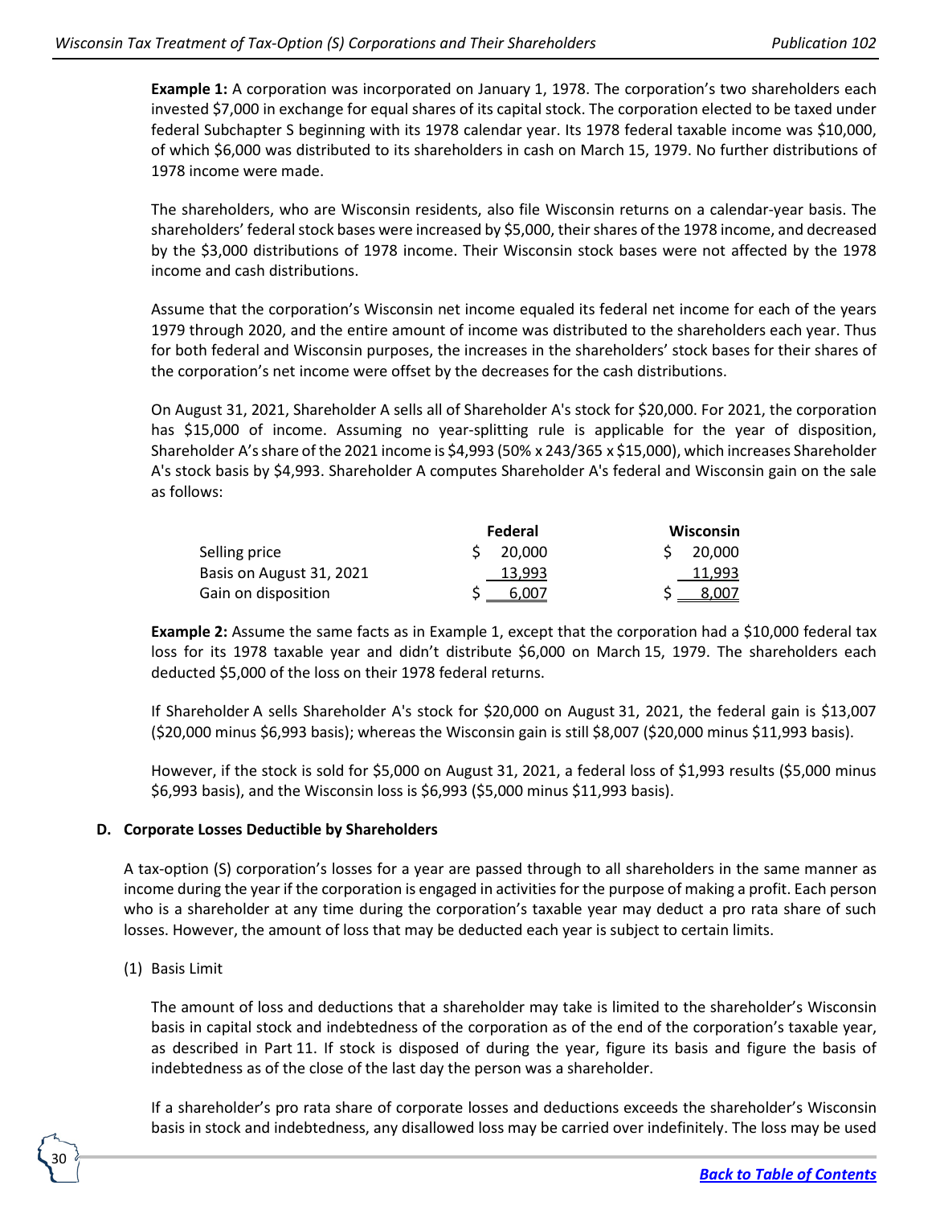**Example 1:** A corporation was incorporated on January 1, 1978. The corporation's two shareholders each invested $7,000 in exchange for equal shares of its capital stock. The corporation elected to be taxed under federal Subchapter S beginning with its 1978 calendar year. Its 1978 federal taxable income was $10,000, of which $6,000 was distributed to its shareholders in cash on March 15, 1979. No further distributions of 1978 income were made.

The shareholders, who are Wisconsin residents, also file Wisconsin returns on a calendar-year basis. The shareholders' federal stock bases were increased by $5,000, their shares of the 1978 income, and decreased by the $3,000 distributions of 1978 income. Their Wisconsin stock bases were not affected by the 1978 income and cash distributions.

Assume that the corporation's Wisconsin net income equaled its federal net income for each of the years 1979 through 2020, and the entire amount of income was distributed to the shareholders each year. Thus for both federal and Wisconsin purposes, the increases in the shareholders' stock bases for their shares of the corporation's net income were offset by the decreases for the cash distributions.

On August 31, 2021, Shareholder A sells all of Shareholder A's stock for $20,000. For 2021, the corporation has $15,000 of income. Assuming no year-splitting rule is applicable for the year of disposition, Shareholder A's share of the 2021 income is $4,993 (50% x 243/365 x $15,000), which increases Shareholder A's stock basis by $4,993. Shareholder A computes Shareholder A's federal and Wisconsin gain on the sale as follows:

| | Federal | Wisconsin |
|---|---|---|
| Selling price | $ 20,000 | $ 20,000 |
| Basis on August 31, 2021 | 13,993 | 11,993 |
| Gain on disposition | $ 6,007 | $ 8,007 |

**Example 2:** Assume the same facts as in Example 1, except that the corporation had a $10,000 federal tax loss for its 1978 taxable year and didn't distribute $6,000 on March 15, 1979. The shareholders each deducted $5,000 of the loss on their 1978 federal returns.

If Shareholder A sells Shareholder A's stock for $20,000 on August 31, 2021, the federal gain is $13,007 ($20,000 minus $6,993 basis); whereas the Wisconsin gain is still $8,007 ($20,000 minus $11,993 basis).

However, if the stock is sold for $5,000 on August 31, 2021, a federal loss of $1,993 results ($5,000 minus $6,993 basis), and the Wisconsin loss is $6,993 ($5,000 minus $11,993 basis).

### D. Corporate Losses Deductible by Shareholders

A tax-option (S) corporation's losses for a year are passed through to all shareholders in the same manner as income during the year if the corporation is engaged in activities for the purpose of making a profit. Each person who is a shareholder at any time during the corporation's taxable year may deduct a pro rata share of such losses. However, the amount of loss that may be deducted each year is subject to certain limits.

(1) Basis Limit

The amount of loss and deductions that a shareholder may take is limited to the shareholder's Wisconsin basis in capital stock and indebtedness of the corporation as of the end of the corporation's taxable year, as described in Part 11. If stock is disposed of during the year, figure its basis and figure the basis of indebtedness as of the close of the last day the person was a shareholder.

If a shareholder's pro rata share of corporate losses and deductions exceeds the shareholder's Wisconsin basis in stock and indebtedness, any disallowed loss may be carried over indefinitely. The loss may be used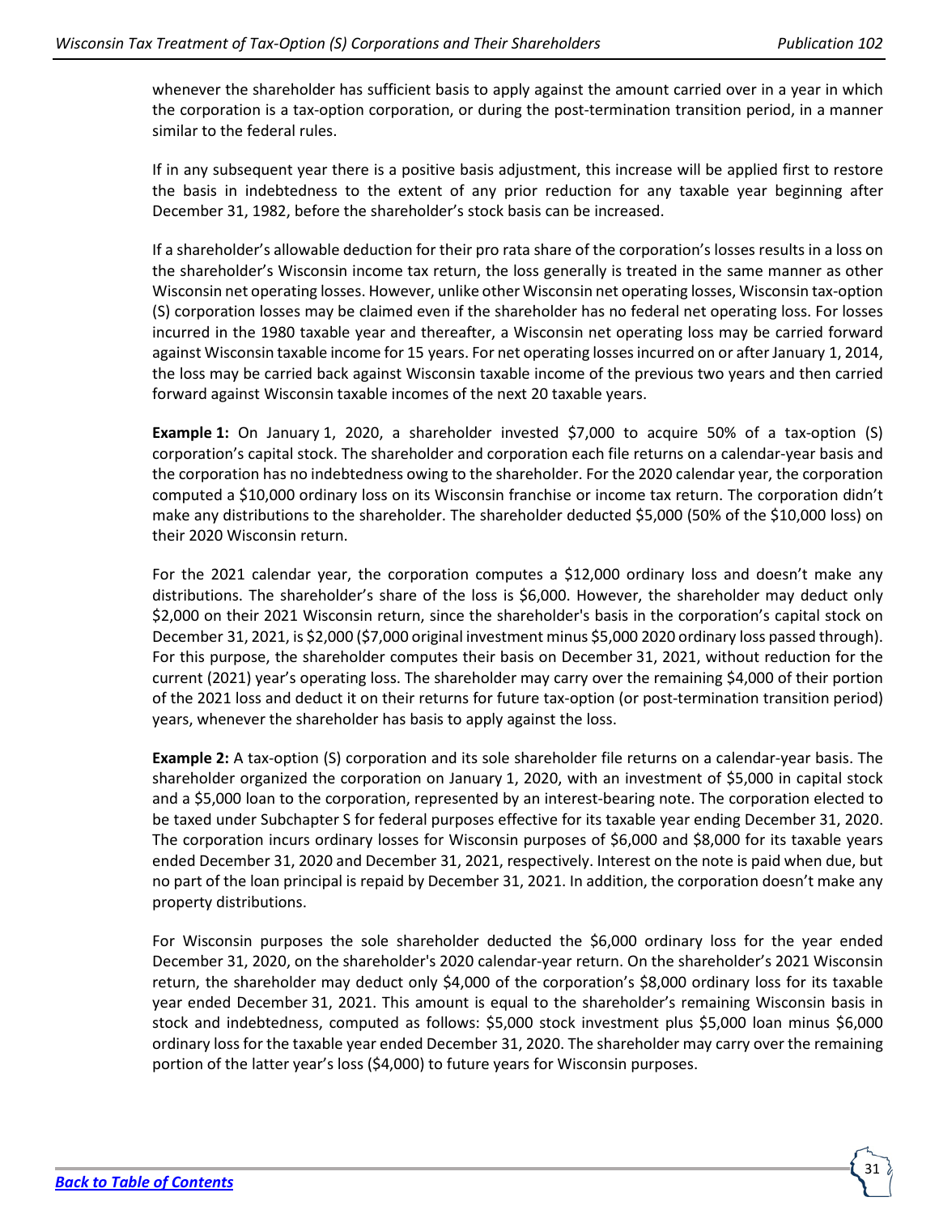whenever the shareholder has sufficient basis to apply against the amount carried over in a year in which the corporation is a tax-option corporation, or during the post-termination transition period, in a manner similar to the federal rules.

If in any subsequent year there is a positive basis adjustment, this increase will be applied first to restore the basis in indebtedness to the extent of any prior reduction for any taxable year beginning after December 31, 1982, before the shareholder's stock basis can be increased.

If a shareholder's allowable deduction for their pro rata share of the corporation's losses results in a loss on the shareholder's Wisconsin income tax return, the loss generally is treated in the same manner as other Wisconsin net operating losses. However, unlike other Wisconsin net operating losses, Wisconsin tax-option (S) corporation losses may be claimed even if the shareholder has no federal net operating loss. For losses incurred in the 1980 taxable year and thereafter, a Wisconsin net operating loss may be carried forward against Wisconsin taxable income for 15 years. For net operating losses incurred on or after January 1, 2014, the loss may be carried back against Wisconsin taxable income of the previous two years and then carried forward against Wisconsin taxable incomes of the next 20 taxable years.

**Example 1:** On January 1, 2020, a shareholder invested $7,000 to acquire 50% of a tax-option (S) corporation's capital stock. The shareholder and corporation each file returns on a calendar-year basis and the corporation has no indebtedness owing to the shareholder. For the 2020 calendar year, the corporation computed a $10,000 ordinary loss on its Wisconsin franchise or income tax return. The corporation didn't make any distributions to the shareholder. The shareholder deducted $5,000 (50% of the $10,000 loss) on their 2020 Wisconsin return.

For the 2021 calendar year, the corporation computes a $12,000 ordinary loss and doesn't make any distributions. The shareholder's share of the loss is $6,000. However, the shareholder may deduct only $2,000 on their 2021 Wisconsin return, since the shareholder's basis in the corporation's capital stock on December 31, 2021, is $2,000 ($7,000 original investment minus $5,000 2020 ordinary loss passed through). For this purpose, the shareholder computes their basis on December 31, 2021, without reduction for the current (2021) year's operating loss. The shareholder may carry over the remaining $4,000 of their portion of the 2021 loss and deduct it on their returns for future tax-option (or post-termination transition period) years, whenever the shareholder has basis to apply against the loss.

**Example 2:** A tax-option (S) corporation and its sole shareholder file returns on a calendar-year basis. The shareholder organized the corporation on January 1, 2020, with an investment of $5,000 in capital stock and a $5,000 loan to the corporation, represented by an interest-bearing note. The corporation elected to be taxed under Subchapter S for federal purposes effective for its taxable year ending December 31, 2020. The corporation incurs ordinary losses for Wisconsin purposes of $6,000 and $8,000 for its taxable years ended December 31, 2020 and December 31, 2021, respectively. Interest on the note is paid when due, but no part of the loan principal is repaid by December 31, 2021. In addition, the corporation doesn't make any property distributions.

For Wisconsin purposes the sole shareholder deducted the $6,000 ordinary loss for the year ended December 31, 2020, on the shareholder's 2020 calendar-year return. On the shareholder's 2021 Wisconsin return, the shareholder may deduct only $4,000 of the corporation's $8,000 ordinary loss for its taxable year ended December 31, 2021. This amount is equal to the shareholder's remaining Wisconsin basis in stock and indebtedness, computed as follows: $5,000 stock investment plus $5,000 loan minus $6,000 ordinary loss for the taxable year ended December 31, 2020. The shareholder may carry over the remaining portion of the latter year's loss ($4,000) to future years for Wisconsin purposes.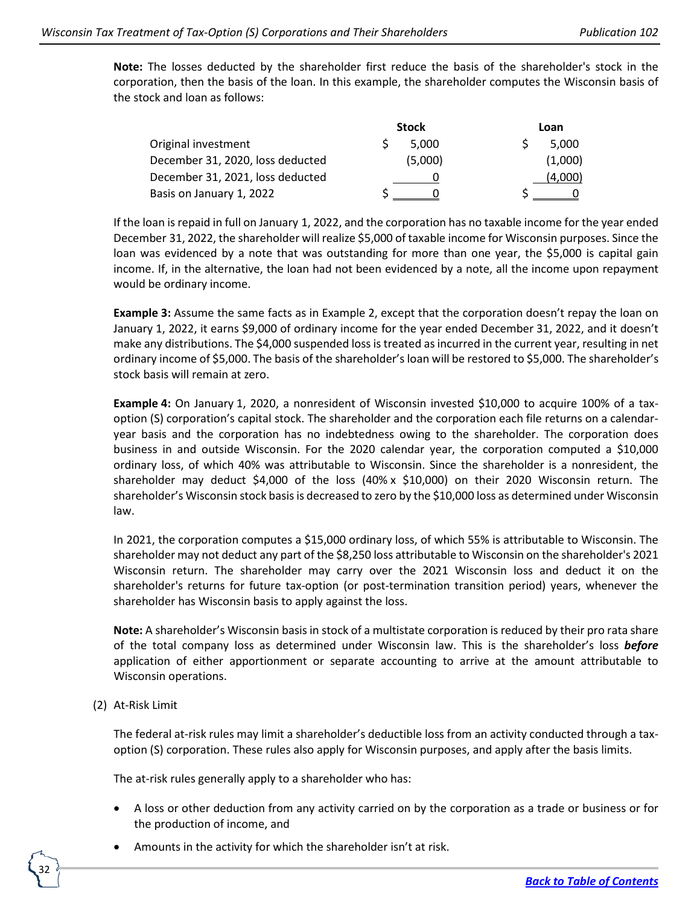**Note:** The losses deducted by the shareholder first reduce the basis of the shareholder's stock in the corporation, then the basis of the loan. In this example, the shareholder computes the Wisconsin basis of the stock and loan as follows:

| | Stock | Loan |
|---|---|---|
| Original investment | $ 5,000 | $ 5,000 |
| December 31, 2020, loss deducted | (5,000) | (1,000) |
| December 31, 2021, loss deducted | 0 | (4,000) |
| Basis on January 1, 2022 | $ 0 | $ 0 |

If the loan is repaid in full on January 1, 2022, and the corporation has no taxable income for the year ended December 31, 2022, the shareholder will realize $5,000 of taxable income for Wisconsin purposes. Since the loan was evidenced by a note that was outstanding for more than one year, the $5,000 is capital gain income. If, in the alternative, the loan had not been evidenced by a note, all the income upon repayment would be ordinary income.

**Example 3:** Assume the same facts as in Example 2, except that the corporation doesn't repay the loan on January 1, 2022, it earns $9,000 of ordinary income for the year ended December 31, 2022, and it doesn't make any distributions. The $4,000 suspended loss is treated as incurred in the current year, resulting in net ordinary income of $5,000. The basis of the shareholder's loan will be restored to $5,000. The shareholder's stock basis will remain at zero.

**Example 4:** On January 1, 2020, a nonresident of Wisconsin invested $10,000 to acquire 100% of a tax-option (S) corporation's capital stock. The shareholder and the corporation each file returns on a calendar-year basis and the corporation has no indebtedness owing to the shareholder. The corporation does business in and outside Wisconsin. For the 2020 calendar year, the corporation computed a $10,000 ordinary loss, of which 40% was attributable to Wisconsin. Since the shareholder is a nonresident, the shareholder may deduct $4,000 of the loss (40% x $10,000) on their 2020 Wisconsin return. The shareholder's Wisconsin stock basis is decreased to zero by the $10,000 loss as determined under Wisconsin law.

In 2021, the corporation computes a $15,000 ordinary loss, of which 55% is attributable to Wisconsin. The shareholder may not deduct any part of the $8,250 loss attributable to Wisconsin on the shareholder's 2021 Wisconsin return. The shareholder may carry over the 2021 Wisconsin loss and deduct it on the shareholder's returns for future tax-option (or post-termination transition period) years, whenever the shareholder has Wisconsin basis to apply against the loss.

**Note:** A shareholder's Wisconsin basis in stock of a multistate corporation is reduced by their pro rata share of the total company loss as determined under Wisconsin law. This is the shareholder's loss ***before*** application of either apportionment or separate accounting to arrive at the amount attributable to Wisconsin operations.

(2) At-Risk Limit

The federal at-risk rules may limit a shareholder's deductible loss from an activity conducted through a tax-option (S) corporation. These rules also apply for Wisconsin purposes, and apply after the basis limits.

The at-risk rules generally apply to a shareholder who has:

- A loss or other deduction from any activity carried on by the corporation as a trade or business or for the production of income, and
- Amounts in the activity for which the shareholder isn't at risk.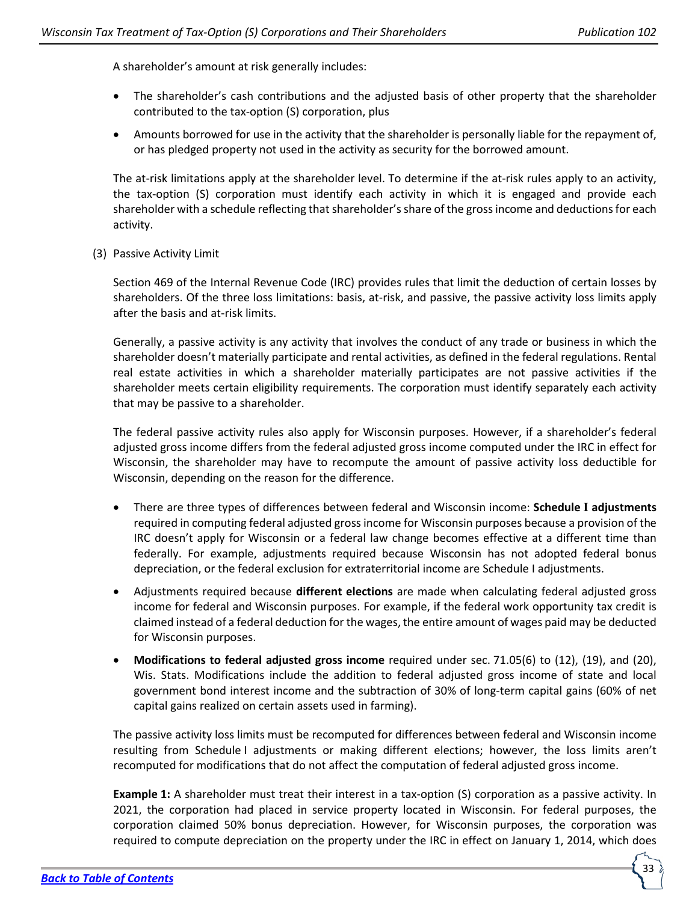A shareholder's amount at risk generally includes:

- The shareholder's cash contributions and the adjusted basis of other property that the shareholder contributed to the tax-option (S) corporation, plus
- Amounts borrowed for use in the activity that the shareholder is personally liable for the repayment of, or has pledged property not used in the activity as security for the borrowed amount.

The at-risk limitations apply at the shareholder level. To determine if the at-risk rules apply to an activity, the tax-option (S) corporation must identify each activity in which it is engaged and provide each shareholder with a schedule reflecting that shareholder's share of the gross income and deductions for each activity.

(3) Passive Activity Limit

Section 469 of the Internal Revenue Code (IRC) provides rules that limit the deduction of certain losses by shareholders. Of the three loss limitations: basis, at-risk, and passive, the passive activity loss limits apply after the basis and at-risk limits.

Generally, a passive activity is any activity that involves the conduct of any trade or business in which the shareholder doesn't materially participate and rental activities, as defined in the federal regulations. Rental real estate activities in which a shareholder materially participates are not passive activities if the shareholder meets certain eligibility requirements. The corporation must identify separately each activity that may be passive to a shareholder.

The federal passive activity rules also apply for Wisconsin purposes. However, if a shareholder's federal adjusted gross income differs from the federal adjusted gross income computed under the IRC in effect for Wisconsin, the shareholder may have to recompute the amount of passive activity loss deductible for Wisconsin, depending on the reason for the difference.

- There are three types of differences between federal and Wisconsin income: **Schedule I adjustments** required in computing federal adjusted gross income for Wisconsin purposes because a provision of the IRC doesn't apply for Wisconsin or a federal law change becomes effective at a different time than federally. For example, adjustments required because Wisconsin has not adopted federal bonus depreciation, or the federal exclusion for extraterritorial income are Schedule I adjustments.
- Adjustments required because **different elections** are made when calculating federal adjusted gross income for federal and Wisconsin purposes. For example, if the federal work opportunity tax credit is claimed instead of a federal deduction for the wages, the entire amount of wages paid may be deducted for Wisconsin purposes.
- **Modifications to federal adjusted gross income** required under sec. 71.05(6) to (12), (19), and (20), Wis. Stats. Modifications include the addition to federal adjusted gross income of state and local government bond interest income and the subtraction of 30% of long-term capital gains (60% of net capital gains realized on certain assets used in farming).

The passive activity loss limits must be recomputed for differences between federal and Wisconsin income resulting from Schedule I adjustments or making different elections; however, the loss limits aren't recomputed for modifications that do not affect the computation of federal adjusted gross income.

**Example 1:** A shareholder must treat their interest in a tax-option (S) corporation as a passive activity. In 2021, the corporation had placed in service property located in Wisconsin. For federal purposes, the corporation claimed 50% bonus depreciation. However, for Wisconsin purposes, the corporation was required to compute depreciation on the property under the IRC in effect on January 1, 2014, which does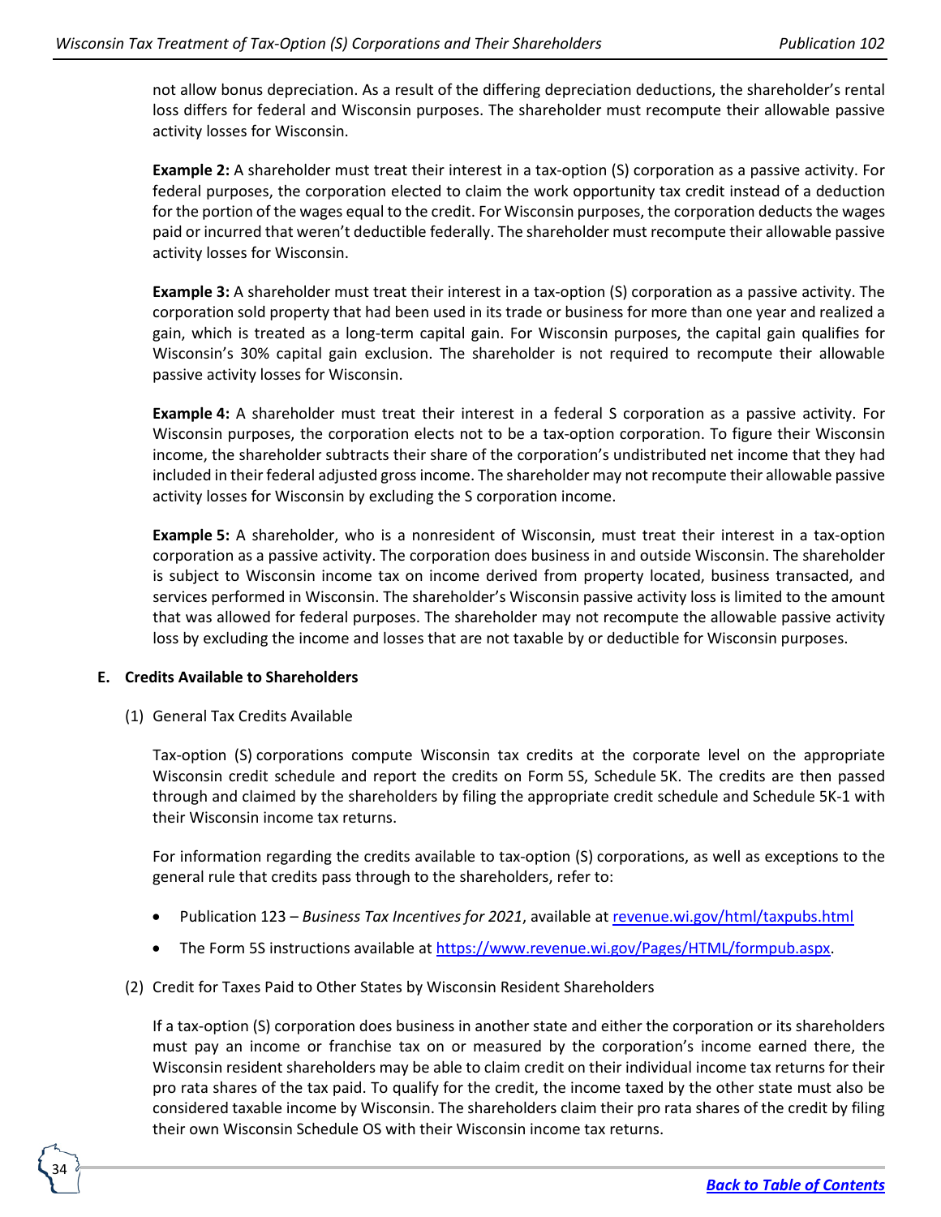not allow bonus depreciation. As a result of the differing depreciation deductions, the shareholder's rental loss differs for federal and Wisconsin purposes. The shareholder must recompute their allowable passive activity losses for Wisconsin.

**Example 2:** A shareholder must treat their interest in a tax-option (S) corporation as a passive activity. For federal purposes, the corporation elected to claim the work opportunity tax credit instead of a deduction for the portion of the wages equal to the credit. For Wisconsin purposes, the corporation deducts the wages paid or incurred that weren't deductible federally. The shareholder must recompute their allowable passive activity losses for Wisconsin.

**Example 3:** A shareholder must treat their interest in a tax-option (S) corporation as a passive activity. The corporation sold property that had been used in its trade or business for more than one year and realized a gain, which is treated as a long-term capital gain. For Wisconsin purposes, the capital gain qualifies for Wisconsin's 30% capital gain exclusion. The shareholder is not required to recompute their allowable passive activity losses for Wisconsin.

**Example 4:** A shareholder must treat their interest in a federal S corporation as a passive activity. For Wisconsin purposes, the corporation elects not to be a tax-option corporation. To figure their Wisconsin income, the shareholder subtracts their share of the corporation's undistributed net income that they had included in their federal adjusted gross income. The shareholder may not recompute their allowable passive activity losses for Wisconsin by excluding the S corporation income.

**Example 5:** A shareholder, who is a nonresident of Wisconsin, must treat their interest in a tax-option corporation as a passive activity. The corporation does business in and outside Wisconsin. The shareholder is subject to Wisconsin income tax on income derived from property located, business transacted, and services performed in Wisconsin. The shareholder's Wisconsin passive activity loss is limited to the amount that was allowed for federal purposes. The shareholder may not recompute the allowable passive activity loss by excluding the income and losses that are not taxable by or deductible for Wisconsin purposes.

### E. Credits Available to Shareholders

(1) General Tax Credits Available

Tax-option (S) corporations compute Wisconsin tax credits at the corporate level on the appropriate Wisconsin credit schedule and report the credits on Form 5S, Schedule 5K. The credits are then passed through and claimed by the shareholders by filing the appropriate credit schedule and Schedule 5K-1 with their Wisconsin income tax returns.

For information regarding the credits available to tax-option (S) corporations, as well as exceptions to the general rule that credits pass through to the shareholders, refer to:

- Publication 123 – *Business Tax Incentives for 2021*, available at revenue.wi.gov/html/taxpubs.html
- The Form 5S instructions available at https://www.revenue.wi.gov/Pages/HTML/formpub.aspx.

(2) Credit for Taxes Paid to Other States by Wisconsin Resident Shareholders

If a tax-option (S) corporation does business in another state and either the corporation or its shareholders must pay an income or franchise tax on or measured by the corporation's income earned there, the Wisconsin resident shareholders may be able to claim credit on their individual income tax returns for their pro rata shares of the tax paid. To qualify for the credit, the income taxed by the other state must also be considered taxable income by Wisconsin. The shareholders claim their pro rata shares of the credit by filing their own Wisconsin Schedule OS with their Wisconsin income tax returns.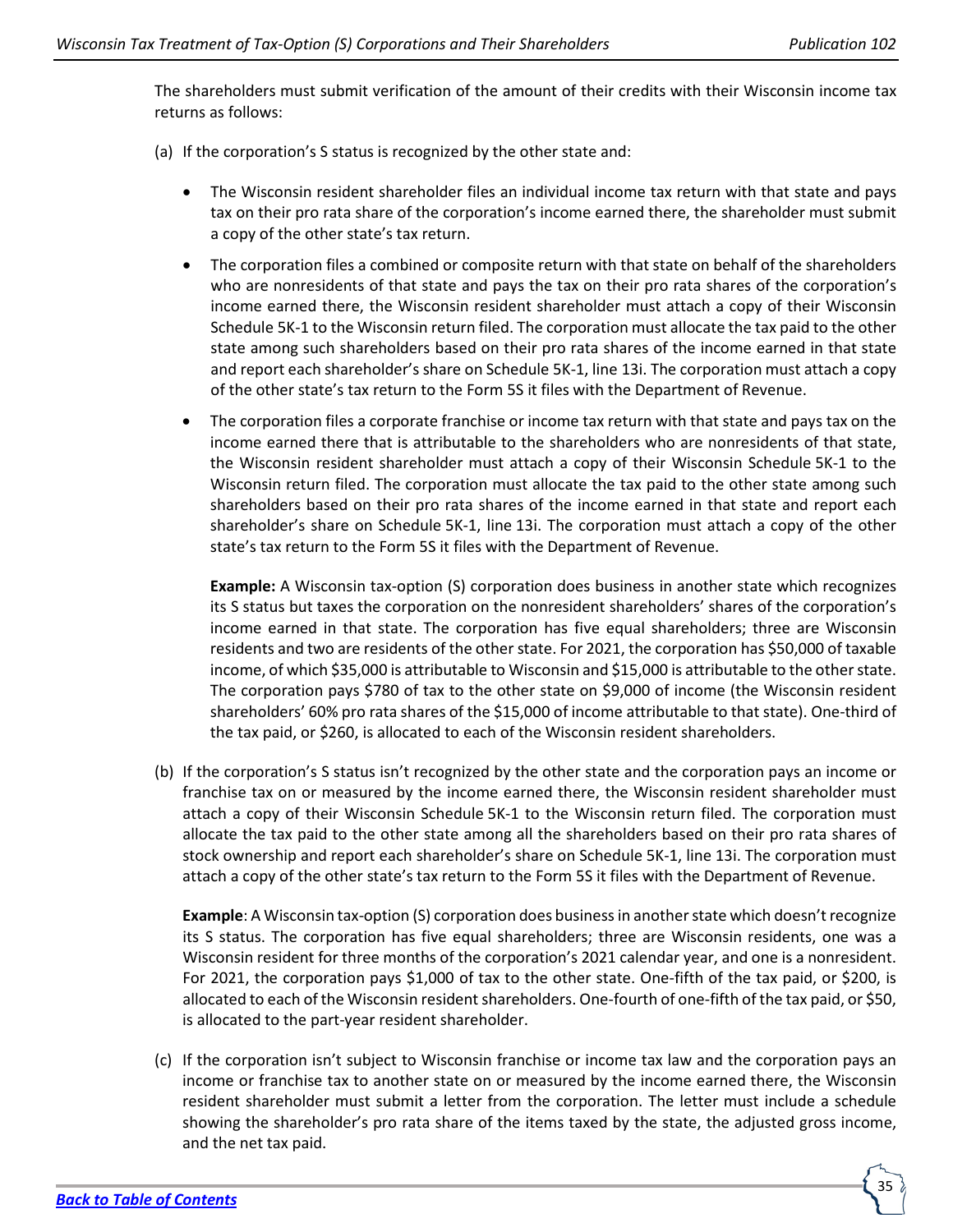The shareholders must submit verification of the amount of their credits with their Wisconsin income tax returns as follows:

(a) If the corporation's S status is recognized by the other state and:

- The Wisconsin resident shareholder files an individual income tax return with that state and pays tax on their pro rata share of the corporation's income earned there, the shareholder must submit a copy of the other state's tax return.
- The corporation files a combined or composite return with that state on behalf of the shareholders who are nonresidents of that state and pays the tax on their pro rata shares of the corporation's income earned there, the Wisconsin resident shareholder must attach a copy of their Wisconsin Schedule 5K-1 to the Wisconsin return filed. The corporation must allocate the tax paid to the other state among such shareholders based on their pro rata shares of the income earned in that state and report each shareholder's share on Schedule 5K-1, line 13i. The corporation must attach a copy of the other state's tax return to the Form 5S it files with the Department of Revenue.
- The corporation files a corporate franchise or income tax return with that state and pays tax on the income earned there that is attributable to the shareholders who are nonresidents of that state, the Wisconsin resident shareholder must attach a copy of their Wisconsin Schedule 5K-1 to the Wisconsin return filed. The corporation must allocate the tax paid to the other state among such shareholders based on their pro rata shares of the income earned in that state and report each shareholder's share on Schedule 5K-1, line 13i. The corporation must attach a copy of the other state's tax return to the Form 5S it files with the Department of Revenue.

  **Example:** A Wisconsin tax-option (S) corporation does business in another state which recognizes its S status but taxes the corporation on the nonresident shareholders' shares of the corporation's income earned in that state. The corporation has five equal shareholders; three are Wisconsin residents and two are residents of the other state. For 2021, the corporation has $50,000 of taxable income, of which $35,000 is attributable to Wisconsin and $15,000 is attributable to the other state. The corporation pays $780 of tax to the other state on $9,000 of income (the Wisconsin resident shareholders' 60% pro rata shares of the $15,000 of income attributable to that state). One-third of the tax paid, or $260, is allocated to each of the Wisconsin resident shareholders.

(b) If the corporation's S status isn't recognized by the other state and the corporation pays an income or franchise tax on or measured by the income earned there, the Wisconsin resident shareholder must attach a copy of their Wisconsin Schedule 5K-1 to the Wisconsin return filed. The corporation must allocate the tax paid to the other state among all the shareholders based on their pro rata shares of stock ownership and report each shareholder's share on Schedule 5K-1, line 13i. The corporation must attach a copy of the other state's tax return to the Form 5S it files with the Department of Revenue.

  **Example**: A Wisconsin tax-option (S) corporation does business in another state which doesn't recognize its S status. The corporation has five equal shareholders; three are Wisconsin residents, one was a Wisconsin resident for three months of the corporation's 2021 calendar year, and one is a nonresident. For 2021, the corporation pays $1,000 of tax to the other state. One-fifth of the tax paid, or $200, is allocated to each of the Wisconsin resident shareholders. One-fourth of one-fifth of the tax paid, or $50, is allocated to the part-year resident shareholder.

(c) If the corporation isn't subject to Wisconsin franchise or income tax law and the corporation pays an income or franchise tax to another state on or measured by the income earned there, the Wisconsin resident shareholder must submit a letter from the corporation. The letter must include a schedule showing the shareholder's pro rata share of the items taxed by the state, the adjusted gross income, and the net tax paid.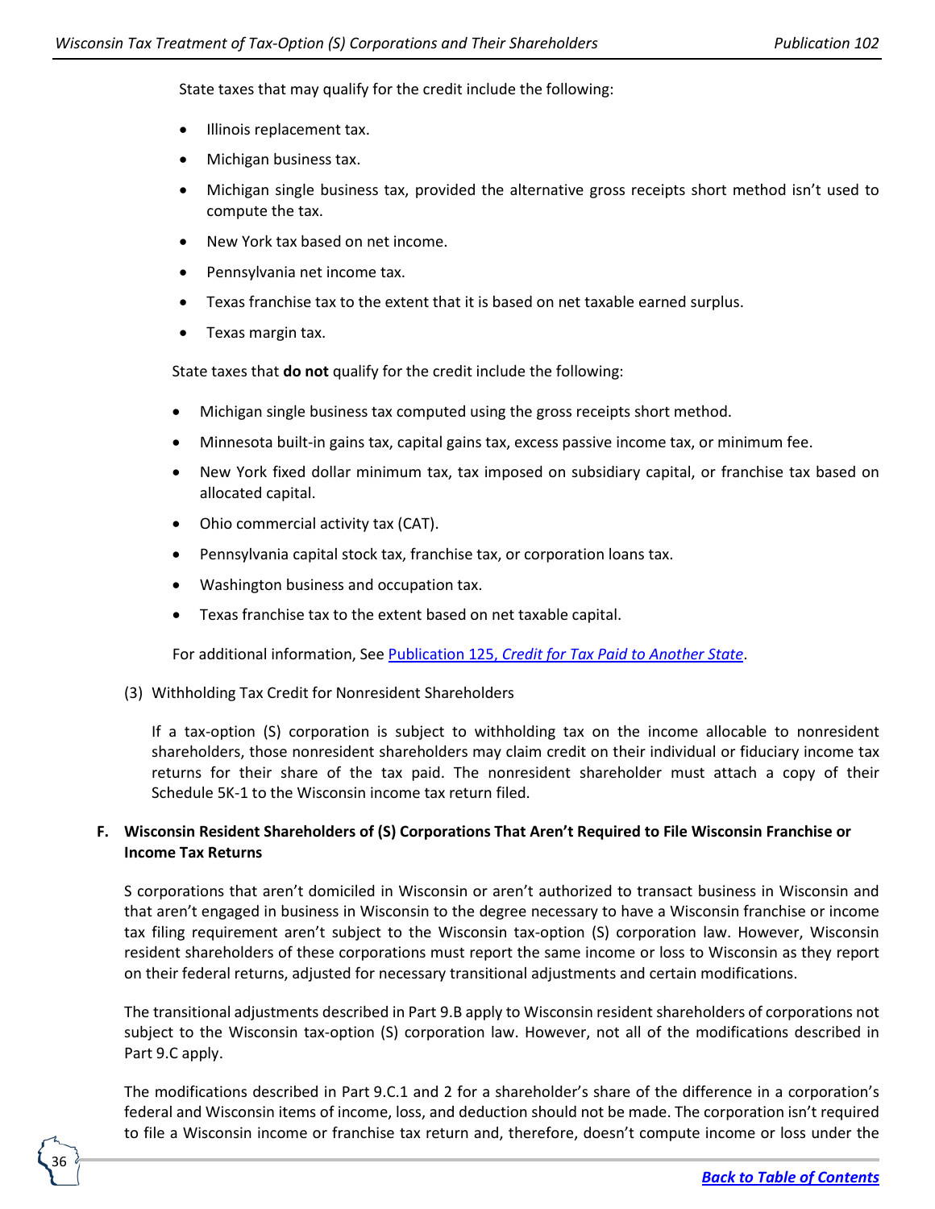State taxes that may qualify for the credit include the following:

- Illinois replacement tax.
- Michigan business tax.
- Michigan single business tax, provided the alternative gross receipts short method isn't used to compute the tax.
- New York tax based on net income.
- Pennsylvania net income tax.
- Texas franchise tax to the extent that it is based on net taxable earned surplus.
- Texas margin tax.

State taxes that **do not** qualify for the credit include the following:

- Michigan single business tax computed using the gross receipts short method.
- Minnesota built-in gains tax, capital gains tax, excess passive income tax, or minimum fee.
- New York fixed dollar minimum tax, tax imposed on subsidiary capital, or franchise tax based on allocated capital.
- Ohio commercial activity tax (CAT).
- Pennsylvania capital stock tax, franchise tax, or corporation loans tax.
- Washington business and occupation tax.
- Texas franchise tax to the extent based on net taxable capital.

For additional information, See Publication 125, *Credit for Tax Paid to Another State*.

(3) Withholding Tax Credit for Nonresident Shareholders

If a tax-option (S) corporation is subject to withholding tax on the income allocable to nonresident shareholders, those nonresident shareholders may claim credit on their individual or fiduciary income tax returns for their share of the tax paid. The nonresident shareholder must attach a copy of their Schedule 5K-1 to the Wisconsin income tax return filed.

**F. Wisconsin Resident Shareholders of (S) Corporations That Aren't Required to File Wisconsin Franchise or Income Tax Returns**

S corporations that aren't domiciled in Wisconsin or aren't authorized to transact business in Wisconsin and that aren't engaged in business in Wisconsin to the degree necessary to have a Wisconsin franchise or income tax filing requirement aren't subject to the Wisconsin tax-option (S) corporation law. However, Wisconsin resident shareholders of these corporations must report the same income or loss to Wisconsin as they report on their federal returns, adjusted for necessary transitional adjustments and certain modifications.

The transitional adjustments described in Part 9.B apply to Wisconsin resident shareholders of corporations not subject to the Wisconsin tax-option (S) corporation law. However, not all of the modifications described in Part 9.C apply.

The modifications described in Part 9.C.1 and 2 for a shareholder's share of the difference in a corporation's federal and Wisconsin items of income, loss, and deduction should not be made. The corporation isn't required to file a Wisconsin income or franchise tax return and, therefore, doesn't compute income or loss under the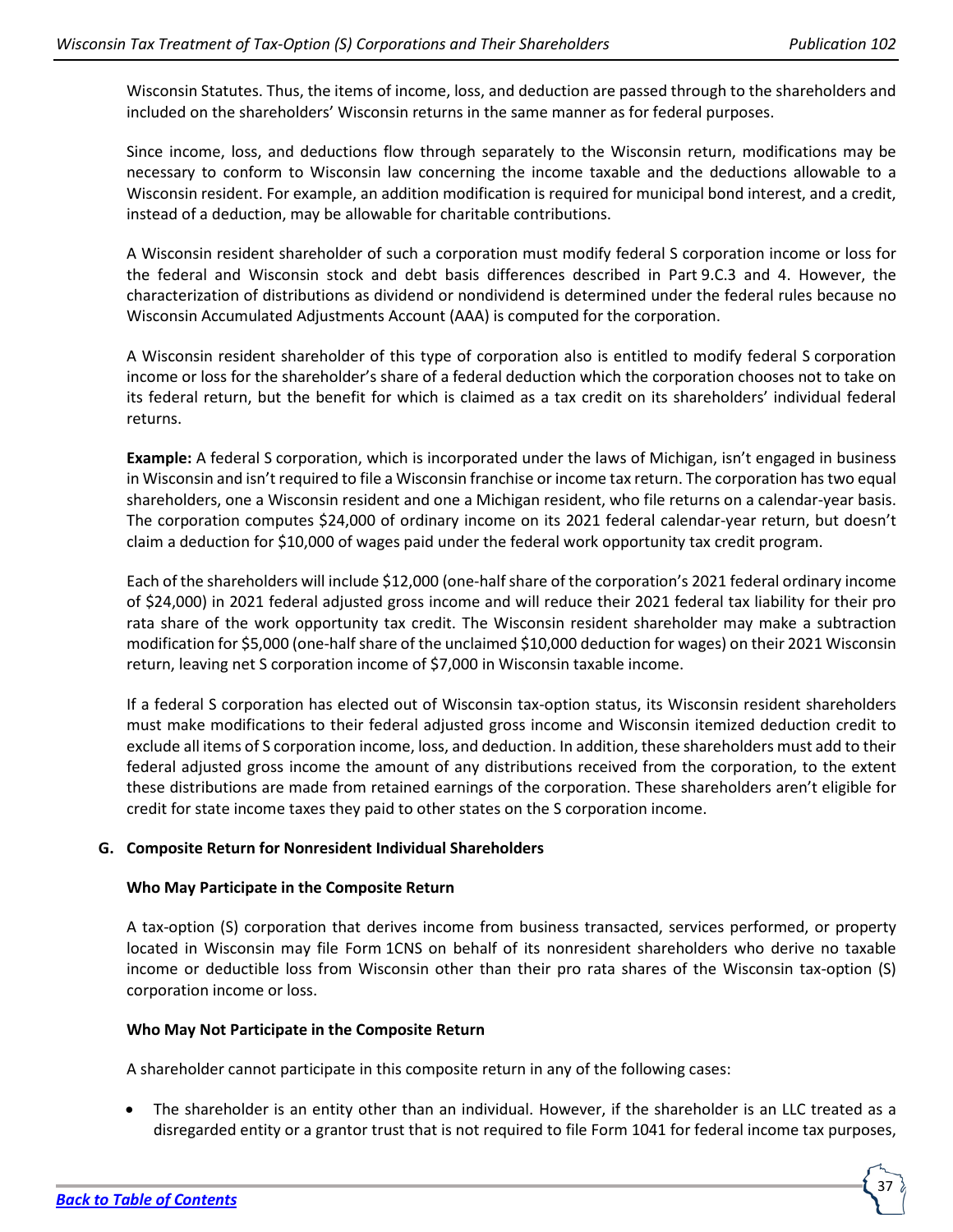Wisconsin Statutes. Thus, the items of income, loss, and deduction are passed through to the shareholders and included on the shareholders' Wisconsin returns in the same manner as for federal purposes.

Since income, loss, and deductions flow through separately to the Wisconsin return, modifications may be necessary to conform to Wisconsin law concerning the income taxable and the deductions allowable to a Wisconsin resident. For example, an addition modification is required for municipal bond interest, and a credit, instead of a deduction, may be allowable for charitable contributions.

A Wisconsin resident shareholder of such a corporation must modify federal S corporation income or loss for the federal and Wisconsin stock and debt basis differences described in Part 9.C.3 and 4. However, the characterization of distributions as dividend or nondividend is determined under the federal rules because no Wisconsin Accumulated Adjustments Account (AAA) is computed for the corporation.

A Wisconsin resident shareholder of this type of corporation also is entitled to modify federal S corporation income or loss for the shareholder's share of a federal deduction which the corporation chooses not to take on its federal return, but the benefit for which is claimed as a tax credit on its shareholders' individual federal returns.

**Example:** A federal S corporation, which is incorporated under the laws of Michigan, isn't engaged in business in Wisconsin and isn't required to file a Wisconsin franchise or income tax return. The corporation has two equal shareholders, one a Wisconsin resident and one a Michigan resident, who file returns on a calendar-year basis. The corporation computes $24,000 of ordinary income on its 2021 federal calendar-year return, but doesn't claim a deduction for $10,000 of wages paid under the federal work opportunity tax credit program.

Each of the shareholders will include $12,000 (one-half share of the corporation's 2021 federal ordinary income of $24,000) in 2021 federal adjusted gross income and will reduce their 2021 federal tax liability for their pro rata share of the work opportunity tax credit. The Wisconsin resident shareholder may make a subtraction modification for $5,000 (one-half share of the unclaimed $10,000 deduction for wages) on their 2021 Wisconsin return, leaving net S corporation income of $7,000 in Wisconsin taxable income.

If a federal S corporation has elected out of Wisconsin tax-option status, its Wisconsin resident shareholders must make modifications to their federal adjusted gross income and Wisconsin itemized deduction credit to exclude all items of S corporation income, loss, and deduction. In addition, these shareholders must add to their federal adjusted gross income the amount of any distributions received from the corporation, to the extent these distributions are made from retained earnings of the corporation. These shareholders aren't eligible for credit for state income taxes they paid to other states on the S corporation income.

## G. Composite Return for Nonresident Individual Shareholders

### Who May Participate in the Composite Return

A tax-option (S) corporation that derives income from business transacted, services performed, or property located in Wisconsin may file Form 1CNS on behalf of its nonresident shareholders who derive no taxable income or deductible loss from Wisconsin other than their pro rata shares of the Wisconsin tax-option (S) corporation income or loss.

### Who May Not Participate in the Composite Return

A shareholder cannot participate in this composite return in any of the following cases:

- The shareholder is an entity other than an individual. However, if the shareholder is an LLC treated as a disregarded entity or a grantor trust that is not required to file Form 1041 for federal income tax purposes,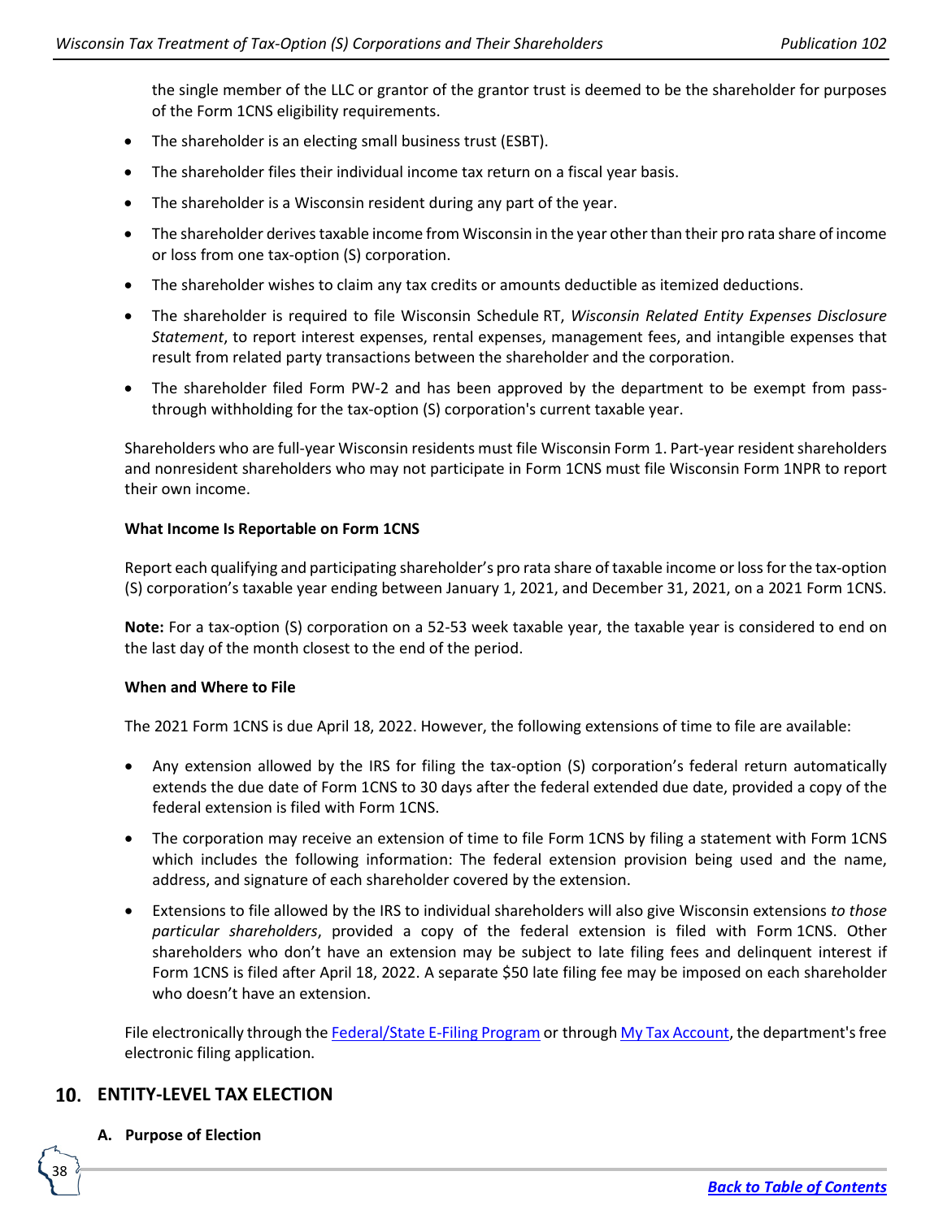the single member of the LLC or grantor of the grantor trust is deemed to be the shareholder for purposes of the Form 1CNS eligibility requirements.

- The shareholder is an electing small business trust (ESBT).
- The shareholder files their individual income tax return on a fiscal year basis.
- The shareholder is a Wisconsin resident during any part of the year.
- The shareholder derives taxable income from Wisconsin in the year other than their pro rata share of income or loss from one tax-option (S) corporation.
- The shareholder wishes to claim any tax credits or amounts deductible as itemized deductions.
- The shareholder is required to file Wisconsin Schedule RT, *Wisconsin Related Entity Expenses Disclosure Statement*, to report interest expenses, rental expenses, management fees, and intangible expenses that result from related party transactions between the shareholder and the corporation.
- The shareholder filed Form PW-2 and has been approved by the department to be exempt from pass-through withholding for the tax-option (S) corporation's current taxable year.

Shareholders who are full-year Wisconsin residents must file Wisconsin Form 1. Part-year resident shareholders and nonresident shareholders who may not participate in Form 1CNS must file Wisconsin Form 1NPR to report their own income.

**What Income Is Reportable on Form 1CNS**

Report each qualifying and participating shareholder's pro rata share of taxable income or loss for the tax-option (S) corporation's taxable year ending between January 1, 2021, and December 31, 2021, on a 2021 Form 1CNS.

**Note:** For a tax-option (S) corporation on a 52-53 week taxable year, the taxable year is considered to end on the last day of the month closest to the end of the period.

**When and Where to File**

The 2021 Form 1CNS is due April 18, 2022. However, the following extensions of time to file are available:

- Any extension allowed by the IRS for filing the tax-option (S) corporation's federal return automatically extends the due date of Form 1CNS to 30 days after the federal extended due date, provided a copy of the federal extension is filed with Form 1CNS.
- The corporation may receive an extension of time to file Form 1CNS by filing a statement with Form 1CNS which includes the following information: The federal extension provision being used and the name, address, and signature of each shareholder covered by the extension.
- Extensions to file allowed by the IRS to individual shareholders will also give Wisconsin extensions *to those particular shareholders*, provided a copy of the federal extension is filed with Form 1CNS. Other shareholders who don't have an extension may be subject to late filing fees and delinquent interest if Form 1CNS is filed after April 18, 2022. A separate $50 late filing fee may be imposed on each shareholder who doesn't have an extension.

File electronically through the Federal/State E-Filing Program or through My Tax Account, the department's free electronic filing application.

## 10. ENTITY-LEVEL TAX ELECTION

### A. Purpose of Election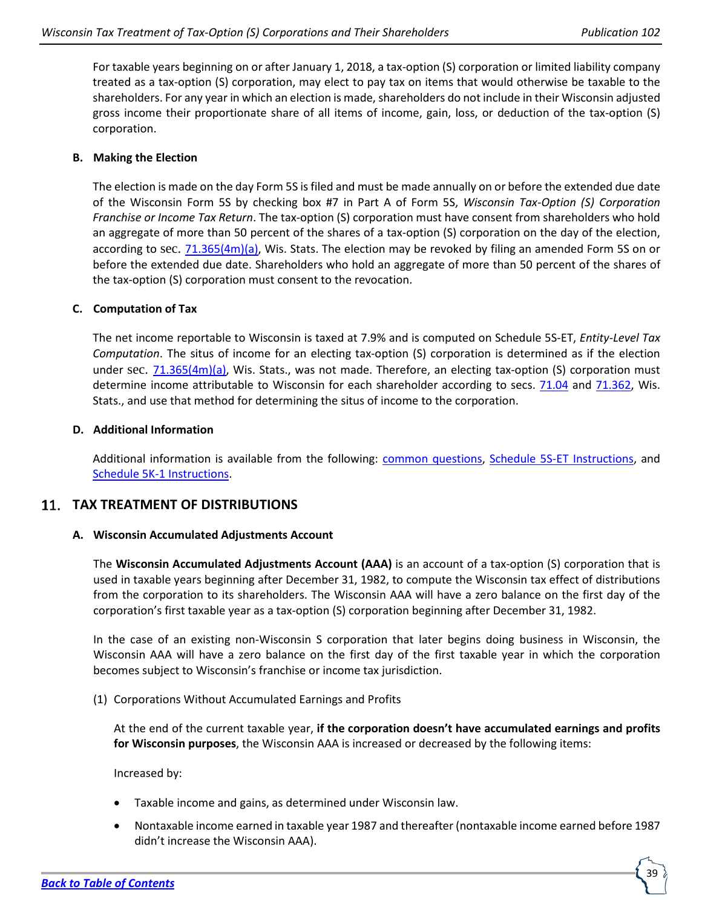For taxable years beginning on or after January 1, 2018, a tax-option (S) corporation or limited liability company treated as a tax-option (S) corporation, may elect to pay tax on items that would otherwise be taxable to the shareholders. For any year in which an election is made, shareholders do not include in their Wisconsin adjusted gross income their proportionate share of all items of income, gain, loss, or deduction of the tax-option (S) corporation.

### B. Making the Election

The election is made on the day Form 5S is filed and must be made annually on or before the extended due date of the Wisconsin Form 5S by checking box #7 in Part A of Form 5S, *Wisconsin Tax-Option (S) Corporation Franchise or Income Tax Return*. The tax-option (S) corporation must have consent from shareholders who hold an aggregate of more than 50 percent of the shares of a tax-option (S) corporation on the day of the election, according to sec. 71.365(4m)(a), Wis. Stats. The election may be revoked by filing an amended Form 5S on or before the extended due date. Shareholders who hold an aggregate of more than 50 percent of the shares of the tax-option (S) corporation must consent to the revocation.

### C. Computation of Tax

The net income reportable to Wisconsin is taxed at 7.9% and is computed on Schedule 5S-ET, *Entity-Level Tax Computation*. The situs of income for an electing tax-option (S) corporation is determined as if the election under sec. 71.365(4m)(a), Wis. Stats., was not made. Therefore, an electing tax-option (S) corporation must determine income attributable to Wisconsin for each shareholder according to secs. 71.04 and 71.362, Wis. Stats., and use that method for determining the situs of income to the corporation.

### D. Additional Information

Additional information is available from the following: common questions, Schedule 5S-ET Instructions, and Schedule 5K-1 Instructions.

## 11. TAX TREATMENT OF DISTRIBUTIONS

### A. Wisconsin Accumulated Adjustments Account

The **Wisconsin Accumulated Adjustments Account (AAA)** is an account of a tax-option (S) corporation that is used in taxable years beginning after December 31, 1982, to compute the Wisconsin tax effect of distributions from the corporation to its shareholders. The Wisconsin AAA will have a zero balance on the first day of the corporation's first taxable year as a tax-option (S) corporation beginning after December 31, 1982.

In the case of an existing non-Wisconsin S corporation that later begins doing business in Wisconsin, the Wisconsin AAA will have a zero balance on the first day of the first taxable year in which the corporation becomes subject to Wisconsin's franchise or income tax jurisdiction.

(1) Corporations Without Accumulated Earnings and Profits

At the end of the current taxable year, **if the corporation doesn't have accumulated earnings and profits for Wisconsin purposes**, the Wisconsin AAA is increased or decreased by the following items:

Increased by:

- Taxable income and gains, as determined under Wisconsin law.
- Nontaxable income earned in taxable year 1987 and thereafter (nontaxable income earned before 1987 didn't increase the Wisconsin AAA).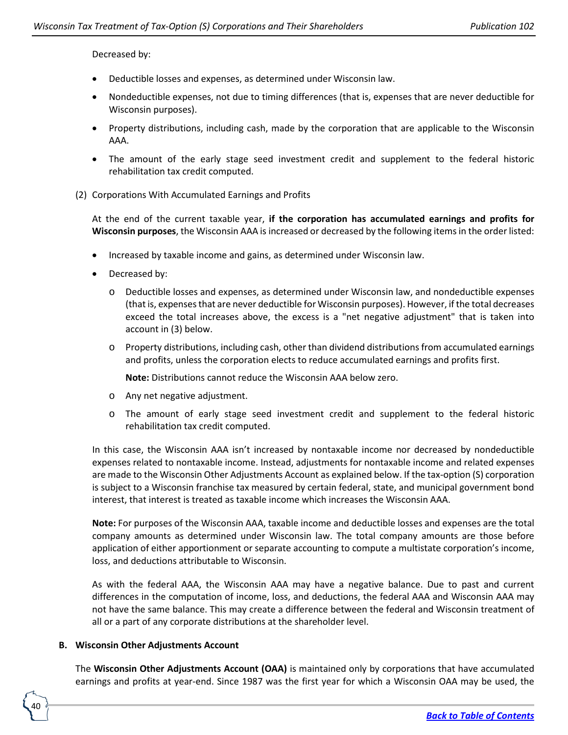Decreased by:

- Deductible losses and expenses, as determined under Wisconsin law.
- Nondeductible expenses, not due to timing differences (that is, expenses that are never deductible for Wisconsin purposes).
- Property distributions, including cash, made by the corporation that are applicable to the Wisconsin AAA.
- The amount of the early stage seed investment credit and supplement to the federal historic rehabilitation tax credit computed.

(2) Corporations With Accumulated Earnings and Profits

At the end of the current taxable year, **if the corporation has accumulated earnings and profits for Wisconsin purposes**, the Wisconsin AAA is increased or decreased by the following items in the order listed:

- Increased by taxable income and gains, as determined under Wisconsin law.
- Decreased by:
  - Deductible losses and expenses, as determined under Wisconsin law, and nondeductible expenses (that is, expenses that are never deductible for Wisconsin purposes). However, if the total decreases exceed the total increases above, the excess is a "net negative adjustment" that is taken into account in (3) below.
  - Property distributions, including cash, other than dividend distributions from accumulated earnings and profits, unless the corporation elects to reduce accumulated earnings and profits first.

    **Note:** Distributions cannot reduce the Wisconsin AAA below zero.
  - Any net negative adjustment.
  - The amount of early stage seed investment credit and supplement to the federal historic rehabilitation tax credit computed.

In this case, the Wisconsin AAA isn't increased by nontaxable income nor decreased by nondeductible expenses related to nontaxable income. Instead, adjustments for nontaxable income and related expenses are made to the Wisconsin Other Adjustments Account as explained below. If the tax-option (S) corporation is subject to a Wisconsin franchise tax measured by certain federal, state, and municipal government bond interest, that interest is treated as taxable income which increases the Wisconsin AAA.

**Note:** For purposes of the Wisconsin AAA, taxable income and deductible losses and expenses are the total company amounts as determined under Wisconsin law. The total company amounts are those before application of either apportionment or separate accounting to compute a multistate corporation's income, loss, and deductions attributable to Wisconsin.

As with the federal AAA, the Wisconsin AAA may have a negative balance. Due to past and current differences in the computation of income, loss, and deductions, the federal AAA and Wisconsin AAA may not have the same balance. This may create a difference between the federal and Wisconsin treatment of all or a part of any corporate distributions at the shareholder level.

### B. Wisconsin Other Adjustments Account

The **Wisconsin Other Adjustments Account (OAA)** is maintained only by corporations that have accumulated earnings and profits at year-end. Since 1987 was the first year for which a Wisconsin OAA may be used, the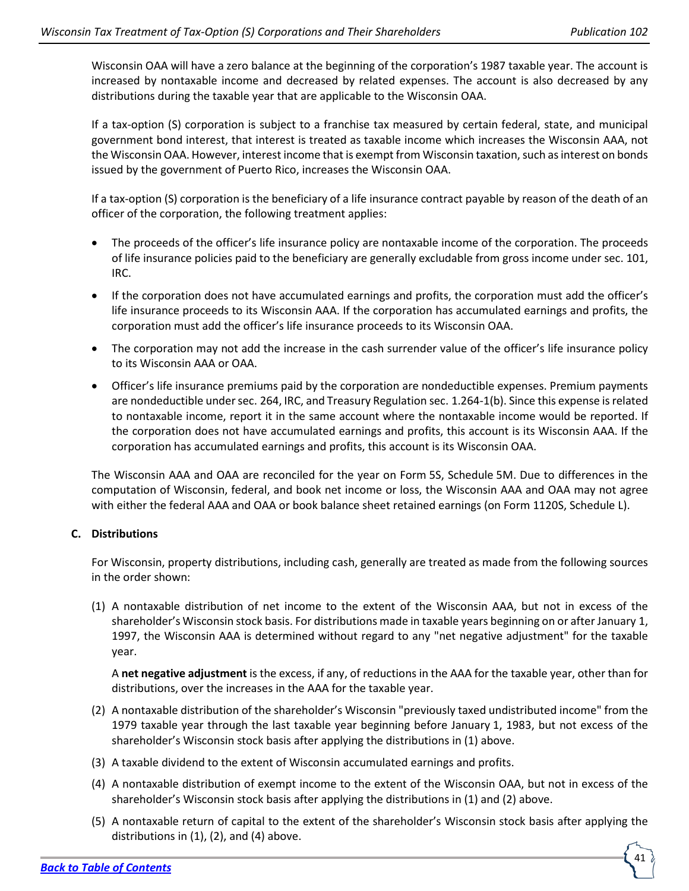Wisconsin OAA will have a zero balance at the beginning of the corporation's 1987 taxable year. The account is increased by nontaxable income and decreased by related expenses. The account is also decreased by any distributions during the taxable year that are applicable to the Wisconsin OAA.

If a tax-option (S) corporation is subject to a franchise tax measured by certain federal, state, and municipal government bond interest, that interest is treated as taxable income which increases the Wisconsin AAA, not the Wisconsin OAA. However, interest income that is exempt from Wisconsin taxation, such as interest on bonds issued by the government of Puerto Rico, increases the Wisconsin OAA.

If a tax-option (S) corporation is the beneficiary of a life insurance contract payable by reason of the death of an officer of the corporation, the following treatment applies:

- The proceeds of the officer's life insurance policy are nontaxable income of the corporation. The proceeds of life insurance policies paid to the beneficiary are generally excludable from gross income under sec. 101, IRC.
- If the corporation does not have accumulated earnings and profits, the corporation must add the officer's life insurance proceeds to its Wisconsin AAA. If the corporation has accumulated earnings and profits, the corporation must add the officer's life insurance proceeds to its Wisconsin OAA.
- The corporation may not add the increase in the cash surrender value of the officer's life insurance policy to its Wisconsin AAA or OAA.
- Officer's life insurance premiums paid by the corporation are nondeductible expenses. Premium payments are nondeductible under sec. 264, IRC, and Treasury Regulation sec. 1.264-1(b). Since this expense is related to nontaxable income, report it in the same account where the nontaxable income would be reported. If the corporation does not have accumulated earnings and profits, this account is its Wisconsin AAA. If the corporation has accumulated earnings and profits, this account is its Wisconsin OAA.

The Wisconsin AAA and OAA are reconciled for the year on Form 5S, Schedule 5M. Due to differences in the computation of Wisconsin, federal, and book net income or loss, the Wisconsin AAA and OAA may not agree with either the federal AAA and OAA or book balance sheet retained earnings (on Form 1120S, Schedule L).

### C. Distributions

For Wisconsin, property distributions, including cash, generally are treated as made from the following sources in the order shown:

(1) A nontaxable distribution of net income to the extent of the Wisconsin AAA, but not in excess of the shareholder's Wisconsin stock basis. For distributions made in taxable years beginning on or after January 1, 1997, the Wisconsin AAA is determined without regard to any "net negative adjustment" for the taxable year.

A **net negative adjustment** is the excess, if any, of reductions in the AAA for the taxable year, other than for distributions, over the increases in the AAA for the taxable year.

(2) A nontaxable distribution of the shareholder's Wisconsin "previously taxed undistributed income" from the 1979 taxable year through the last taxable year beginning before January 1, 1983, but not excess of the shareholder's Wisconsin stock basis after applying the distributions in (1) above.

(3) A taxable dividend to the extent of Wisconsin accumulated earnings and profits.

(4) A nontaxable distribution of exempt income to the extent of the Wisconsin OAA, but not in excess of the shareholder's Wisconsin stock basis after applying the distributions in (1) and (2) above.

(5) A nontaxable return of capital to the extent of the shareholder's Wisconsin stock basis after applying the distributions in (1), (2), and (4) above.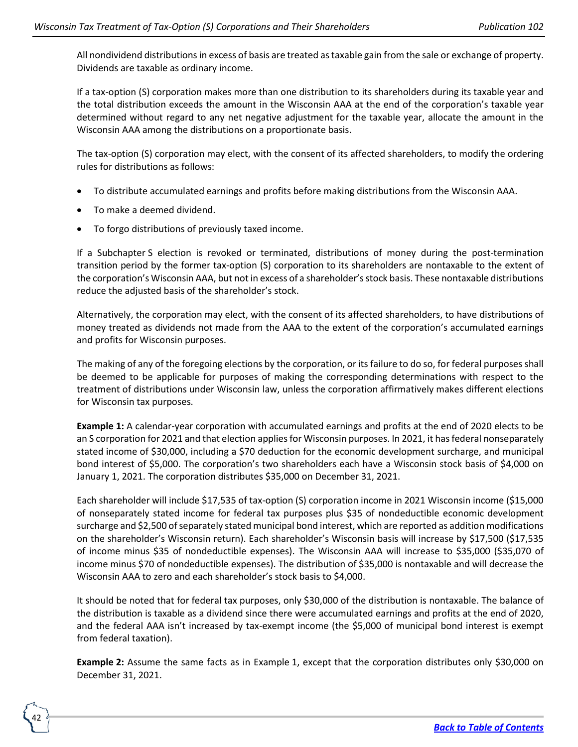All nondividend distributions in excess of basis are treated as taxable gain from the sale or exchange of property. Dividends are taxable as ordinary income.

If a tax-option (S) corporation makes more than one distribution to its shareholders during its taxable year and the total distribution exceeds the amount in the Wisconsin AAA at the end of the corporation's taxable year determined without regard to any net negative adjustment for the taxable year, allocate the amount in the Wisconsin AAA among the distributions on a proportionate basis.

The tax-option (S) corporation may elect, with the consent of its affected shareholders, to modify the ordering rules for distributions as follows:

- To distribute accumulated earnings and profits before making distributions from the Wisconsin AAA.
- To make a deemed dividend.
- To forgo distributions of previously taxed income.

If a Subchapter S election is revoked or terminated, distributions of money during the post-termination transition period by the former tax-option (S) corporation to its shareholders are nontaxable to the extent of the corporation's Wisconsin AAA, but not in excess of a shareholder's stock basis. These nontaxable distributions reduce the adjusted basis of the shareholder's stock.

Alternatively, the corporation may elect, with the consent of its affected shareholders, to have distributions of money treated as dividends not made from the AAA to the extent of the corporation's accumulated earnings and profits for Wisconsin purposes.

The making of any of the foregoing elections by the corporation, or its failure to do so, for federal purposes shall be deemed to be applicable for purposes of making the corresponding determinations with respect to the treatment of distributions under Wisconsin law, unless the corporation affirmatively makes different elections for Wisconsin tax purposes.

**Example 1:** A calendar-year corporation with accumulated earnings and profits at the end of 2020 elects to be an S corporation for 2021 and that election applies for Wisconsin purposes. In 2021, it has federal nonseparately stated income of $30,000, including a $70 deduction for the economic development surcharge, and municipal bond interest of $5,000. The corporation's two shareholders each have a Wisconsin stock basis of $4,000 on January 1, 2021. The corporation distributes $35,000 on December 31, 2021.

Each shareholder will include $17,535 of tax-option (S) corporation income in 2021 Wisconsin income ($15,000 of nonseparately stated income for federal tax purposes plus $35 of nondeductible economic development surcharge and $2,500 of separately stated municipal bond interest, which are reported as addition modifications on the shareholder's Wisconsin return). Each shareholder's Wisconsin basis will increase by $17,500 ($17,535 of income minus $35 of nondeductible expenses). The Wisconsin AAA will increase to $35,000 ($35,070 of income minus $70 of nondeductible expenses). The distribution of $35,000 is nontaxable and will decrease the Wisconsin AAA to zero and each shareholder's stock basis to $4,000.

It should be noted that for federal tax purposes, only $30,000 of the distribution is nontaxable. The balance of the distribution is taxable as a dividend since there were accumulated earnings and profits at the end of 2020, and the federal AAA isn't increased by tax-exempt income (the $5,000 of municipal bond interest is exempt from federal taxation).

**Example 2:** Assume the same facts as in Example 1, except that the corporation distributes only $30,000 on December 31, 2021.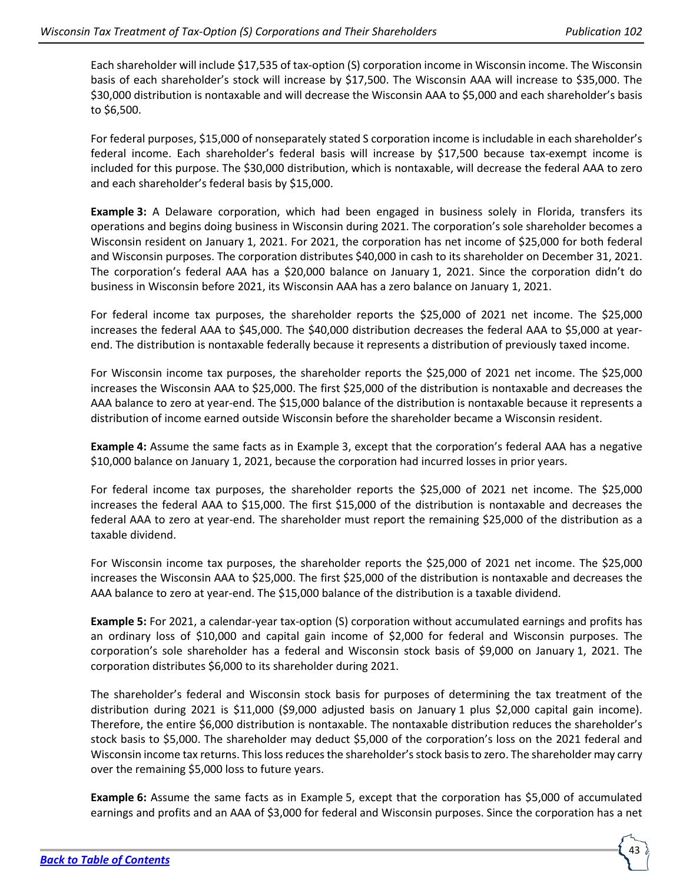Each shareholder will include $17,535 of tax-option (S) corporation income in Wisconsin income. The Wisconsin basis of each shareholder's stock will increase by $17,500. The Wisconsin AAA will increase to $35,000. The $30,000 distribution is nontaxable and will decrease the Wisconsin AAA to $5,000 and each shareholder's basis to $6,500.

For federal purposes, $15,000 of nonseparately stated S corporation income is includable in each shareholder's federal income. Each shareholder's federal basis will increase by $17,500 because tax-exempt income is included for this purpose. The $30,000 distribution, which is nontaxable, will decrease the federal AAA to zero and each shareholder's federal basis by $15,000.

**Example 3:** A Delaware corporation, which had been engaged in business solely in Florida, transfers its operations and begins doing business in Wisconsin during 2021. The corporation's sole shareholder becomes a Wisconsin resident on January 1, 2021. For 2021, the corporation has net income of $25,000 for both federal and Wisconsin purposes. The corporation distributes $40,000 in cash to its shareholder on December 31, 2021. The corporation's federal AAA has a $20,000 balance on January 1, 2021. Since the corporation didn't do business in Wisconsin before 2021, its Wisconsin AAA has a zero balance on January 1, 2021.

For federal income tax purposes, the shareholder reports the $25,000 of 2021 net income. The $25,000 increases the federal AAA to $45,000. The $40,000 distribution decreases the federal AAA to $5,000 at year-end. The distribution is nontaxable federally because it represents a distribution of previously taxed income.

For Wisconsin income tax purposes, the shareholder reports the $25,000 of 2021 net income. The $25,000 increases the Wisconsin AAA to $25,000. The first $25,000 of the distribution is nontaxable and decreases the AAA balance to zero at year-end. The $15,000 balance of the distribution is nontaxable because it represents a distribution of income earned outside Wisconsin before the shareholder became a Wisconsin resident.

**Example 4:** Assume the same facts as in Example 3, except that the corporation's federal AAA has a negative $10,000 balance on January 1, 2021, because the corporation had incurred losses in prior years.

For federal income tax purposes, the shareholder reports the $25,000 of 2021 net income. The $25,000 increases the federal AAA to $15,000. The first $15,000 of the distribution is nontaxable and decreases the federal AAA to zero at year-end. The shareholder must report the remaining $25,000 of the distribution as a taxable dividend.

For Wisconsin income tax purposes, the shareholder reports the $25,000 of 2021 net income. The $25,000 increases the Wisconsin AAA to $25,000. The first $25,000 of the distribution is nontaxable and decreases the AAA balance to zero at year-end. The $15,000 balance of the distribution is a taxable dividend.

**Example 5:** For 2021, a calendar-year tax-option (S) corporation without accumulated earnings and profits has an ordinary loss of $10,000 and capital gain income of $2,000 for federal and Wisconsin purposes. The corporation's sole shareholder has a federal and Wisconsin stock basis of $9,000 on January 1, 2021. The corporation distributes $6,000 to its shareholder during 2021.

The shareholder's federal and Wisconsin stock basis for purposes of determining the tax treatment of the distribution during 2021 is $11,000 ($9,000 adjusted basis on January 1 plus $2,000 capital gain income). Therefore, the entire $6,000 distribution is nontaxable. The nontaxable distribution reduces the shareholder's stock basis to $5,000. The shareholder may deduct $5,000 of the corporation's loss on the 2021 federal and Wisconsin income tax returns. This loss reduces the shareholder's stock basis to zero. The shareholder may carry over the remaining $5,000 loss to future years.

**Example 6:** Assume the same facts as in Example 5, except that the corporation has $5,000 of accumulated earnings and profits and an AAA of $3,000 for federal and Wisconsin purposes. Since the corporation has a net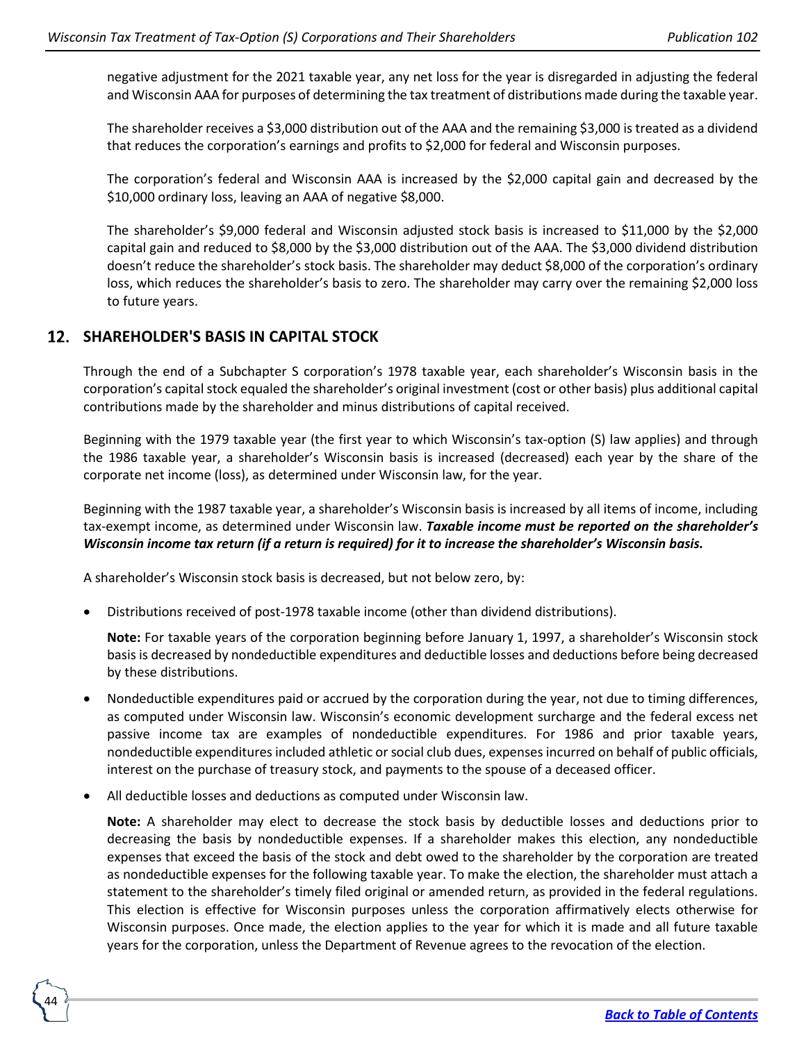negative adjustment for the 2021 taxable year, any net loss for the year is disregarded in adjusting the federal and Wisconsin AAA for purposes of determining the tax treatment of distributions made during the taxable year.

The shareholder receives a $3,000 distribution out of the AAA and the remaining $3,000 is treated as a dividend that reduces the corporation's earnings and profits to $2,000 for federal and Wisconsin purposes.

The corporation's federal and Wisconsin AAA is increased by the $2,000 capital gain and decreased by the $10,000 ordinary loss, leaving an AAA of negative $8,000.

The shareholder's $9,000 federal and Wisconsin adjusted stock basis is increased to $11,000 by the $2,000 capital gain and reduced to $8,000 by the $3,000 distribution out of the AAA. The $3,000 dividend distribution doesn't reduce the shareholder's stock basis. The shareholder may deduct $8,000 of the corporation's ordinary loss, which reduces the shareholder's basis to zero. The shareholder may carry over the remaining $2,000 loss to future years.

## 12. SHAREHOLDER'S BASIS IN CAPITAL STOCK

Through the end of a Subchapter S corporation's 1978 taxable year, each shareholder's Wisconsin basis in the corporation's capital stock equaled the shareholder's original investment (cost or other basis) plus additional capital contributions made by the shareholder and minus distributions of capital received.

Beginning with the 1979 taxable year (the first year to which Wisconsin's tax-option (S) law applies) and through the 1986 taxable year, a shareholder's Wisconsin basis is increased (decreased) each year by the share of the corporate net income (loss), as determined under Wisconsin law, for the year.

Beginning with the 1987 taxable year, a shareholder's Wisconsin basis is increased by all items of income, including tax-exempt income, as determined under Wisconsin law. ***Taxable income must be reported on the shareholder's Wisconsin income tax return (if a return is required) for it to increase the shareholder's Wisconsin basis.***

A shareholder's Wisconsin stock basis is decreased, but not below zero, by:

- Distributions received of post-1978 taxable income (other than dividend distributions).

  **Note:** For taxable years of the corporation beginning before January 1, 1997, a shareholder's Wisconsin stock basis is decreased by nondeductible expenditures and deductible losses and deductions before being decreased by these distributions.

- Nondeductible expenditures paid or accrued by the corporation during the year, not due to timing differences, as computed under Wisconsin law. Wisconsin's economic development surcharge and the federal excess net passive income tax are examples of nondeductible expenditures. For 1986 and prior taxable years, nondeductible expenditures included athletic or social club dues, expenses incurred on behalf of public officials, interest on the purchase of treasury stock, and payments to the spouse of a deceased officer.

- All deductible losses and deductions as computed under Wisconsin law.

  **Note:** A shareholder may elect to decrease the stock basis by deductible losses and deductions prior to decreasing the basis by nondeductible expenses. If a shareholder makes this election, any nondeductible expenses that exceed the basis of the stock and debt owed to the shareholder by the corporation are treated as nondeductible expenses for the following taxable year. To make the election, the shareholder must attach a statement to the shareholder's timely filed original or amended return, as provided in the federal regulations. This election is effective for Wisconsin purposes unless the corporation affirmatively elects otherwise for Wisconsin purposes. Once made, the election applies to the year for which it is made and all future taxable years for the corporation, unless the Department of Revenue agrees to the revocation of the election.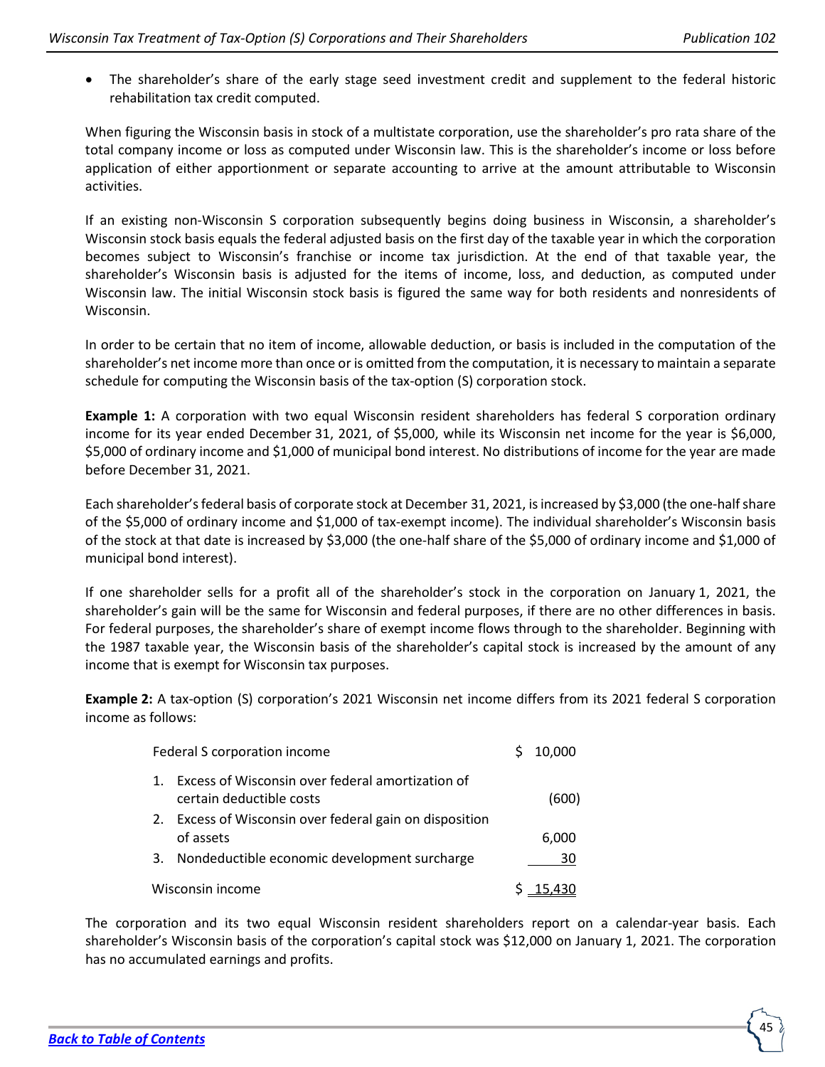- The shareholder's share of the early stage seed investment credit and supplement to the federal historic rehabilitation tax credit computed.

When figuring the Wisconsin basis in stock of a multistate corporation, use the shareholder's pro rata share of the total company income or loss as computed under Wisconsin law. This is the shareholder's income or loss before application of either apportionment or separate accounting to arrive at the amount attributable to Wisconsin activities.

If an existing non-Wisconsin S corporation subsequently begins doing business in Wisconsin, a shareholder's Wisconsin stock basis equals the federal adjusted basis on the first day of the taxable year in which the corporation becomes subject to Wisconsin's franchise or income tax jurisdiction. At the end of that taxable year, the shareholder's Wisconsin basis is adjusted for the items of income, loss, and deduction, as computed under Wisconsin law. The initial Wisconsin stock basis is figured the same way for both residents and nonresidents of Wisconsin.

In order to be certain that no item of income, allowable deduction, or basis is included in the computation of the shareholder's net income more than once or is omitted from the computation, it is necessary to maintain a separate schedule for computing the Wisconsin basis of the tax-option (S) corporation stock.

**Example 1:** A corporation with two equal Wisconsin resident shareholders has federal S corporation ordinary income for its year ended December 31, 2021, of $5,000, while its Wisconsin net income for the year is $6,000, $5,000 of ordinary income and $1,000 of municipal bond interest. No distributions of income for the year are made before December 31, 2021.

Each shareholder's federal basis of corporate stock at December 31, 2021, is increased by $3,000 (the one-half share of the $5,000 of ordinary income and $1,000 of tax-exempt income). The individual shareholder's Wisconsin basis of the stock at that date is increased by $3,000 (the one-half share of the $5,000 of ordinary income and $1,000 of municipal bond interest).

If one shareholder sells for a profit all of the shareholder's stock in the corporation on January 1, 2021, the shareholder's gain will be the same for Wisconsin and federal purposes, if there are no other differences in basis. For federal purposes, the shareholder's share of exempt income flows through to the shareholder. Beginning with the 1987 taxable year, the Wisconsin basis of the shareholder's capital stock is increased by the amount of any income that is exempt for Wisconsin tax purposes.

**Example 2:** A tax-option (S) corporation's 2021 Wisconsin net income differs from its 2021 federal S corporation income as follows:

| | |
|---|---|
| Federal S corporation income | $ 10,000 |
| 1. Excess of Wisconsin over federal amortization of certain deductible costs | (600) |
| 2. Excess of Wisconsin over federal gain on disposition of assets | 6,000 |
| 3. Nondeductible economic development surcharge | 30 |
| Wisconsin income | $ 15,430 |

The corporation and its two equal Wisconsin resident shareholders report on a calendar-year basis. Each shareholder's Wisconsin basis of the corporation's capital stock was $12,000 on January 1, 2021. The corporation has no accumulated earnings and profits.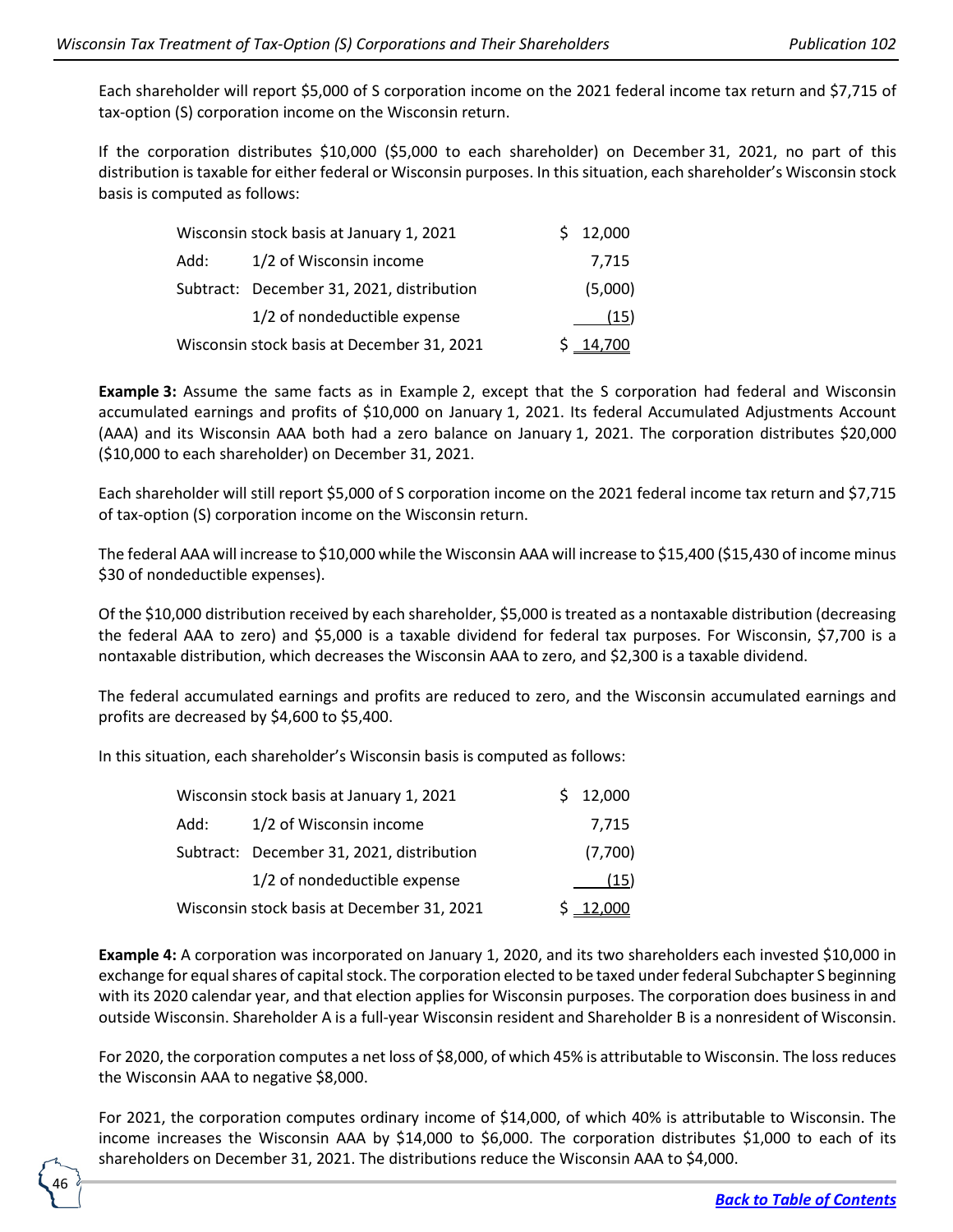Each shareholder will report $5,000 of S corporation income on the 2021 federal income tax return and $7,715 of tax-option (S) corporation income on the Wisconsin return.

If the corporation distributes $10,000 ($5,000 to each shareholder) on December 31, 2021, no part of this distribution is taxable for either federal or Wisconsin purposes. In this situation, each shareholder's Wisconsin stock basis is computed as follows:

| | | |
|---|---|---|
| Wisconsin stock basis at January 1, 2021 | | $ 12,000 |
| Add: | 1/2 of Wisconsin income | 7,715 |
| Subtract: | December 31, 2021, distribution | (5,000) |
| | 1/2 of nondeductible expense | (15) |
| Wisconsin stock basis at December 31, 2021 | | $ 14,700 |

**Example 3:** Assume the same facts as in Example 2, except that the S corporation had federal and Wisconsin accumulated earnings and profits of $10,000 on January 1, 2021. Its federal Accumulated Adjustments Account (AAA) and its Wisconsin AAA both had a zero balance on January 1, 2021. The corporation distributes $20,000 ($10,000 to each shareholder) on December 31, 2021.

Each shareholder will still report $5,000 of S corporation income on the 2021 federal income tax return and $7,715 of tax-option (S) corporation income on the Wisconsin return.

The federal AAA will increase to $10,000 while the Wisconsin AAA will increase to $15,400 ($15,430 of income minus $30 of nondeductible expenses).

Of the $10,000 distribution received by each shareholder, $5,000 is treated as a nontaxable distribution (decreasing the federal AAA to zero) and $5,000 is a taxable dividend for federal tax purposes. For Wisconsin, $7,700 is a nontaxable distribution, which decreases the Wisconsin AAA to zero, and $2,300 is a taxable dividend.

The federal accumulated earnings and profits are reduced to zero, and the Wisconsin accumulated earnings and profits are decreased by $4,600 to $5,400.

In this situation, each shareholder's Wisconsin basis is computed as follows:

| | | |
|---|---|---|
| Wisconsin stock basis at January 1, 2021 | | $ 12,000 |
| Add: | 1/2 of Wisconsin income | 7,715 |
| Subtract: | December 31, 2021, distribution | (7,700) |
| | 1/2 of nondeductible expense | (15) |
| Wisconsin stock basis at December 31, 2021 | | $ 12,000 |

**Example 4:** A corporation was incorporated on January 1, 2020, and its two shareholders each invested $10,000 in exchange for equal shares of capital stock. The corporation elected to be taxed under federal Subchapter S beginning with its 2020 calendar year, and that election applies for Wisconsin purposes. The corporation does business in and outside Wisconsin. Shareholder A is a full-year Wisconsin resident and Shareholder B is a nonresident of Wisconsin.

For 2020, the corporation computes a net loss of $8,000, of which 45% is attributable to Wisconsin. The loss reduces the Wisconsin AAA to negative $8,000.

For 2021, the corporation computes ordinary income of $14,000, of which 40% is attributable to Wisconsin. The income increases the Wisconsin AAA by $14,000 to $6,000. The corporation distributes $1,000 to each of its shareholders on December 31, 2021. The distributions reduce the Wisconsin AAA to $4,000.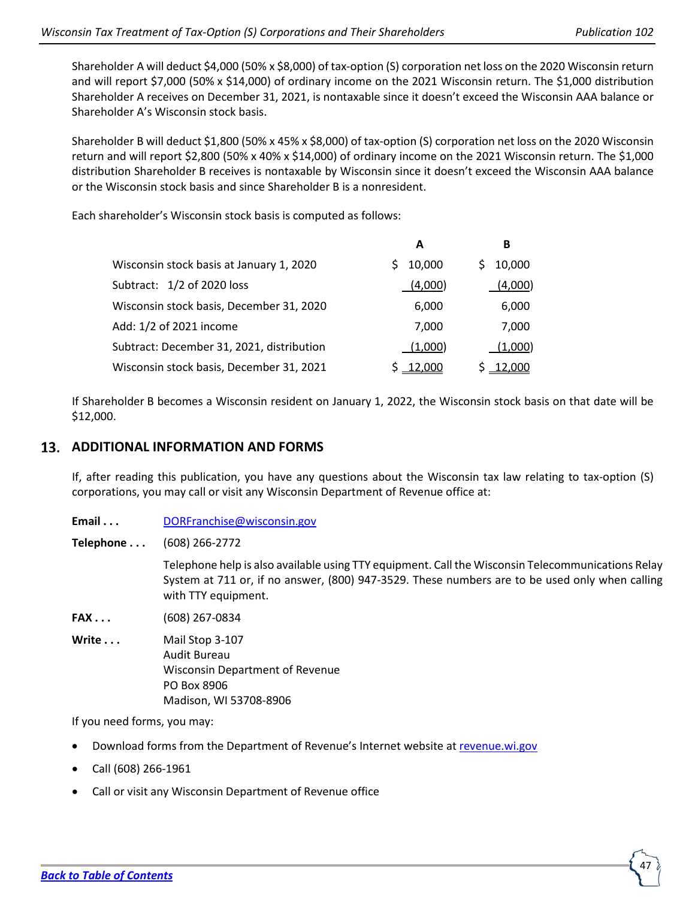Shareholder A will deduct $4,000 (50% x $8,000) of tax-option (S) corporation net loss on the 2020 Wisconsin return and will report $7,000 (50% x $14,000) of ordinary income on the 2021 Wisconsin return. The $1,000 distribution Shareholder A receives on December 31, 2021, is nontaxable since it doesn't exceed the Wisconsin AAA balance or Shareholder A's Wisconsin stock basis.

Shareholder B will deduct $1,800 (50% x 45% x $8,000) of tax-option (S) corporation net loss on the 2020 Wisconsin return and will report $2,800 (50% x 40% x $14,000) of ordinary income on the 2021 Wisconsin return. The $1,000 distribution Shareholder B receives is nontaxable by Wisconsin since it doesn't exceed the Wisconsin AAA balance or the Wisconsin stock basis and since Shareholder B is a nonresident.

Each shareholder's Wisconsin stock basis is computed as follows:

| | A | B |
|---|---|---|
| Wisconsin stock basis at January 1, 2020 | $ 10,000 | $ 10,000 |
| Subtract: 1/2 of 2020 loss | (4,000) | (4,000) |
| Wisconsin stock basis, December 31, 2020 | 6,000 | 6,000 |
| Add: 1/2 of 2021 income | 7,000 | 7,000 |
| Subtract: December 31, 2021, distribution | (1,000) | (1,000) |
| Wisconsin stock basis, December 31, 2021 | $ 12,000 | $ 12,000 |

If Shareholder B becomes a Wisconsin resident on January 1, 2022, the Wisconsin stock basis on that date will be $12,000.

## 13. ADDITIONAL INFORMATION AND FORMS

If, after reading this publication, you have any questions about the Wisconsin tax law relating to tax-option (S) corporations, you may call or visit any Wisconsin Department of Revenue office at:

**Email . . .** DORFranchise@wisconsin.gov

**Telephone . . .** (608) 266-2772

Telephone help is also available using TTY equipment. Call the Wisconsin Telecommunications Relay System at 711 or, if no answer, (800) 947-3529. These numbers are to be used only when calling with TTY equipment.

**FAX . . .** (608) 267-0834

**Write . . .** Mail Stop 3-107
Audit Bureau
Wisconsin Department of Revenue
PO Box 8906
Madison, WI 53708-8906

If you need forms, you may:

- Download forms from the Department of Revenue's Internet website at revenue.wi.gov
- Call (608) 266-1961
- Call or visit any Wisconsin Department of Revenue office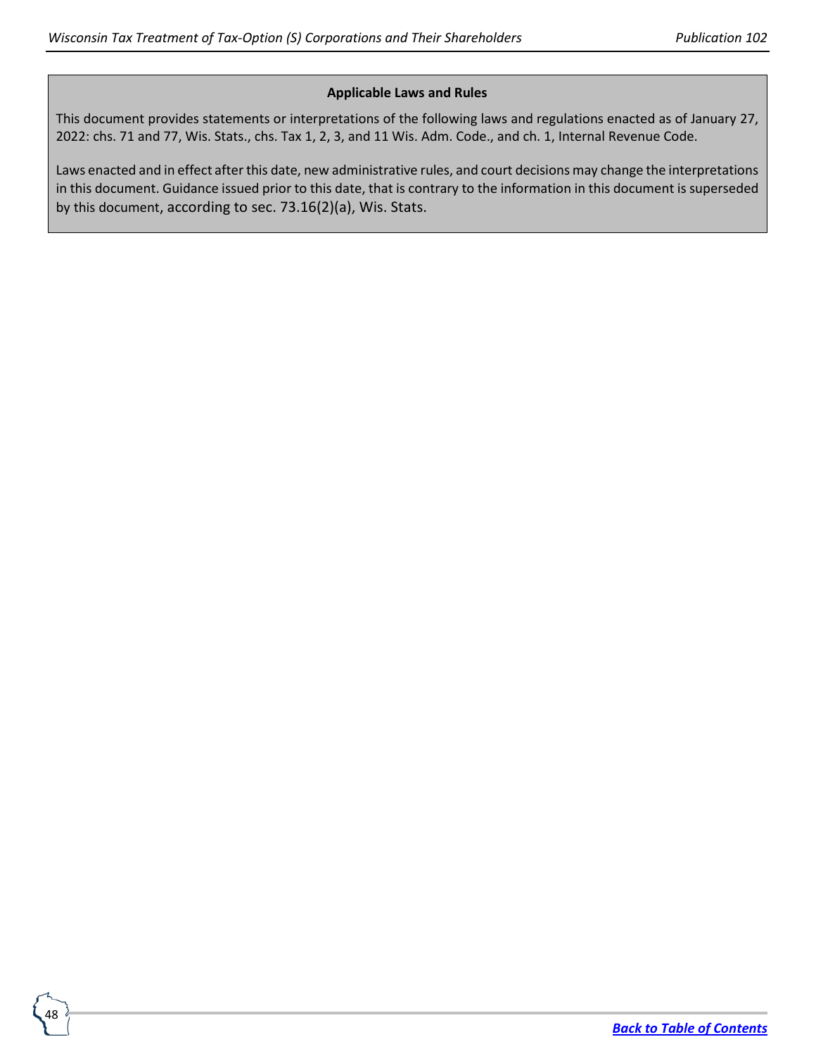**Applicable Laws and Rules**

This document provides statements or interpretations of the following laws and regulations enacted as of January 27, 2022: chs. 71 and 77, Wis. Stats., chs. Tax 1, 2, 3, and 11 Wis. Adm. Code., and ch. 1, Internal Revenue Code.

Laws enacted and in effect after this date, new administrative rules, and court decisions may change the interpretations in this document. Guidance issued prior to this date, that is contrary to the information in this document is superseded by this document, according to sec. 73.16(2)(a), Wis. Stats.